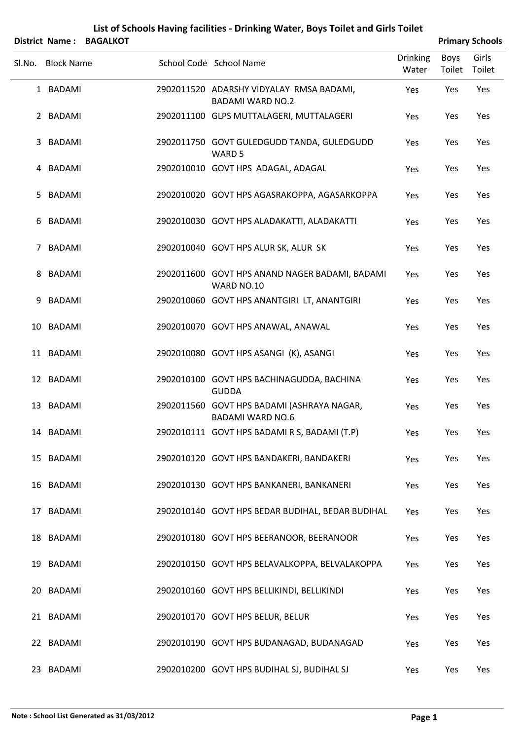# List of Schools Having facilities - Drinking Water, Boys Toilet and Girls Toilet

**District Name : BAGALKOT** **Primary Schools**

| Sl.No. | Block Name | School Code | School Name | Drinking Water | Boys Toilet | Girls Toilet |
|---|---|---|---|---|---|---|
| 1 | BADAMI | 2902011520 | ADARSHY VIDYALAY RMSA BADAMI, BADAMI WARD NO.2 | Yes | Yes | Yes |
| 2 | BADAMI | 2902011100 | GLPS MUTTALAGERI, MUTTALAGERI | Yes | Yes | Yes |
| 3 | BADAMI | 2902011750 | GOVT GULEDGUDD TANDA, GULEDGUDD WARD 5 | Yes | Yes | Yes |
| 4 | BADAMI | 2902010010 | GOVT HPS ADAGAL, ADAGAL | Yes | Yes | Yes |
| 5 | BADAMI | 2902010020 | GOVT HPS AGASRAKOPPA, AGASARKOPPA | Yes | Yes | Yes |
| 6 | BADAMI | 2902010030 | GOVT HPS ALADAKATTI, ALADAKATTI | Yes | Yes | Yes |
| 7 | BADAMI | 2902010040 | GOVT HPS ALUR SK, ALUR SK | Yes | Yes | Yes |
| 8 | BADAMI | 2902011600 | GOVT HPS ANAND NAGER BADAMI, BADAMI WARD NO.10 | Yes | Yes | Yes |
| 9 | BADAMI | 2902010060 | GOVT HPS ANANTGIRI LT, ANANTGIRI | Yes | Yes | Yes |
| 10 | BADAMI | 2902010070 | GOVT HPS ANAWAL, ANAWAL | Yes | Yes | Yes |
| 11 | BADAMI | 2902010080 | GOVT HPS ASANGI (K), ASANGI | Yes | Yes | Yes |
| 12 | BADAMI | 2902010100 | GOVT HPS BACHINAGUDDA, BACHINA GUDDA | Yes | Yes | Yes |
| 13 | BADAMI | 2902011560 | GOVT HPS BADAMI (ASHRAYA NAGAR, BADAMI WARD NO.6 | Yes | Yes | Yes |
| 14 | BADAMI | 2902010111 | GOVT HPS BADAMI R S, BADAMI (T.P) | Yes | Yes | Yes |
| 15 | BADAMI | 2902010120 | GOVT HPS BANDAKERI, BANDAKERI | Yes | Yes | Yes |
| 16 | BADAMI | 2902010130 | GOVT HPS BANKANERI, BANKANERI | Yes | Yes | Yes |
| 17 | BADAMI | 2902010140 | GOVT HPS BEDAR BUDIHAL, BEDAR BUDIHAL | Yes | Yes | Yes |
| 18 | BADAMI | 2902010180 | GOVT HPS BEERANOOR, BEERANOOR | Yes | Yes | Yes |
| 19 | BADAMI | 2902010150 | GOVT HPS BELAVALKOPPA, BELVALAKOPPA | Yes | Yes | Yes |
| 20 | BADAMI | 2902010160 | GOVT HPS BELLIKINDI, BELLIKINDI | Yes | Yes | Yes |
| 21 | BADAMI | 2902010170 | GOVT HPS BELUR, BELUR | Yes | Yes | Yes |
| 22 | BADAMI | 2902010190 | GOVT HPS BUDANAGAD, BUDANAGAD | Yes | Yes | Yes |
| 23 | BADAMI | 2902010200 | GOVT HPS BUDIHAL SJ, BUDIHAL SJ | Yes | Yes | Yes |

**Note : School List Generated as 31/03/2012**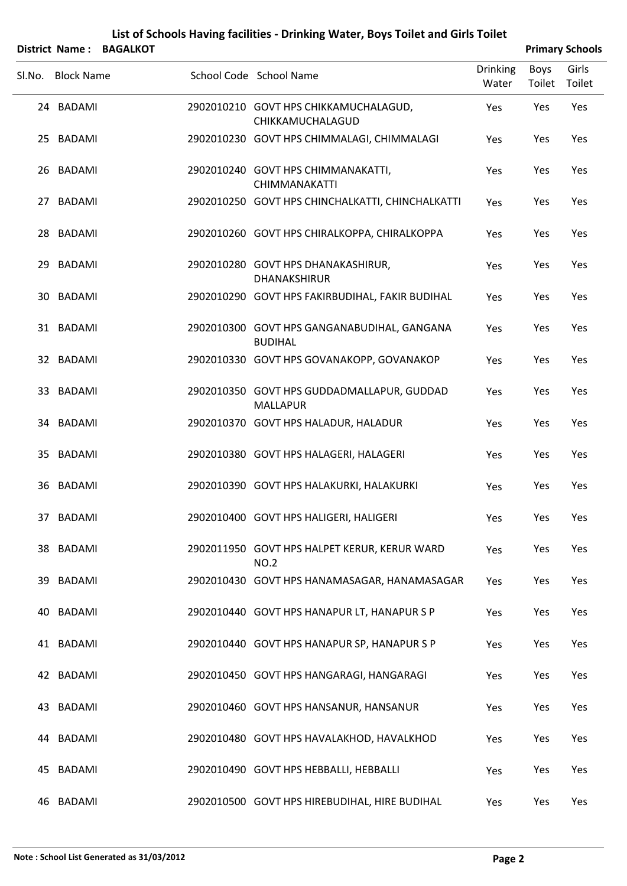## List of Schools Having facilities - Drinking Water, Boys Toilet and Girls Toilet

**District Name : BAGALKOT** **Primary Schools**

| Sl.No. | Block Name | School Code | School Name | Drinking Water | Boys Toilet | Girls Toilet |
|---|---|---|---|---|---|---|
| 24 | BADAMI | 2902010210 | GOVT HPS CHIKKAMUCHALAGUD, CHIKKAMUCHALAGUD | Yes | Yes | Yes |
| 25 | BADAMI | 2902010230 | GOVT HPS CHIMMALAGI, CHIMMALAGI | Yes | Yes | Yes |
| 26 | BADAMI | 2902010240 | GOVT HPS CHIMMANAKATTI, CHIMMANAKATTI | Yes | Yes | Yes |
| 27 | BADAMI | 2902010250 | GOVT HPS CHINCHALKATTI, CHINCHALKATTI | Yes | Yes | Yes |
| 28 | BADAMI | 2902010260 | GOVT HPS CHIRALKOPPA, CHIRALKOPPA | Yes | Yes | Yes |
| 29 | BADAMI | 2902010280 | GOVT HPS DHANAKASHIRUR, DHANAKSHIRUR | Yes | Yes | Yes |
| 30 | BADAMI | 2902010290 | GOVT HPS FAKIRBUDIHAL, FAKIR BUDIHAL | Yes | Yes | Yes |
| 31 | BADAMI | 2902010300 | GOVT HPS GANGANABUDIHAL, GANGANA BUDIHAL | Yes | Yes | Yes |
| 32 | BADAMI | 2902010330 | GOVT HPS GOVANAKOPP, GOVANAKOP | Yes | Yes | Yes |
| 33 | BADAMI | 2902010350 | GOVT HPS GUDDADMALLAPUR, GUDDAD MALLAPUR | Yes | Yes | Yes |
| 34 | BADAMI | 2902010370 | GOVT HPS HALADUR, HALADUR | Yes | Yes | Yes |
| 35 | BADAMI | 2902010380 | GOVT HPS HALAGERI, HALAGERI | Yes | Yes | Yes |
| 36 | BADAMI | 2902010390 | GOVT HPS HALAKURKI, HALAKURKI | Yes | Yes | Yes |
| 37 | BADAMI | 2902010400 | GOVT HPS HALIGERI, HALIGERI | Yes | Yes | Yes |
| 38 | BADAMI | 2902011950 | GOVT HPS HALPET KERUR, KERUR WARD NO.2 | Yes | Yes | Yes |
| 39 | BADAMI | 2902010430 | GOVT HPS HANAMASAGAR, HANAMASAGAR | Yes | Yes | Yes |
| 40 | BADAMI | 2902010440 | GOVT HPS HANAPUR LT, HANAPUR S P | Yes | Yes | Yes |
| 41 | BADAMI | 2902010440 | GOVT HPS HANAPUR SP, HANAPUR S P | Yes | Yes | Yes |
| 42 | BADAMI | 2902010450 | GOVT HPS HANGARAGI, HANGARAGI | Yes | Yes | Yes |
| 43 | BADAMI | 2902010460 | GOVT HPS HANSANUR, HANSANUR | Yes | Yes | Yes |
| 44 | BADAMI | 2902010480 | GOVT HPS HAVALAKHOD, HAVALKHOD | Yes | Yes | Yes |
| 45 | BADAMI | 2902010490 | GOVT HPS HEBBALLI, HEBBALLI | Yes | Yes | Yes |
| 46 | BADAMI | 2902010500 | GOVT HPS HIREBUDIHAL, HIRE BUDIHAL | Yes | Yes | Yes |

**Note : School List Generated as 31/03/2012**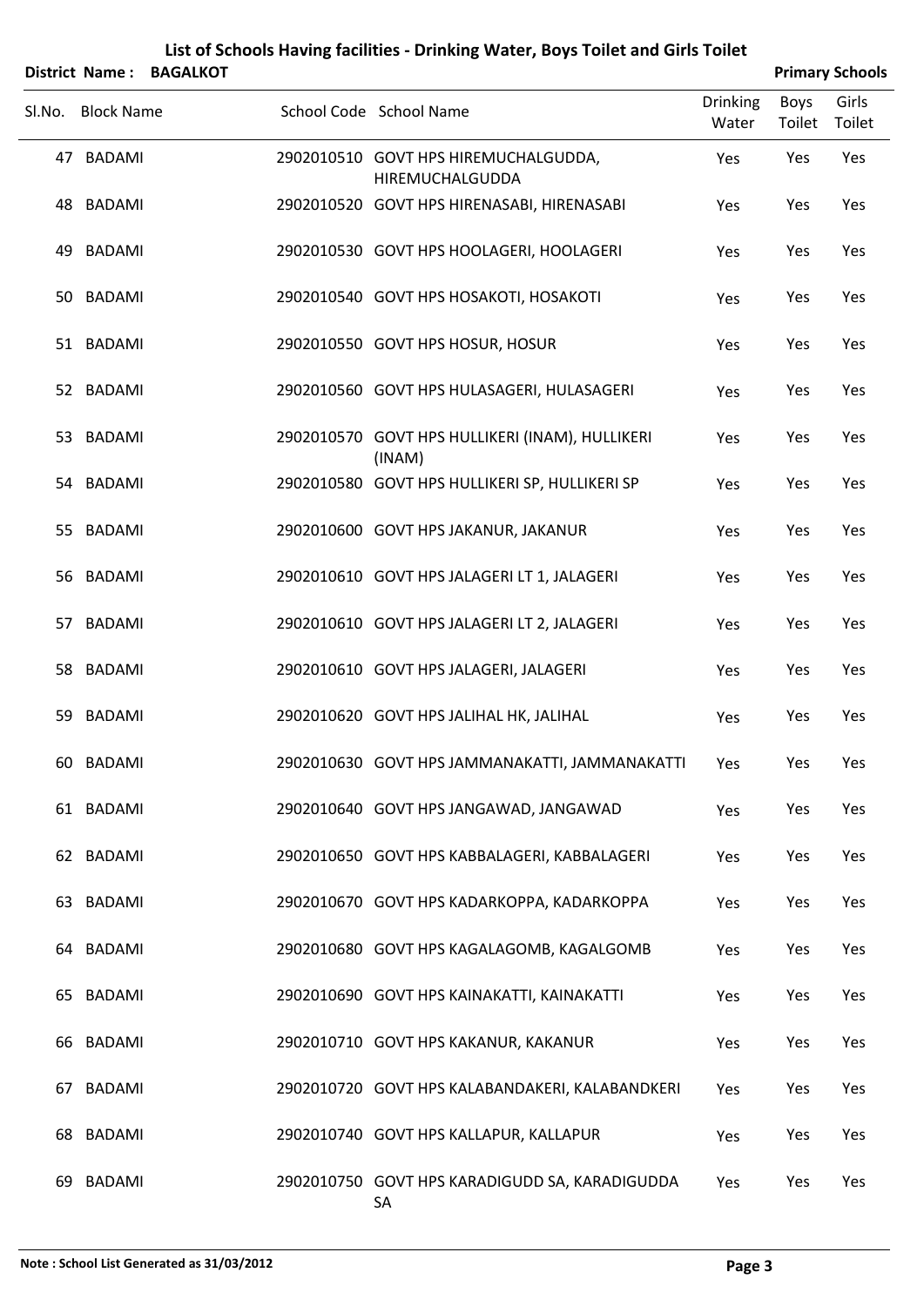# List of Schools Having facilities - Drinking Water, Boys Toilet and Girls Toilet

**District Name : BAGALKOT** **Primary Schools**

| Sl.No. | Block Name | School Code | School Name | Drinking Water | Boys Toilet | Girls Toilet |
|---|---|---|---|---|---|---|
| 47 | BADAMI | 2902010510 | GOVT HPS HIREMUCHALGUDDA, HIREMUCHALGUDDA | Yes | Yes | Yes |
| 48 | BADAMI | 2902010520 | GOVT HPS HIRENASABI, HIRENASABI | Yes | Yes | Yes |
| 49 | BADAMI | 2902010530 | GOVT HPS HOOLAGERI, HOOLAGERI | Yes | Yes | Yes |
| 50 | BADAMI | 2902010540 | GOVT HPS HOSAKOTI, HOSAKOTI | Yes | Yes | Yes |
| 51 | BADAMI | 2902010550 | GOVT HPS HOSUR, HOSUR | Yes | Yes | Yes |
| 52 | BADAMI | 2902010560 | GOVT HPS HULASAGERI, HULASAGERI | Yes | Yes | Yes |
| 53 | BADAMI | 2902010570 | GOVT HPS HULLIKERI (INAM), HULLIKERI (INAM) | Yes | Yes | Yes |
| 54 | BADAMI | 2902010580 | GOVT HPS HULLIKERI SP, HULLIKERI SP | Yes | Yes | Yes |
| 55 | BADAMI | 2902010600 | GOVT HPS JAKANUR, JAKANUR | Yes | Yes | Yes |
| 56 | BADAMI | 2902010610 | GOVT HPS JALAGERI LT 1, JALAGERI | Yes | Yes | Yes |
| 57 | BADAMI | 2902010610 | GOVT HPS JALAGERI LT 2, JALAGERI | Yes | Yes | Yes |
| 58 | BADAMI | 2902010610 | GOVT HPS JALAGERI, JALAGERI | Yes | Yes | Yes |
| 59 | BADAMI | 2902010620 | GOVT HPS JALIHAL HK, JALIHAL | Yes | Yes | Yes |
| 60 | BADAMI | 2902010630 | GOVT HPS JAMMANAKATTI, JAMMANAKATTI | Yes | Yes | Yes |
| 61 | BADAMI | 2902010640 | GOVT HPS JANGAWAD, JANGAWAD | Yes | Yes | Yes |
| 62 | BADAMI | 2902010650 | GOVT HPS KABBALAGERI, KABBALAGERI | Yes | Yes | Yes |
| 63 | BADAMI | 2902010670 | GOVT HPS KADARKOPPA, KADARKOPPA | Yes | Yes | Yes |
| 64 | BADAMI | 2902010680 | GOVT HPS KAGALAGOMB, KAGALGOMB | Yes | Yes | Yes |
| 65 | BADAMI | 2902010690 | GOVT HPS KAINAKATTI, KAINAKATTI | Yes | Yes | Yes |
| 66 | BADAMI | 2902010710 | GOVT HPS KAKANUR, KAKANUR | Yes | Yes | Yes |
| 67 | BADAMI | 2902010720 | GOVT HPS KALABANDAKERI, KALABANDKERI | Yes | Yes | Yes |
| 68 | BADAMI | 2902010740 | GOVT HPS KALLAPUR, KALLAPUR | Yes | Yes | Yes |
| 69 | BADAMI | 2902010750 | GOVT HPS KARADIGUDD SA, KARADIGUDDA SA | Yes | Yes | Yes |

**Note : School List Generated as 31/03/2012**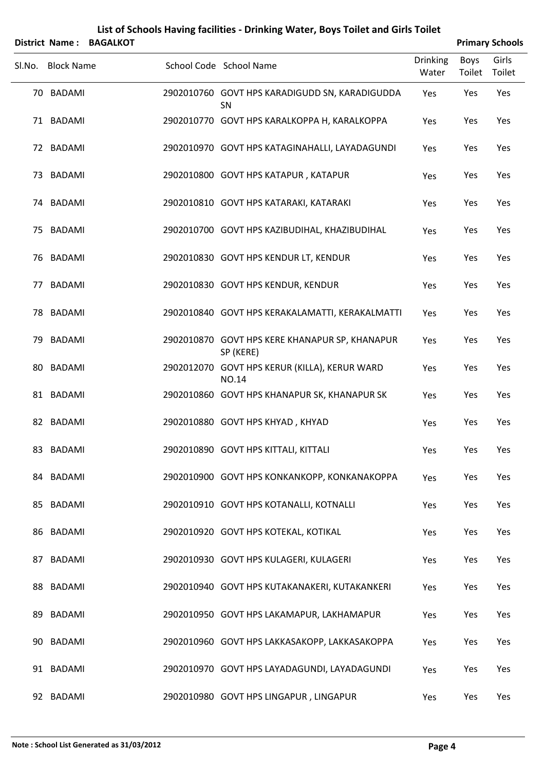# List of Schools Having facilities - Drinking Water, Boys Toilet and Girls Toilet

**District Name : BAGALKOT** **Primary Schools**

| Sl.No. | Block Name | School Code | School Name | Drinking Water | Boys Toilet | Girls Toilet |
|---|---|---|---|---|---|---|
| 70 | BADAMI | 2902010760 | GOVT HPS KARADIGUDD SN, KARADIGUDDA SN | Yes | Yes | Yes |
| 71 | BADAMI | 2902010770 | GOVT HPS KARALKOPPA H, KARALKOPPA | Yes | Yes | Yes |
| 72 | BADAMI | 2902010970 | GOVT HPS KATAGINAHALLI, LAYADAGUNDI | Yes | Yes | Yes |
| 73 | BADAMI | 2902010800 | GOVT HPS KATAPUR , KATAPUR | Yes | Yes | Yes |
| 74 | BADAMI | 2902010810 | GOVT HPS KATARAKI, KATARAKI | Yes | Yes | Yes |
| 75 | BADAMI | 2902010700 | GOVT HPS KAZIBUDIHAL, KHAZIBUDIHAL | Yes | Yes | Yes |
| 76 | BADAMI | 2902010830 | GOVT HPS KENDUR LT, KENDUR | Yes | Yes | Yes |
| 77 | BADAMI | 2902010830 | GOVT HPS KENDUR, KENDUR | Yes | Yes | Yes |
| 78 | BADAMI | 2902010840 | GOVT HPS KERAKALAMATTI, KERAKALMATTI | Yes | Yes | Yes |
| 79 | BADAMI | 2902010870 | GOVT HPS KERE KHANAPUR SP, KHANAPUR SP (KERE) | Yes | Yes | Yes |
| 80 | BADAMI | 2902012070 | GOVT HPS KERUR (KILLA), KERUR WARD NO.14 | Yes | Yes | Yes |
| 81 | BADAMI | 2902010860 | GOVT HPS KHANAPUR SK, KHANAPUR SK | Yes | Yes | Yes |
| 82 | BADAMI | 2902010880 | GOVT HPS KHYAD , KHYAD | Yes | Yes | Yes |
| 83 | BADAMI | 2902010890 | GOVT HPS KITTALI, KITTALI | Yes | Yes | Yes |
| 84 | BADAMI | 2902010900 | GOVT HPS KONKANKOPP, KONKANAKOPPA | Yes | Yes | Yes |
| 85 | BADAMI | 2902010910 | GOVT HPS KOTANALLI, KOTNALLI | Yes | Yes | Yes |
| 86 | BADAMI | 2902010920 | GOVT HPS KOTEKAL, KOTIKAL | Yes | Yes | Yes |
| 87 | BADAMI | 2902010930 | GOVT HPS KULAGERI, KULAGERI | Yes | Yes | Yes |
| 88 | BADAMI | 2902010940 | GOVT HPS KUTAKANAKERI, KUTAKANKERI | Yes | Yes | Yes |
| 89 | BADAMI | 2902010950 | GOVT HPS LAKAMAPUR, LAKHAMAPUR | Yes | Yes | Yes |
| 90 | BADAMI | 2902010960 | GOVT HPS LAKKASAKOPP, LAKKASAKOPPA | Yes | Yes | Yes |
| 91 | BADAMI | 2902010970 | GOVT HPS LAYADAGUNDI, LAYADAGUNDI | Yes | Yes | Yes |
| 92 | BADAMI | 2902010980 | GOVT HPS LINGAPUR , LINGAPUR | Yes | Yes | Yes |

**Note : School List Generated as 31/03/2012**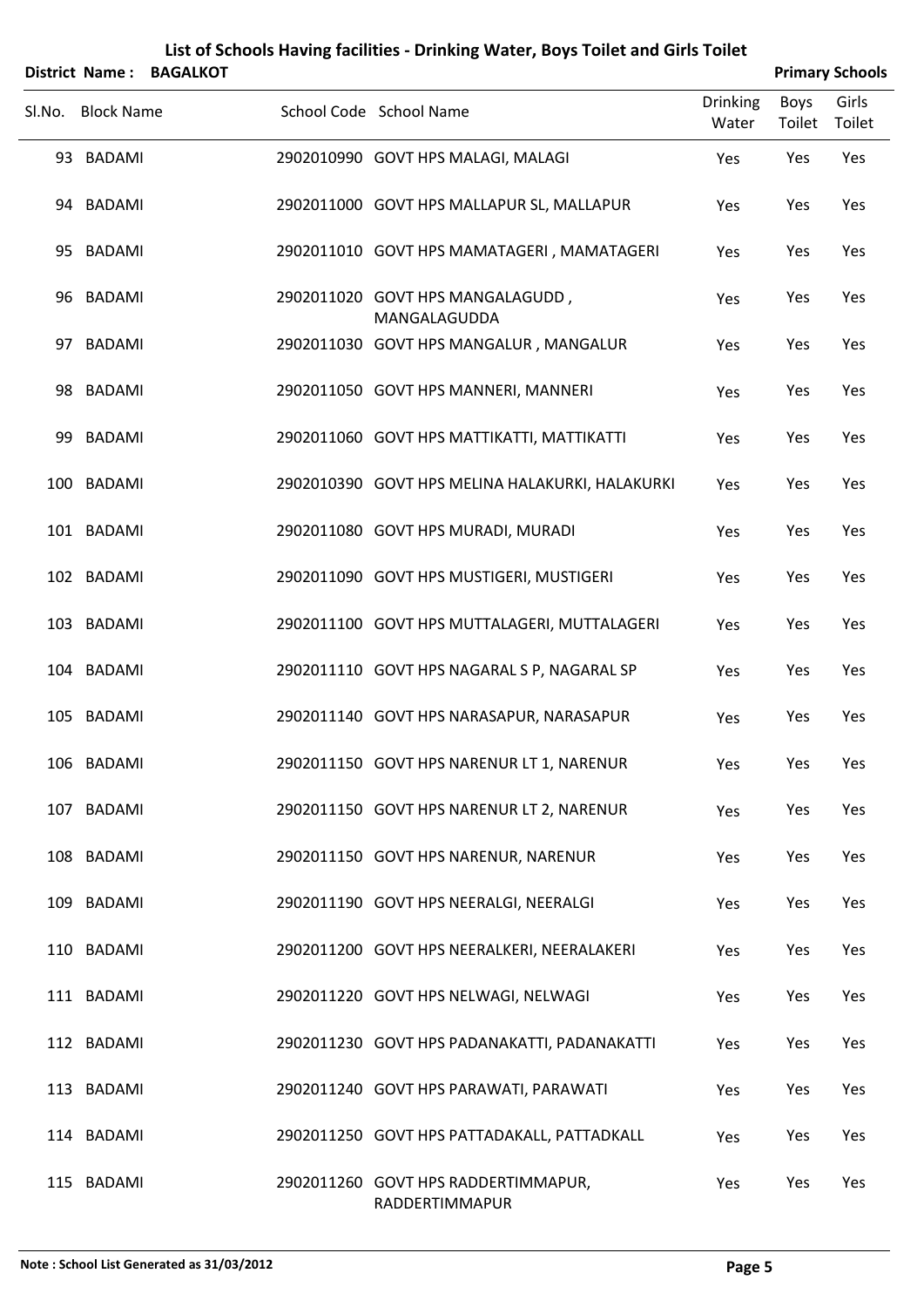# List of Schools Having facilities - Drinking Water, Boys Toilet and Girls Toilet

**District Name : BAGALKOT** **Primary Schools**

| Sl.No. | Block Name | School Code | School Name | Drinking Water | Boys Toilet | Girls Toilet |
|---|---|---|---|---|---|---|
| 93 | BADAMI | 2902010990 | GOVT HPS MALAGI, MALAGI | Yes | Yes | Yes |
| 94 | BADAMI | 2902011000 | GOVT HPS MALLAPUR SL, MALLAPUR | Yes | Yes | Yes |
| 95 | BADAMI | 2902011010 | GOVT HPS MAMATAGERI , MAMATAGERI | Yes | Yes | Yes |
| 96 | BADAMI | 2902011020 | GOVT HPS MANGALAGUDD , MANGALAGUDDA | Yes | Yes | Yes |
| 97 | BADAMI | 2902011030 | GOVT HPS MANGALUR , MANGALUR | Yes | Yes | Yes |
| 98 | BADAMI | 2902011050 | GOVT HPS MANNERI, MANNERI | Yes | Yes | Yes |
| 99 | BADAMI | 2902011060 | GOVT HPS MATTIKATTI, MATTIKATTI | Yes | Yes | Yes |
| 100 | BADAMI | 2902010390 | GOVT HPS MELINA HALAKURKI, HALAKURKI | Yes | Yes | Yes |
| 101 | BADAMI | 2902011080 | GOVT HPS MURADI, MURADI | Yes | Yes | Yes |
| 102 | BADAMI | 2902011090 | GOVT HPS MUSTIGERI, MUSTIGERI | Yes | Yes | Yes |
| 103 | BADAMI | 2902011100 | GOVT HPS MUTTALAGERI, MUTTALAGERI | Yes | Yes | Yes |
| 104 | BADAMI | 2902011110 | GOVT HPS NAGARAL S P, NAGARAL SP | Yes | Yes | Yes |
| 105 | BADAMI | 2902011140 | GOVT HPS NARASAPUR, NARASAPUR | Yes | Yes | Yes |
| 106 | BADAMI | 2902011150 | GOVT HPS NARENUR LT 1, NARENUR | Yes | Yes | Yes |
| 107 | BADAMI | 2902011150 | GOVT HPS NARENUR LT 2, NARENUR | Yes | Yes | Yes |
| 108 | BADAMI | 2902011150 | GOVT HPS NARENUR, NARENUR | Yes | Yes | Yes |
| 109 | BADAMI | 2902011190 | GOVT HPS NEERALGI, NEERALGI | Yes | Yes | Yes |
| 110 | BADAMI | 2902011200 | GOVT HPS NEERALKERI, NEERALAKERI | Yes | Yes | Yes |
| 111 | BADAMI | 2902011220 | GOVT HPS NELWAGI, NELWAGI | Yes | Yes | Yes |
| 112 | BADAMI | 2902011230 | GOVT HPS PADANAKATTI, PADANAKATTI | Yes | Yes | Yes |
| 113 | BADAMI | 2902011240 | GOVT HPS PARAWATI, PARAWATI | Yes | Yes | Yes |
| 114 | BADAMI | 2902011250 | GOVT HPS PATTADAKALL, PATTADKALL | Yes | Yes | Yes |
| 115 | BADAMI | 2902011260 | GOVT HPS RADDERTIMMAPUR, RADDERTIMMAPUR | Yes | Yes | Yes |

**Note : School List Generated as 31/03/2012**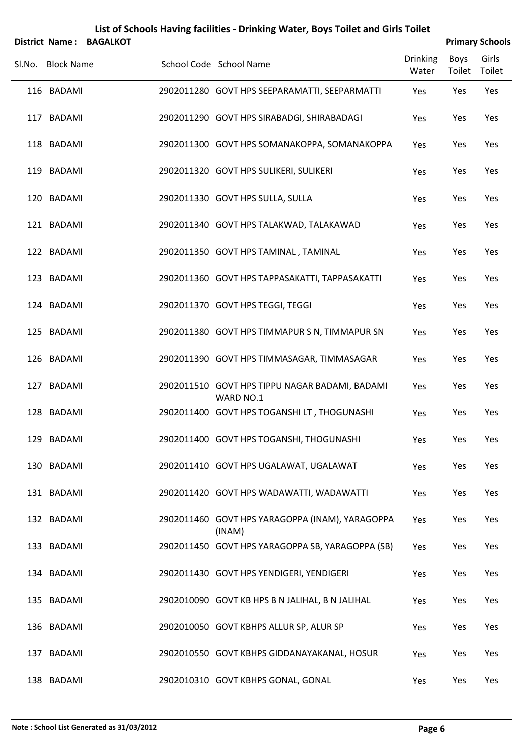# List of Schools Having facilities - Drinking Water, Boys Toilet and Girls Toilet

**District Name : BAGALKOT** **Primary Schools**

| Sl.No. | Block Name | School Code | School Name | Drinking Water | Boys Toilet | Girls Toilet |
|---|---|---|---|---|---|---|
| 116 | BADAMI | 2902011280 | GOVT HPS SEEPARAMATTI, SEEPARMATTI | Yes | Yes | Yes |
| 117 | BADAMI | 2902011290 | GOVT HPS SIRABADGI, SHIRABADAGI | Yes | Yes | Yes |
| 118 | BADAMI | 2902011300 | GOVT HPS SOMANAKOPPA, SOMANAKOPPA | Yes | Yes | Yes |
| 119 | BADAMI | 2902011320 | GOVT HPS SULIKERI, SULIKERI | Yes | Yes | Yes |
| 120 | BADAMI | 2902011330 | GOVT HPS SULLA, SULLA | Yes | Yes | Yes |
| 121 | BADAMI | 2902011340 | GOVT HPS TALAKWAD, TALAKAWAD | Yes | Yes | Yes |
| 122 | BADAMI | 2902011350 | GOVT HPS TAMINAL , TAMINAL | Yes | Yes | Yes |
| 123 | BADAMI | 2902011360 | GOVT HPS TAPPASAKATTI, TAPPASAKATTI | Yes | Yes | Yes |
| 124 | BADAMI | 2902011370 | GOVT HPS TEGGI, TEGGI | Yes | Yes | Yes |
| 125 | BADAMI | 2902011380 | GOVT HPS TIMMAPUR S N, TIMMAPUR SN | Yes | Yes | Yes |
| 126 | BADAMI | 2902011390 | GOVT HPS TIMMASAGAR, TIMMASAGAR | Yes | Yes | Yes |
| 127 | BADAMI | 2902011510 | GOVT HPS TIPPU NAGAR BADAMI, BADAMI WARD NO.1 | Yes | Yes | Yes |
| 128 | BADAMI | 2902011400 | GOVT HPS TOGANSHI LT , THOGUNASHI | Yes | Yes | Yes |
| 129 | BADAMI | 2902011400 | GOVT HPS TOGANSHI, THOGUNASHI | Yes | Yes | Yes |
| 130 | BADAMI | 2902011410 | GOVT HPS UGALAWAT, UGALAWAT | Yes | Yes | Yes |
| 131 | BADAMI | 2902011420 | GOVT HPS WADAWATTI, WADAWATTI | Yes | Yes | Yes |
| 132 | BADAMI | 2902011460 | GOVT HPS YARAGOPPA (INAM), YARAGOPPA (INAM) | Yes | Yes | Yes |
| 133 | BADAMI | 2902011450 | GOVT HPS YARAGOPPA SB, YARAGOPPA (SB) | Yes | Yes | Yes |
| 134 | BADAMI | 2902011430 | GOVT HPS YENDIGERI, YENDIGERI | Yes | Yes | Yes |
| 135 | BADAMI | 2902010090 | GOVT KB HPS B N JALIHAL, B N JALIHAL | Yes | Yes | Yes |
| 136 | BADAMI | 2902010050 | GOVT KBHPS ALLUR SP, ALUR SP | Yes | Yes | Yes |
| 137 | BADAMI | 2902010550 | GOVT KBHPS GIDDANAYAKANAL, HOSUR | Yes | Yes | Yes |
| 138 | BADAMI | 2902010310 | GOVT KBHPS GONAL, GONAL | Yes | Yes | Yes |

**Note : School List Generated as 31/03/2012**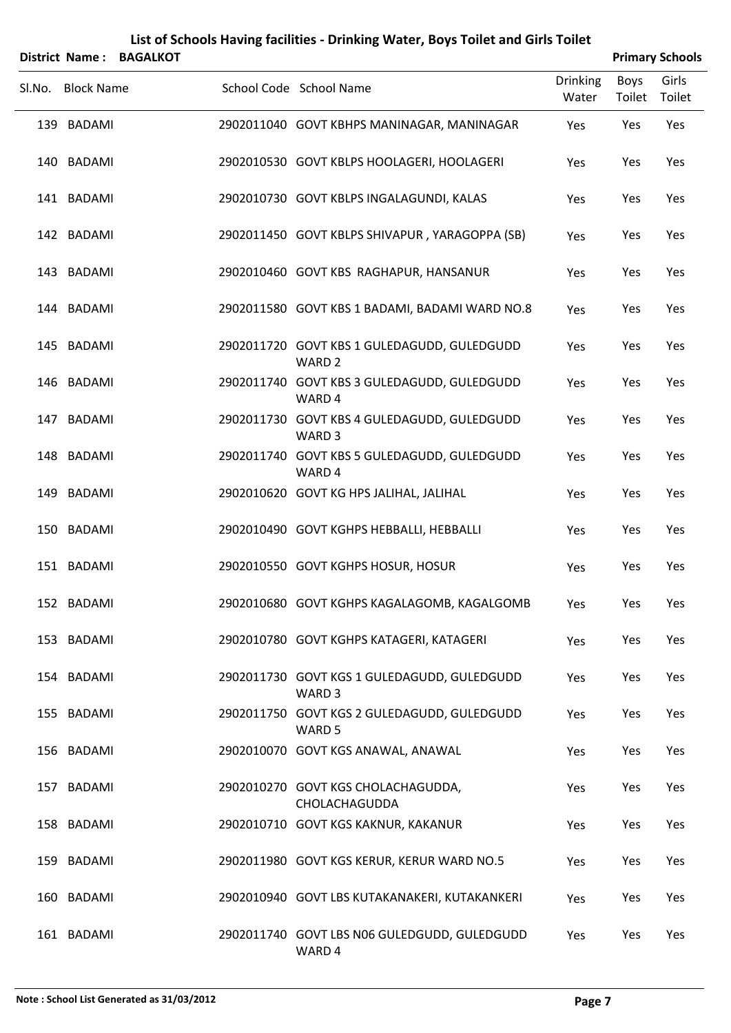# List of Schools Having facilities - Drinking Water, Boys Toilet and Girls Toilet

**District Name : BAGALKOT** | **Primary Schools**

| Sl.No. | Block Name | School Code | School Name | Drinking Water | Boys Toilet | Girls Toilet |
|---|---|---|---|---|---|---|
| 139 | BADAMI | 2902011040 | GOVT KBHPS MANINAGAR, MANINAGAR | Yes | Yes | Yes |
| 140 | BADAMI | 2902010530 | GOVT KBLPS HOOLAGERI, HOOLAGERI | Yes | Yes | Yes |
| 141 | BADAMI | 2902010730 | GOVT KBLPS INGALAGUNDI, KALAS | Yes | Yes | Yes |
| 142 | BADAMI | 2902011450 | GOVT KBLPS SHIVAPUR , YARAGOPPA (SB) | Yes | Yes | Yes |
| 143 | BADAMI | 2902010460 | GOVT KBS RAGHAPUR, HANSANUR | Yes | Yes | Yes |
| 144 | BADAMI | 2902011580 | GOVT KBS 1 BADAMI, BADAMI WARD NO.8 | Yes | Yes | Yes |
| 145 | BADAMI | 2902011720 | GOVT KBS 1 GULEDAGUDD, GULEDGUDD WARD 2 | Yes | Yes | Yes |
| 146 | BADAMI | 2902011740 | GOVT KBS 3 GULEDAGUDD, GULEDGUDD WARD 4 | Yes | Yes | Yes |
| 147 | BADAMI | 2902011730 | GOVT KBS 4 GULEDAGUDD, GULEDGUDD WARD 3 | Yes | Yes | Yes |
| 148 | BADAMI | 2902011740 | GOVT KBS 5 GULEDAGUDD, GULEDGUDD WARD 4 | Yes | Yes | Yes |
| 149 | BADAMI | 2902010620 | GOVT KG HPS JALIHAL, JALIHAL | Yes | Yes | Yes |
| 150 | BADAMI | 2902010490 | GOVT KGHPS HEBBALLI, HEBBALLI | Yes | Yes | Yes |
| 151 | BADAMI | 2902010550 | GOVT KGHPS HOSUR, HOSUR | Yes | Yes | Yes |
| 152 | BADAMI | 2902010680 | GOVT KGHPS KAGALAGOMB, KAGALGOMB | Yes | Yes | Yes |
| 153 | BADAMI | 2902010780 | GOVT KGHPS KATAGERI, KATAGERI | Yes | Yes | Yes |
| 154 | BADAMI | 2902011730 | GOVT KGS 1 GULEDAGUDD, GULEDGUDD WARD 3 | Yes | Yes | Yes |
| 155 | BADAMI | 2902011750 | GOVT KGS 2 GULEDAGUDD, GULEDGUDD WARD 5 | Yes | Yes | Yes |
| 156 | BADAMI | 2902010070 | GOVT KGS ANAWAL, ANAWAL | Yes | Yes | Yes |
| 157 | BADAMI | 2902010270 | GOVT KGS CHOLACHAGUDDA, CHOLACHAGUDDA | Yes | Yes | Yes |
| 158 | BADAMI | 2902010710 | GOVT KGS KAKNUR, KAKANUR | Yes | Yes | Yes |
| 159 | BADAMI | 2902011980 | GOVT KGS KERUR, KERUR WARD NO.5 | Yes | Yes | Yes |
| 160 | BADAMI | 2902010940 | GOVT LBS KUTAKANAKERI, KUTAKANKERI | Yes | Yes | Yes |
| 161 | BADAMI | 2902011740 | GOVT LBS N06 GULEDGUDD, GULEDGUDD WARD 4 | Yes | Yes | Yes |

**Note : School List Generated as 31/03/2012**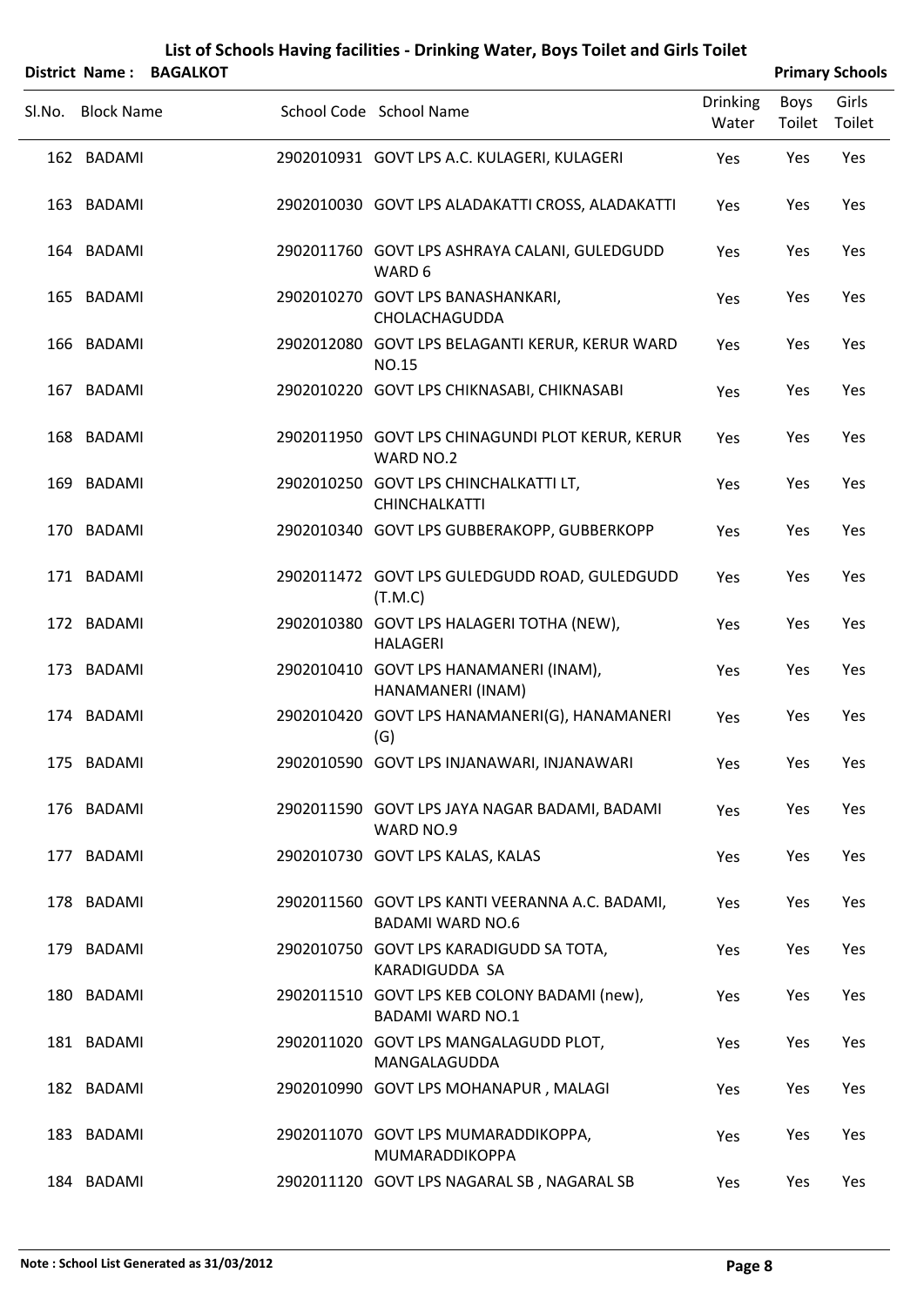# List of Schools Having facilities - Drinking Water, Boys Toilet and Girls Toilet

**District Name : BAGALKOT** **Primary Schools**

| Sl.No. | Block Name | School Code | School Name | Drinking Water | Boys Toilet | Girls Toilet |
|---|---|---|---|---|---|---|
| 162 | BADAMI | 2902010931 | GOVT LPS A.C. KULAGERI, KULAGERI | Yes | Yes | Yes |
| 163 | BADAMI | 2902010030 | GOVT LPS ALADAKATTI CROSS, ALADAKATTI | Yes | Yes | Yes |
| 164 | BADAMI | 2902011760 | GOVT LPS ASHRAYA CALANI, GULEDGUDD WARD 6 | Yes | Yes | Yes |
| 165 | BADAMI | 2902010270 | GOVT LPS BANASHANKARI, CHOLACHAGUDDA | Yes | Yes | Yes |
| 166 | BADAMI | 2902012080 | GOVT LPS BELAGANTI KERUR, KERUR WARD NO.15 | Yes | Yes | Yes |
| 167 | BADAMI | 2902010220 | GOVT LPS CHIKNASABI, CHIKNASABI | Yes | Yes | Yes |
| 168 | BADAMI | 2902011950 | GOVT LPS CHINAGUNDI PLOT KERUR, KERUR WARD NO.2 | Yes | Yes | Yes |
| 169 | BADAMI | 2902010250 | GOVT LPS CHINCHALKATTI LT, CHINCHALKATTI | Yes | Yes | Yes |
| 170 | BADAMI | 2902010340 | GOVT LPS GUBBERAKOPP, GUBBERKOPP | Yes | Yes | Yes |
| 171 | BADAMI | 2902011472 | GOVT LPS GULEDGUDD ROAD, GULEDGUDD (T.M.C) | Yes | Yes | Yes |
| 172 | BADAMI | 2902010380 | GOVT LPS HALAGERI TOTHA (NEW), HALAGERI | Yes | Yes | Yes |
| 173 | BADAMI | 2902010410 | GOVT LPS HANAMANERI (INAM), HANAMANERI (INAM) | Yes | Yes | Yes |
| 174 | BADAMI | 2902010420 | GOVT LPS HANAMANERI(G), HANAMANERI (G) | Yes | Yes | Yes |
| 175 | BADAMI | 2902010590 | GOVT LPS INJANAWARI, INJANAWARI | Yes | Yes | Yes |
| 176 | BADAMI | 2902011590 | GOVT LPS JAYA NAGAR BADAMI, BADAMI WARD NO.9 | Yes | Yes | Yes |
| 177 | BADAMI | 2902010730 | GOVT LPS KALAS, KALAS | Yes | Yes | Yes |
| 178 | BADAMI | 2902011560 | GOVT LPS KANTI VEERANNA A.C. BADAMI, BADAMI WARD NO.6 | Yes | Yes | Yes |
| 179 | BADAMI | 2902010750 | GOVT LPS KARADIGUDD SA TOTA, KARADIGUDDA SA | Yes | Yes | Yes |
| 180 | BADAMI | 2902011510 | GOVT LPS KEB COLONY BADAMI (new), BADAMI WARD NO.1 | Yes | Yes | Yes |
| 181 | BADAMI | 2902011020 | GOVT LPS MANGALAGUDD PLOT, MANGALAGUDDA | Yes | Yes | Yes |
| 182 | BADAMI | 2902010990 | GOVT LPS MOHANAPUR , MALAGI | Yes | Yes | Yes |
| 183 | BADAMI | 2902011070 | GOVT LPS MUMARADDIKOPPA, MUMARADDIKOPPA | Yes | Yes | Yes |
| 184 | BADAMI | 2902011120 | GOVT LPS NAGARAL SB , NAGARAL SB | Yes | Yes | Yes |

**Note : School List Generated as 31/03/2012**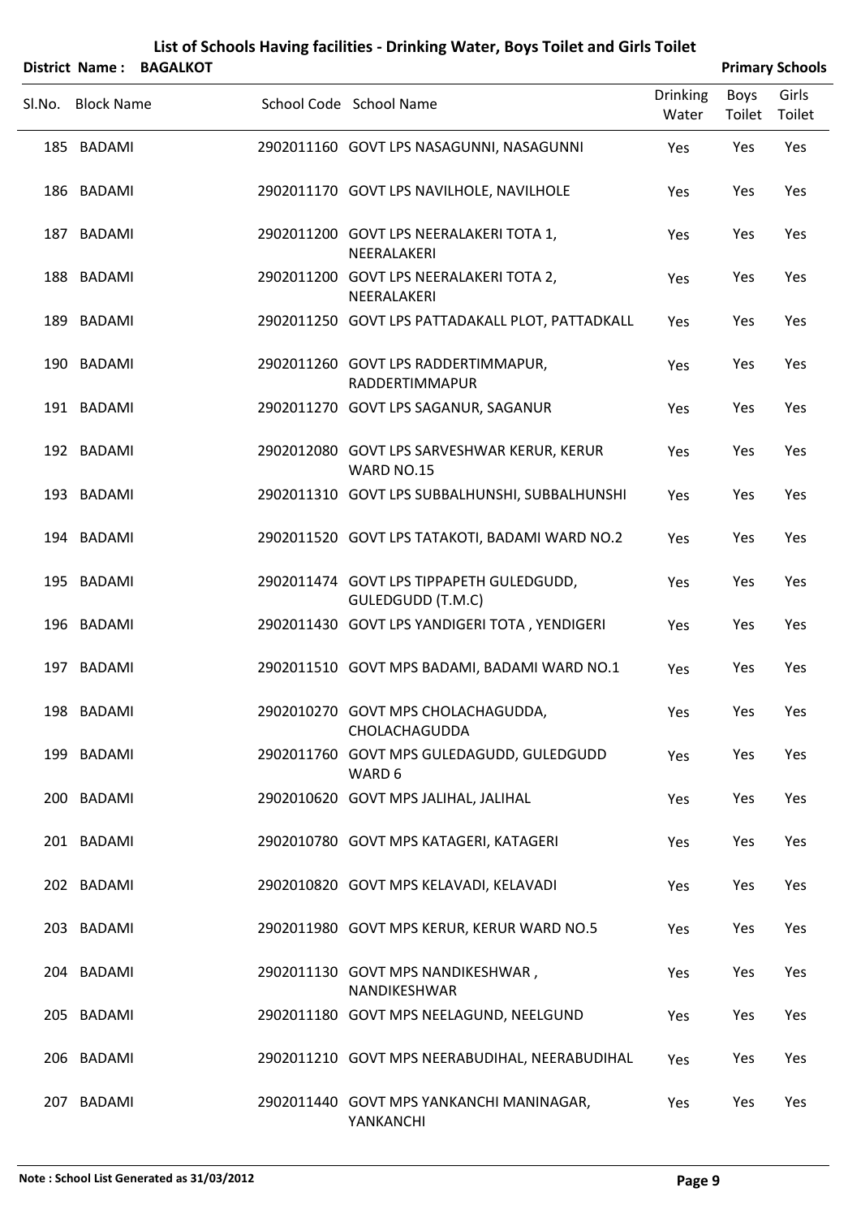# List of Schools Having facilities - Drinking Water, Boys Toilet and Girls Toilet

**District Name : BAGALKOT** **Primary Schools**

| Sl.No. | Block Name | School Code | School Name | Drinking Water | Boys Toilet | Girls Toilet |
|---|---|---|---|---|---|---|
| 185 | BADAMI | 2902011160 | GOVT LPS NASAGUNNI, NASAGUNNI | Yes | Yes | Yes |
| 186 | BADAMI | 2902011170 | GOVT LPS NAVILHOLE, NAVILHOLE | Yes | Yes | Yes |
| 187 | BADAMI | 2902011200 | GOVT LPS NEERALAKERI TOTA 1, NEERALAKERI | Yes | Yes | Yes |
| 188 | BADAMI | 2902011200 | GOVT LPS NEERALAKERI TOTA 2, NEERALAKERI | Yes | Yes | Yes |
| 189 | BADAMI | 2902011250 | GOVT LPS PATTADAKALL PLOT, PATTADKALL | Yes | Yes | Yes |
| 190 | BADAMI | 2902011260 | GOVT LPS RADDERTIMMAPUR, RADDERTIMMAPUR | Yes | Yes | Yes |
| 191 | BADAMI | 2902011270 | GOVT LPS SAGANUR, SAGANUR | Yes | Yes | Yes |
| 192 | BADAMI | 2902012080 | GOVT LPS SARVESHWAR KERUR, KERUR WARD NO.15 | Yes | Yes | Yes |
| 193 | BADAMI | 2902011310 | GOVT LPS SUBBALHUNSHI, SUBBALHUNSHI | Yes | Yes | Yes |
| 194 | BADAMI | 2902011520 | GOVT LPS TATAKOTI, BADAMI WARD NO.2 | Yes | Yes | Yes |
| 195 | BADAMI | 2902011474 | GOVT LPS TIPPAPETH GULEDGUDD, GULEDGUDD (T.M.C) | Yes | Yes | Yes |
| 196 | BADAMI | 2902011430 | GOVT LPS YANDIGERI TOTA , YENDIGERI | Yes | Yes | Yes |
| 197 | BADAMI | 2902011510 | GOVT MPS BADAMI, BADAMI WARD NO.1 | Yes | Yes | Yes |
| 198 | BADAMI | 2902010270 | GOVT MPS CHOLACHAGUDDA, CHOLACHAGUDDA | Yes | Yes | Yes |
| 199 | BADAMI | 2902011760 | GOVT MPS GULEDAGUDD, GULEDGUDD WARD 6 | Yes | Yes | Yes |
| 200 | BADAMI | 2902010620 | GOVT MPS JALIHAL, JALIHAL | Yes | Yes | Yes |
| 201 | BADAMI | 2902010780 | GOVT MPS KATAGERI, KATAGERI | Yes | Yes | Yes |
| 202 | BADAMI | 2902010820 | GOVT MPS KELAVADI, KELAVADI | Yes | Yes | Yes |
| 203 | BADAMI | 2902011980 | GOVT MPS KERUR, KERUR WARD NO.5 | Yes | Yes | Yes |
| 204 | BADAMI | 2902011130 | GOVT MPS NANDIKESHWAR , NANDIKESHWAR | Yes | Yes | Yes |
| 205 | BADAMI | 2902011180 | GOVT MPS NEELAGUND, NEELGUND | Yes | Yes | Yes |
| 206 | BADAMI | 2902011210 | GOVT MPS NEERABUDIHAL, NEERABUDIHAL | Yes | Yes | Yes |
| 207 | BADAMI | 2902011440 | GOVT MPS YANKANCHI MANINAGAR, YANKANCHI | Yes | Yes | Yes |

**Note : School List Generated as 31/03/2012**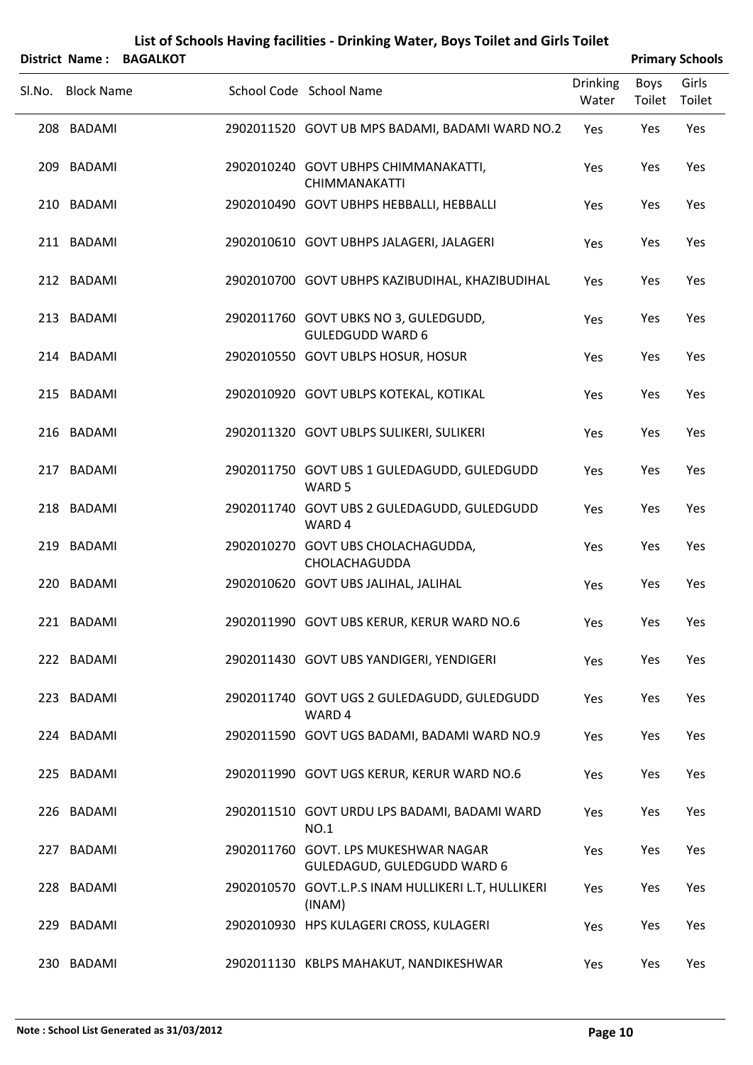# List of Schools Having facilities - Drinking Water, Boys Toilet and Girls Toilet

**District Name : BAGALKOT** **Primary Schools**

| Sl.No. | Block Name | School Code | School Name | Drinking Water | Boys Toilet | Girls Toilet |
|---|---|---|---|---|---|---|
| 208 | BADAMI | 2902011520 | GOVT UB MPS BADAMI, BADAMI WARD NO.2 | Yes | Yes | Yes |
| 209 | BADAMI | 2902010240 | GOVT UBHPS CHIMMANAKATTI, CHIMMANAKATTI | Yes | Yes | Yes |
| 210 | BADAMI | 2902010490 | GOVT UBHPS HEBBALLI, HEBBALLI | Yes | Yes | Yes |
| 211 | BADAMI | 2902010610 | GOVT UBHPS JALAGERI, JALAGERI | Yes | Yes | Yes |
| 212 | BADAMI | 2902010700 | GOVT UBHPS KAZIBUDIHAL, KHAZIBUDIHAL | Yes | Yes | Yes |
| 213 | BADAMI | 2902011760 | GOVT UBKS NO 3, GULEDGUDD, GULEDGUDD WARD 6 | Yes | Yes | Yes |
| 214 | BADAMI | 2902010550 | GOVT UBLPS HOSUR, HOSUR | Yes | Yes | Yes |
| 215 | BADAMI | 2902010920 | GOVT UBLPS KOTEKAL, KOTIKAL | Yes | Yes | Yes |
| 216 | BADAMI | 2902011320 | GOVT UBLPS SULIKERI, SULIKERI | Yes | Yes | Yes |
| 217 | BADAMI | 2902011750 | GOVT UBS 1 GULEDAGUDD, GULEDGUDD WARD 5 | Yes | Yes | Yes |
| 218 | BADAMI | 2902011740 | GOVT UBS 2 GULEDAGUDD, GULEDGUDD WARD 4 | Yes | Yes | Yes |
| 219 | BADAMI | 2902010270 | GOVT UBS CHOLACHAGUDDA, CHOLACHAGUDDA | Yes | Yes | Yes |
| 220 | BADAMI | 2902010620 | GOVT UBS JALIHAL, JALIHAL | Yes | Yes | Yes |
| 221 | BADAMI | 2902011990 | GOVT UBS KERUR, KERUR WARD NO.6 | Yes | Yes | Yes |
| 222 | BADAMI | 2902011430 | GOVT UBS YANDIGERI, YENDIGERI | Yes | Yes | Yes |
| 223 | BADAMI | 2902011740 | GOVT UGS 2 GULEDAGUDD, GULEDGUDD WARD 4 | Yes | Yes | Yes |
| 224 | BADAMI | 2902011590 | GOVT UGS BADAMI, BADAMI WARD NO.9 | Yes | Yes | Yes |
| 225 | BADAMI | 2902011990 | GOVT UGS KERUR, KERUR WARD NO.6 | Yes | Yes | Yes |
| 226 | BADAMI | 2902011510 | GOVT URDU LPS BADAMI, BADAMI WARD NO.1 | Yes | Yes | Yes |
| 227 | BADAMI | 2902011760 | GOVT. LPS MUKESHWAR NAGAR GULEDAGUD, GULEDGUDD WARD 6 | Yes | Yes | Yes |
| 228 | BADAMI | 2902010570 | GOVT.L.P.S INAM HULLIKERI L.T, HULLIKERI (INAM) | Yes | Yes | Yes |
| 229 | BADAMI | 2902010930 | HPS KULAGERI CROSS, KULAGERI | Yes | Yes | Yes |
| 230 | BADAMI | 2902011130 | KBLPS MAHAKUT, NANDIKESHWAR | Yes | Yes | Yes |

**Note : School List Generated as 31/03/2012**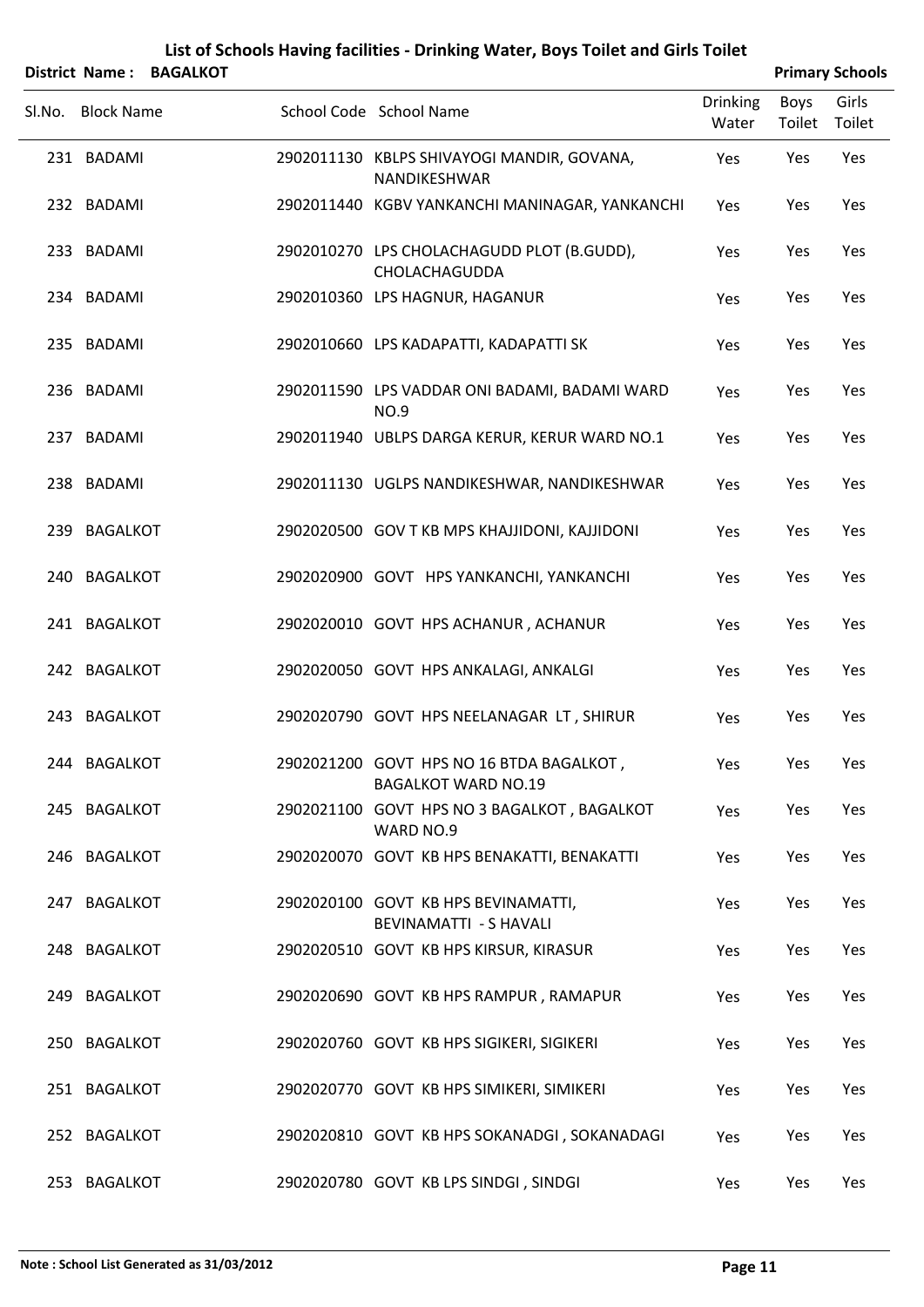# List of Schools Having facilities - Drinking Water, Boys Toilet and Girls Toilet

**District Name : BAGALKOT** **Primary Schools**

| Sl.No. | Block Name | School Code | School Name | Drinking Water | Boys Toilet | Girls Toilet |
|---|---|---|---|---|---|---|
| 231 | BADAMI | 2902011130 | KBLPS SHIVAYOGI MANDIR, GOVANA, NANDIKESHWAR | Yes | Yes | Yes |
| 232 | BADAMI | 2902011440 | KGBV YANKANCHI MANINAGAR, YANKANCHI | Yes | Yes | Yes |
| 233 | BADAMI | 2902010270 | LPS CHOLACHAGUDD PLOT (B.GUDD), CHOLACHAGUDDA | Yes | Yes | Yes |
| 234 | BADAMI | 2902010360 | LPS HAGNUR, HAGANUR | Yes | Yes | Yes |
| 235 | BADAMI | 2902010660 | LPS KADAPATTI, KADAPATTI SK | Yes | Yes | Yes |
| 236 | BADAMI | 2902011590 | LPS VADDAR ONI BADAMI, BADAMI WARD NO.9 | Yes | Yes | Yes |
| 237 | BADAMI | 2902011940 | UBLPS DARGA KERUR, KERUR WARD NO.1 | Yes | Yes | Yes |
| 238 | BADAMI | 2902011130 | UGLPS NANDIKESHWAR, NANDIKESHWAR | Yes | Yes | Yes |
| 239 | BAGALKOT | 2902020500 | GOV T KB MPS KHAJJIDONI, KAJJIDONI | Yes | Yes | Yes |
| 240 | BAGALKOT | 2902020900 | GOVT HPS YANKANCHI, YANKANCHI | Yes | Yes | Yes |
| 241 | BAGALKOT | 2902020010 | GOVT HPS ACHANUR , ACHANUR | Yes | Yes | Yes |
| 242 | BAGALKOT | 2902020050 | GOVT HPS ANKALAGI, ANKALGI | Yes | Yes | Yes |
| 243 | BAGALKOT | 2902020790 | GOVT HPS NEELANAGAR LT , SHIRUR | Yes | Yes | Yes |
| 244 | BAGALKOT | 2902021200 | GOVT HPS NO 16 BTDA BAGALKOT , BAGALKOT WARD NO.19 | Yes | Yes | Yes |
| 245 | BAGALKOT | 2902021100 | GOVT HPS NO 3 BAGALKOT , BAGALKOT WARD NO.9 | Yes | Yes | Yes |
| 246 | BAGALKOT | 2902020070 | GOVT KB HPS BENAKATTI, BENAKATTI | Yes | Yes | Yes |
| 247 | BAGALKOT | 2902020100 | GOVT KB HPS BEVINAMATTI, BEVINAMATTI - S HAVALI | Yes | Yes | Yes |
| 248 | BAGALKOT | 2902020510 | GOVT KB HPS KIRSUR, KIRASUR | Yes | Yes | Yes |
| 249 | BAGALKOT | 2902020690 | GOVT KB HPS RAMPUR , RAMAPUR | Yes | Yes | Yes |
| 250 | BAGALKOT | 2902020760 | GOVT KB HPS SIGIKERI, SIGIKERI | Yes | Yes | Yes |
| 251 | BAGALKOT | 2902020770 | GOVT KB HPS SIMIKERI, SIMIKERI | Yes | Yes | Yes |
| 252 | BAGALKOT | 2902020810 | GOVT KB HPS SOKANADGI , SOKANADAGI | Yes | Yes | Yes |
| 253 | BAGALKOT | 2902020780 | GOVT KB LPS SINDGI , SINDGI | Yes | Yes | Yes |

**Note : School List Generated as 31/03/2012**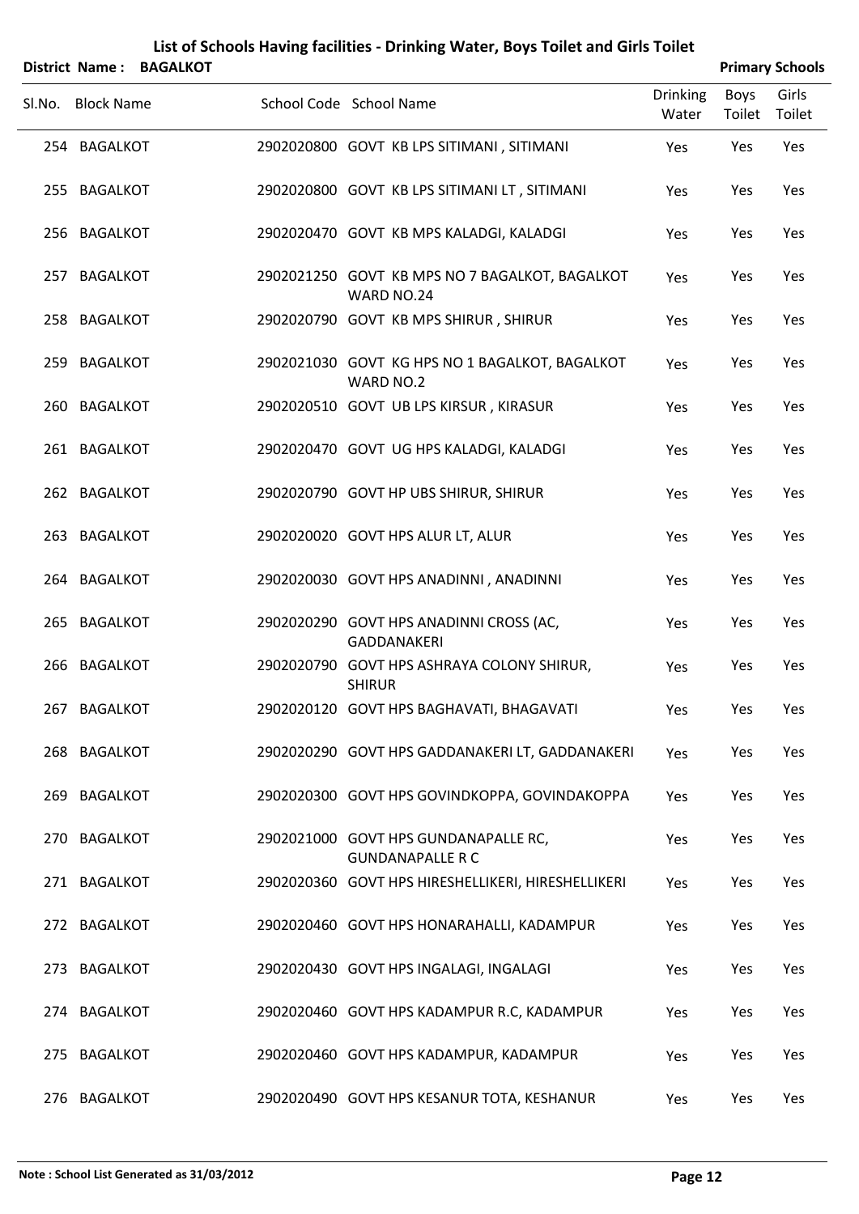# List of Schools Having facilities - Drinking Water, Boys Toilet and Girls Toilet

**District Name : BAGALKOT** **Primary Schools**

| Sl.No. | Block Name | School Code | School Name | Drinking Water | Boys Toilet | Girls Toilet |
|---|---|---|---|---|---|---|
| 254 | BAGALKOT | 2902020800 | GOVT KB LPS SITIMANI , SITIMANI | Yes | Yes | Yes |
| 255 | BAGALKOT | 2902020800 | GOVT KB LPS SITIMANI LT , SITIMANI | Yes | Yes | Yes |
| 256 | BAGALKOT | 2902020470 | GOVT KB MPS KALADGI, KALADGI | Yes | Yes | Yes |
| 257 | BAGALKOT | 2902021250 | GOVT KB MPS NO 7 BAGALKOT, BAGALKOT WARD NO.24 | Yes | Yes | Yes |
| 258 | BAGALKOT | 2902020790 | GOVT KB MPS SHIRUR , SHIRUR | Yes | Yes | Yes |
| 259 | BAGALKOT | 2902021030 | GOVT KG HPS NO 1 BAGALKOT, BAGALKOT WARD NO.2 | Yes | Yes | Yes |
| 260 | BAGALKOT | 2902020510 | GOVT UB LPS KIRSUR , KIRASUR | Yes | Yes | Yes |
| 261 | BAGALKOT | 2902020470 | GOVT UG HPS KALADGI, KALADGI | Yes | Yes | Yes |
| 262 | BAGALKOT | 2902020790 | GOVT HP UBS SHIRUR, SHIRUR | Yes | Yes | Yes |
| 263 | BAGALKOT | 2902020020 | GOVT HPS ALUR LT, ALUR | Yes | Yes | Yes |
| 264 | BAGALKOT | 2902020030 | GOVT HPS ANADINNI , ANADINNI | Yes | Yes | Yes |
| 265 | BAGALKOT | 2902020290 | GOVT HPS ANADINNI CROSS (AC, GADDANAKERI | Yes | Yes | Yes |
| 266 | BAGALKOT | 2902020790 | GOVT HPS ASHRAYA COLONY SHIRUR, SHIRUR | Yes | Yes | Yes |
| 267 | BAGALKOT | 2902020120 | GOVT HPS BAGHAVATI, BHAGAVATI | Yes | Yes | Yes |
| 268 | BAGALKOT | 2902020290 | GOVT HPS GADDANAKERI LT, GADDANAKERI | Yes | Yes | Yes |
| 269 | BAGALKOT | 2902020300 | GOVT HPS GOVINDKOPPA, GOVINDAKOPPA | Yes | Yes | Yes |
| 270 | BAGALKOT | 2902021000 | GOVT HPS GUNDANAPALLE RC, GUNDANAPALLE R C | Yes | Yes | Yes |
| 271 | BAGALKOT | 2902020360 | GOVT HPS HIRESHELLIKERI, HIRESHELLIKERI | Yes | Yes | Yes |
| 272 | BAGALKOT | 2902020460 | GOVT HPS HONARAHALLI, KADAMPUR | Yes | Yes | Yes |
| 273 | BAGALKOT | 2902020430 | GOVT HPS INGALAGI, INGALAGI | Yes | Yes | Yes |
| 274 | BAGALKOT | 2902020460 | GOVT HPS KADAMPUR R.C, KADAMPUR | Yes | Yes | Yes |
| 275 | BAGALKOT | 2902020460 | GOVT HPS KADAMPUR, KADAMPUR | Yes | Yes | Yes |
| 276 | BAGALKOT | 2902020490 | GOVT HPS KESANUR TOTA, KESHANUR | Yes | Yes | Yes |

**Note : School List Generated as 31/03/2012**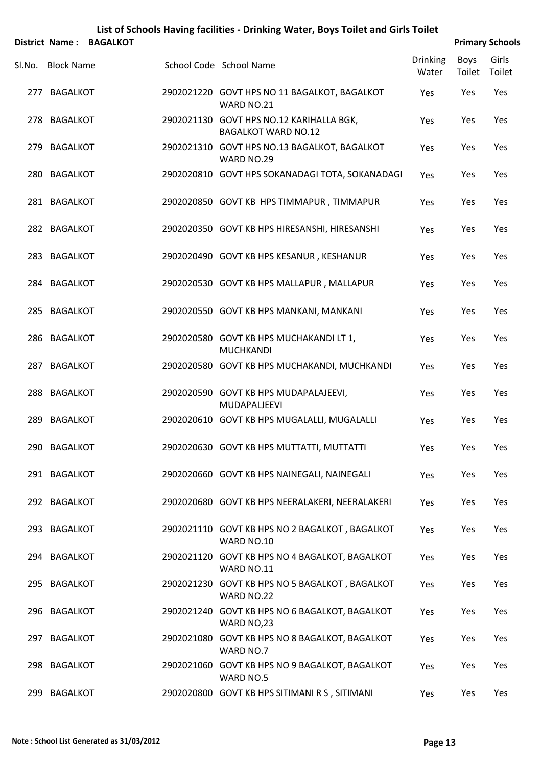# List of Schools Having facilities - Drinking Water, Boys Toilet and Girls Toilet

**District Name : BAGALKOT** **Primary Schools**

| Sl.No. | Block Name | School Code | School Name | Drinking Water | Boys Toilet | Girls Toilet |
|---|---|---|---|---|---|---|
| 277 | BAGALKOT | 2902021220 | GOVT HPS NO 11 BAGALKOT, BAGALKOT WARD NO.21 | Yes | Yes | Yes |
| 278 | BAGALKOT | 2902021130 | GOVT HPS NO.12 KARIHALLA BGK, BAGALKOT WARD NO.12 | Yes | Yes | Yes |
| 279 | BAGALKOT | 2902021310 | GOVT HPS NO.13 BAGALKOT, BAGALKOT WARD NO.29 | Yes | Yes | Yes |
| 280 | BAGALKOT | 2902020810 | GOVT HPS SOKANADAGI TOTA, SOKANADAGI | Yes | Yes | Yes |
| 281 | BAGALKOT | 2902020850 | GOVT KB HPS TIMMAPUR , TIMMAPUR | Yes | Yes | Yes |
| 282 | BAGALKOT | 2902020350 | GOVT KB HPS HIRESANSHI, HIRESANSHI | Yes | Yes | Yes |
| 283 | BAGALKOT | 2902020490 | GOVT KB HPS KESANUR , KESHANUR | Yes | Yes | Yes |
| 284 | BAGALKOT | 2902020530 | GOVT KB HPS MALLAPUR , MALLAPUR | Yes | Yes | Yes |
| 285 | BAGALKOT | 2902020550 | GOVT KB HPS MANKANI, MANKANI | Yes | Yes | Yes |
| 286 | BAGALKOT | 2902020580 | GOVT KB HPS MUCHAKANDI LT 1, MUCHKANDI | Yes | Yes | Yes |
| 287 | BAGALKOT | 2902020580 | GOVT KB HPS MUCHAKANDI, MUCHKANDI | Yes | Yes | Yes |
| 288 | BAGALKOT | 2902020590 | GOVT KB HPS MUDAPALAJEEVI, MUDAPALJEEVI | Yes | Yes | Yes |
| 289 | BAGALKOT | 2902020610 | GOVT KB HPS MUGALALLI, MUGALALLI | Yes | Yes | Yes |
| 290 | BAGALKOT | 2902020630 | GOVT KB HPS MUTTATTI, MUTTATTI | Yes | Yes | Yes |
| 291 | BAGALKOT | 2902020660 | GOVT KB HPS NAINEGALI, NAINEGALI | Yes | Yes | Yes |
| 292 | BAGALKOT | 2902020680 | GOVT KB HPS NEERALAKERI, NEERALAKERI | Yes | Yes | Yes |
| 293 | BAGALKOT | 2902021110 | GOVT KB HPS NO 2 BAGALKOT , BAGALKOT WARD NO.10 | Yes | Yes | Yes |
| 294 | BAGALKOT | 2902021120 | GOVT KB HPS NO 4 BAGALKOT, BAGALKOT WARD NO.11 | Yes | Yes | Yes |
| 295 | BAGALKOT | 2902021230 | GOVT KB HPS NO 5 BAGALKOT , BAGALKOT WARD NO.22 | Yes | Yes | Yes |
| 296 | BAGALKOT | 2902021240 | GOVT KB HPS NO 6 BAGALKOT, BAGALKOT WARD NO,23 | Yes | Yes | Yes |
| 297 | BAGALKOT | 2902021080 | GOVT KB HPS NO 8 BAGALKOT, BAGALKOT WARD NO.7 | Yes | Yes | Yes |
| 298 | BAGALKOT | 2902021060 | GOVT KB HPS NO 9 BAGALKOT, BAGALKOT WARD NO.5 | Yes | Yes | Yes |
| 299 | BAGALKOT | 2902020800 | GOVT KB HPS SITIMANI R S , SITIMANI | Yes | Yes | Yes |

**Note : School List Generated as 31/03/2012**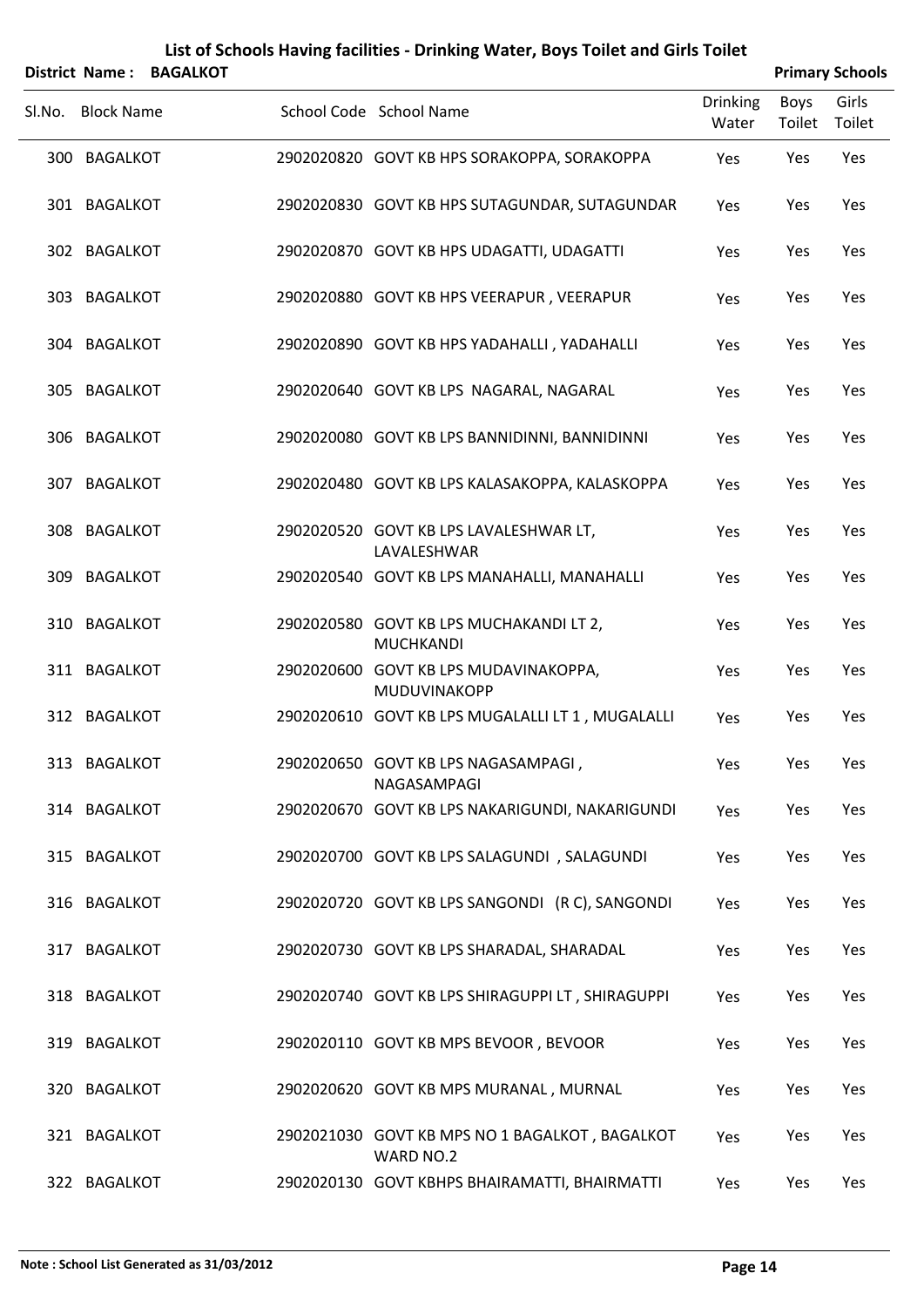# List of Schools Having facilities - Drinking Water, Boys Toilet and Girls Toilet

**District Name : BAGALKOT** **Primary Schools**

| Sl.No. | Block Name | School Code | School Name | Drinking Water | Boys Toilet | Girls Toilet |
|---|---|---|---|---|---|---|
| 300 | BAGALKOT | 2902020820 | GOVT KB HPS SORAKOPPA, SORAKOPPA | Yes | Yes | Yes |
| 301 | BAGALKOT | 2902020830 | GOVT KB HPS SUTAGUNDAR, SUTAGUNDAR | Yes | Yes | Yes |
| 302 | BAGALKOT | 2902020870 | GOVT KB HPS UDAGATTI, UDAGATTI | Yes | Yes | Yes |
| 303 | BAGALKOT | 2902020880 | GOVT KB HPS VEERAPUR , VEERAPUR | Yes | Yes | Yes |
| 304 | BAGALKOT | 2902020890 | GOVT KB HPS YADAHALLI , YADAHALLI | Yes | Yes | Yes |
| 305 | BAGALKOT | 2902020640 | GOVT KB LPS NAGARAL, NAGARAL | Yes | Yes | Yes |
| 306 | BAGALKOT | 2902020080 | GOVT KB LPS BANNIDINNI, BANNIDINNI | Yes | Yes | Yes |
| 307 | BAGALKOT | 2902020480 | GOVT KB LPS KALASAKOPPA, KALASKOPPA | Yes | Yes | Yes |
| 308 | BAGALKOT | 2902020520 | GOVT KB LPS LAVALESHWAR LT, LAVALESHWAR | Yes | Yes | Yes |
| 309 | BAGALKOT | 2902020540 | GOVT KB LPS MANAHALLI, MANAHALLI | Yes | Yes | Yes |
| 310 | BAGALKOT | 2902020580 | GOVT KB LPS MUCHAKANDI LT 2, MUCHKANDI | Yes | Yes | Yes |
| 311 | BAGALKOT | 2902020600 | GOVT KB LPS MUDAVINAKOPPA, MUDUVINAKOPP | Yes | Yes | Yes |
| 312 | BAGALKOT | 2902020610 | GOVT KB LPS MUGALALLI LT 1 , MUGALALLI | Yes | Yes | Yes |
| 313 | BAGALKOT | 2902020650 | GOVT KB LPS NAGASAMPAGI , NAGASAMPAGI | Yes | Yes | Yes |
| 314 | BAGALKOT | 2902020670 | GOVT KB LPS NAKARIGUNDI, NAKARIGUNDI | Yes | Yes | Yes |
| 315 | BAGALKOT | 2902020700 | GOVT KB LPS SALAGUNDI , SALAGUNDI | Yes | Yes | Yes |
| 316 | BAGALKOT | 2902020720 | GOVT KB LPS SANGONDI (R C), SANGONDI | Yes | Yes | Yes |
| 317 | BAGALKOT | 2902020730 | GOVT KB LPS SHARADAL, SHARADAL | Yes | Yes | Yes |
| 318 | BAGALKOT | 2902020740 | GOVT KB LPS SHIRAGUPPI LT , SHIRAGUPPI | Yes | Yes | Yes |
| 319 | BAGALKOT | 2902020110 | GOVT KB MPS BEVOOR , BEVOOR | Yes | Yes | Yes |
| 320 | BAGALKOT | 2902020620 | GOVT KB MPS MURANAL , MURNAL | Yes | Yes | Yes |
| 321 | BAGALKOT | 2902021030 | GOVT KB MPS NO 1 BAGALKOT , BAGALKOT WARD NO.2 | Yes | Yes | Yes |
| 322 | BAGALKOT | 2902020130 | GOVT KBHPS BHAIRAMATTI, BHAIRMATTI | Yes | Yes | Yes |

**Note : School List Generated as 31/03/2012**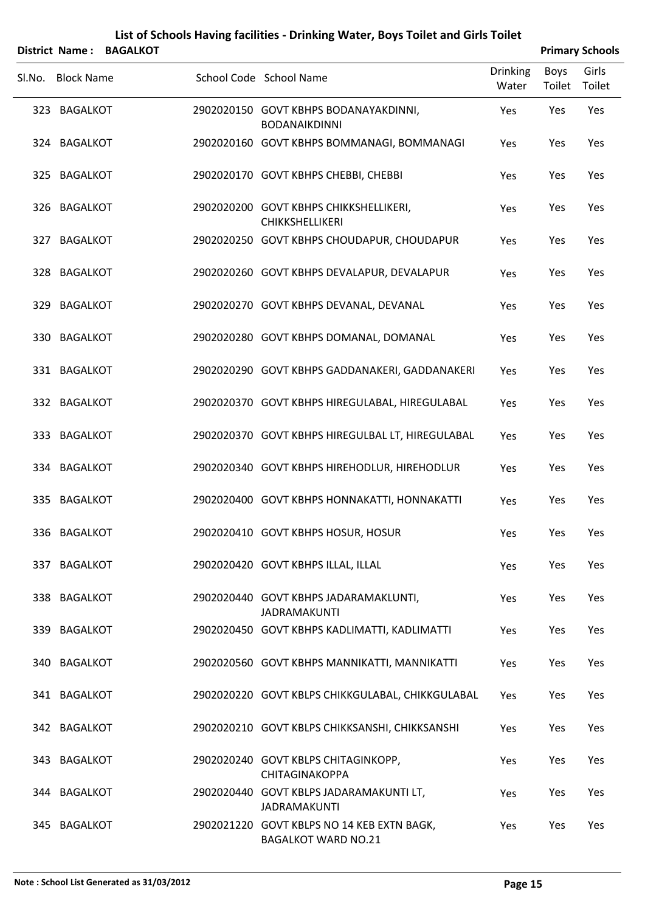# List of Schools Having facilities - Drinking Water, Boys Toilet and Girls Toilet

**District Name : BAGALKOT** **Primary Schools**

| Sl.No. | Block Name | School Code | School Name | Drinking Water | Boys Toilet | Girls Toilet |
|---|---|---|---|---|---|---|
| 323 | BAGALKOT | 2902020150 | GOVT KBHPS BODANAYAKDINNI, BODANAIKDINNI | Yes | Yes | Yes |
| 324 | BAGALKOT | 2902020160 | GOVT KBHPS BOMMANAGI, BOMMANAGI | Yes | Yes | Yes |
| 325 | BAGALKOT | 2902020170 | GOVT KBHPS CHEBBI, CHEBBI | Yes | Yes | Yes |
| 326 | BAGALKOT | 2902020200 | GOVT KBHPS CHIKKSHELLIKERI, CHIKKSHELLIKERI | Yes | Yes | Yes |
| 327 | BAGALKOT | 2902020250 | GOVT KBHPS CHOUDAPUR, CHOUDAPUR | Yes | Yes | Yes |
| 328 | BAGALKOT | 2902020260 | GOVT KBHPS DEVALAPUR, DEVALAPUR | Yes | Yes | Yes |
| 329 | BAGALKOT | 2902020270 | GOVT KBHPS DEVANAL, DEVANAL | Yes | Yes | Yes |
| 330 | BAGALKOT | 2902020280 | GOVT KBHPS DOMANAL, DOMANAL | Yes | Yes | Yes |
| 331 | BAGALKOT | 2902020290 | GOVT KBHPS GADDANAKERI, GADDANAKERI | Yes | Yes | Yes |
| 332 | BAGALKOT | 2902020370 | GOVT KBHPS HIREGULABAL, HIREGULABAL | Yes | Yes | Yes |
| 333 | BAGALKOT | 2902020370 | GOVT KBHPS HIREGULBAL LT, HIREGULABAL | Yes | Yes | Yes |
| 334 | BAGALKOT | 2902020340 | GOVT KBHPS HIREHODLUR, HIREHODLUR | Yes | Yes | Yes |
| 335 | BAGALKOT | 2902020400 | GOVT KBHPS HONNAKATTI, HONNAKATTI | Yes | Yes | Yes |
| 336 | BAGALKOT | 2902020410 | GOVT KBHPS HOSUR, HOSUR | Yes | Yes | Yes |
| 337 | BAGALKOT | 2902020420 | GOVT KBHPS ILLAL, ILLAL | Yes | Yes | Yes |
| 338 | BAGALKOT | 2902020440 | GOVT KBHPS JADARAMAKLUNTI, JADRAMAKUNTI | Yes | Yes | Yes |
| 339 | BAGALKOT | 2902020450 | GOVT KBHPS KADLIMATTI, KADLIMATTI | Yes | Yes | Yes |
| 340 | BAGALKOT | 2902020560 | GOVT KBHPS MANNIKATTI, MANNIKATTI | Yes | Yes | Yes |
| 341 | BAGALKOT | 2902020220 | GOVT KBLPS CHIKKGULABAL, CHIKKGULABAL | Yes | Yes | Yes |
| 342 | BAGALKOT | 2902020210 | GOVT KBLPS CHIKKSANSHI, CHIKKSANSHI | Yes | Yes | Yes |
| 343 | BAGALKOT | 2902020240 | GOVT KBLPS CHITAGINKOPP, CHITAGINAKOPPA | Yes | Yes | Yes |
| 344 | BAGALKOT | 2902020440 | GOVT KBLPS JADARAMAKUNTI LT, JADRAMAKUNTI | Yes | Yes | Yes |
| 345 | BAGALKOT | 2902021220 | GOVT KBLPS NO 14 KEB EXTN BAGK, BAGALKOT WARD NO.21 | Yes | Yes | Yes |

**Note : School List Generated as 31/03/2012**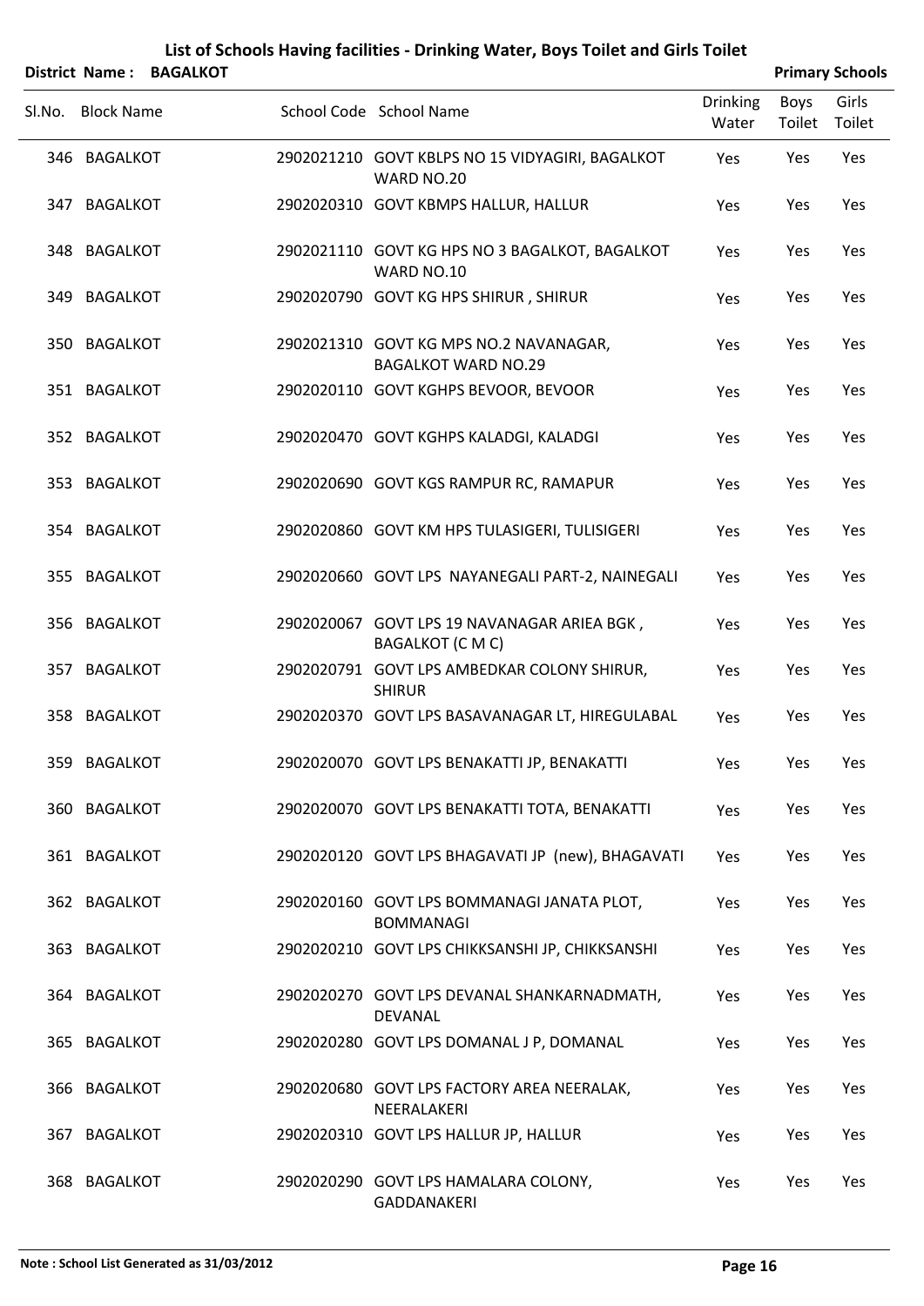# List of Schools Having facilities - Drinking Water, Boys Toilet and Girls Toilet

**District Name : BAGALKOT** **Primary Schools**

| Sl.No. | Block Name | School Code | School Name | Drinking Water | Boys Toilet | Girls Toilet |
|---|---|---|---|---|---|---|
| 346 | BAGALKOT | 2902021210 | GOVT KBLPS NO 15 VIDYAGIRI, BAGALKOT WARD NO.20 | Yes | Yes | Yes |
| 347 | BAGALKOT | 2902020310 | GOVT KBMPS HALLUR, HALLUR | Yes | Yes | Yes |
| 348 | BAGALKOT | 2902021110 | GOVT KG HPS NO 3 BAGALKOT, BAGALKOT WARD NO.10 | Yes | Yes | Yes |
| 349 | BAGALKOT | 2902020790 | GOVT KG HPS SHIRUR , SHIRUR | Yes | Yes | Yes |
| 350 | BAGALKOT | 2902021310 | GOVT KG MPS NO.2 NAVANAGAR, BAGALKOT WARD NO.29 | Yes | Yes | Yes |
| 351 | BAGALKOT | 2902020110 | GOVT KGHPS BEVOOR, BEVOOR | Yes | Yes | Yes |
| 352 | BAGALKOT | 2902020470 | GOVT KGHPS KALADGI, KALADGI | Yes | Yes | Yes |
| 353 | BAGALKOT | 2902020690 | GOVT KGS RAMPUR RC, RAMAPUR | Yes | Yes | Yes |
| 354 | BAGALKOT | 2902020860 | GOVT KM HPS TULASIGERI, TULISIGERI | Yes | Yes | Yes |
| 355 | BAGALKOT | 2902020660 | GOVT LPS NAYANEGALI PART-2, NAINEGALI | Yes | Yes | Yes |
| 356 | BAGALKOT | 2902020067 | GOVT LPS 19 NAVANAGAR ARIEA BGK , BAGALKOT (C M C) | Yes | Yes | Yes |
| 357 | BAGALKOT | 2902020791 | GOVT LPS AMBEDKAR COLONY SHIRUR, SHIRUR | Yes | Yes | Yes |
| 358 | BAGALKOT | 2902020370 | GOVT LPS BASAVANAGAR LT, HIREGULABAL | Yes | Yes | Yes |
| 359 | BAGALKOT | 2902020070 | GOVT LPS BENAKATTI JP, BENAKATTI | Yes | Yes | Yes |
| 360 | BAGALKOT | 2902020070 | GOVT LPS BENAKATTI TOTA, BENAKATTI | Yes | Yes | Yes |
| 361 | BAGALKOT | 2902020120 | GOVT LPS BHAGAVATI JP (new), BHAGAVATI | Yes | Yes | Yes |
| 362 | BAGALKOT | 2902020160 | GOVT LPS BOMMANAGI JANATA PLOT, BOMMANAGI | Yes | Yes | Yes |
| 363 | BAGALKOT | 2902020210 | GOVT LPS CHIKKSANSHI JP, CHIKKSANSHI | Yes | Yes | Yes |
| 364 | BAGALKOT | 2902020270 | GOVT LPS DEVANAL SHANKARNADMATH, DEVANAL | Yes | Yes | Yes |
| 365 | BAGALKOT | 2902020280 | GOVT LPS DOMANAL J P, DOMANAL | Yes | Yes | Yes |
| 366 | BAGALKOT | 2902020680 | GOVT LPS FACTORY AREA NEERALAK, NEERALAKERI | Yes | Yes | Yes |
| 367 | BAGALKOT | 2902020310 | GOVT LPS HALLUR JP, HALLUR | Yes | Yes | Yes |
| 368 | BAGALKOT | 2902020290 | GOVT LPS HAMALARA COLONY, GADDANAKERI | Yes | Yes | Yes |

**Note : School List Generated as 31/03/2012**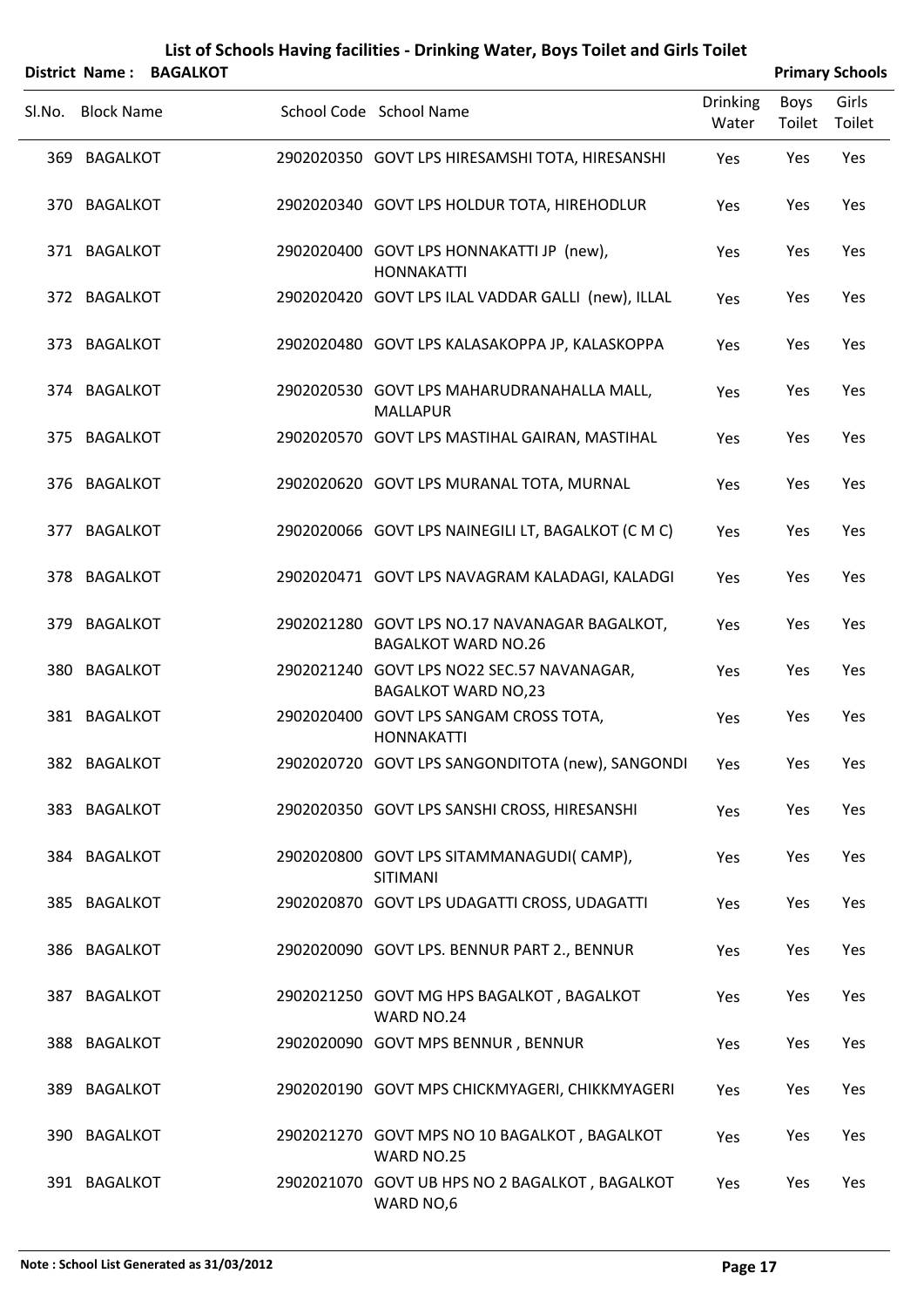# List of Schools Having facilities - Drinking Water, Boys Toilet and Girls Toilet

**District Name : BAGALKOT** **Primary Schools**

| Sl.No. | Block Name | School Code | School Name | Drinking Water | Boys Toilet | Girls Toilet |
|---|---|---|---|---|---|---|
| 369 | BAGALKOT | 2902020350 | GOVT LPS HIRESAMSHI TOTA, HIRESANSHI | Yes | Yes | Yes |
| 370 | BAGALKOT | 2902020340 | GOVT LPS HOLDUR TOTA, HIREHODLUR | Yes | Yes | Yes |
| 371 | BAGALKOT | 2902020400 | GOVT LPS HONNAKATTI JP (new), HONNAKATTI | Yes | Yes | Yes |
| 372 | BAGALKOT | 2902020420 | GOVT LPS ILAL VADDAR GALLI (new), ILLAL | Yes | Yes | Yes |
| 373 | BAGALKOT | 2902020480 | GOVT LPS KALASAKOPPA JP, KALASKOPPA | Yes | Yes | Yes |
| 374 | BAGALKOT | 2902020530 | GOVT LPS MAHARUDRANAHALLA MALL, MALLAPUR | Yes | Yes | Yes |
| 375 | BAGALKOT | 2902020570 | GOVT LPS MASTIHAL GAIRAN, MASTIHAL | Yes | Yes | Yes |
| 376 | BAGALKOT | 2902020620 | GOVT LPS MURANAL TOTA, MURNAL | Yes | Yes | Yes |
| 377 | BAGALKOT | 2902020066 | GOVT LPS NAINEGILI LT, BAGALKOT (C M C) | Yes | Yes | Yes |
| 378 | BAGALKOT | 2902020471 | GOVT LPS NAVAGRAM KALADAGI, KALADGI | Yes | Yes | Yes |
| 379 | BAGALKOT | 2902021280 | GOVT LPS NO.17 NAVANAGAR BAGALKOT, BAGALKOT WARD NO.26 | Yes | Yes | Yes |
| 380 | BAGALKOT | 2902021240 | GOVT LPS NO22 SEC.57 NAVANAGAR, BAGALKOT WARD NO,23 | Yes | Yes | Yes |
| 381 | BAGALKOT | 2902020400 | GOVT LPS SANGAM CROSS TOTA, HONNAKATTI | Yes | Yes | Yes |
| 382 | BAGALKOT | 2902020720 | GOVT LPS SANGONDITOTA (new), SANGONDI | Yes | Yes | Yes |
| 383 | BAGALKOT | 2902020350 | GOVT LPS SANSHI CROSS, HIRESANSHI | Yes | Yes | Yes |
| 384 | BAGALKOT | 2902020800 | GOVT LPS SITAMMANAGUDI( CAMP), SITIMANI | Yes | Yes | Yes |
| 385 | BAGALKOT | 2902020870 | GOVT LPS UDAGATTI CROSS, UDAGATTI | Yes | Yes | Yes |
| 386 | BAGALKOT | 2902020090 | GOVT LPS. BENNUR PART 2., BENNUR | Yes | Yes | Yes |
| 387 | BAGALKOT | 2902021250 | GOVT MG HPS BAGALKOT , BAGALKOT WARD NO.24 | Yes | Yes | Yes |
| 388 | BAGALKOT | 2902020090 | GOVT MPS BENNUR , BENNUR | Yes | Yes | Yes |
| 389 | BAGALKOT | 2902020190 | GOVT MPS CHICKMYAGERI, CHIKKMYAGERI | Yes | Yes | Yes |
| 390 | BAGALKOT | 2902021270 | GOVT MPS NO 10 BAGALKOT , BAGALKOT WARD NO.25 | Yes | Yes | Yes |
| 391 | BAGALKOT | 2902021070 | GOVT UB HPS NO 2 BAGALKOT , BAGALKOT WARD NO,6 | Yes | Yes | Yes |

**Note : School List Generated as 31/03/2012**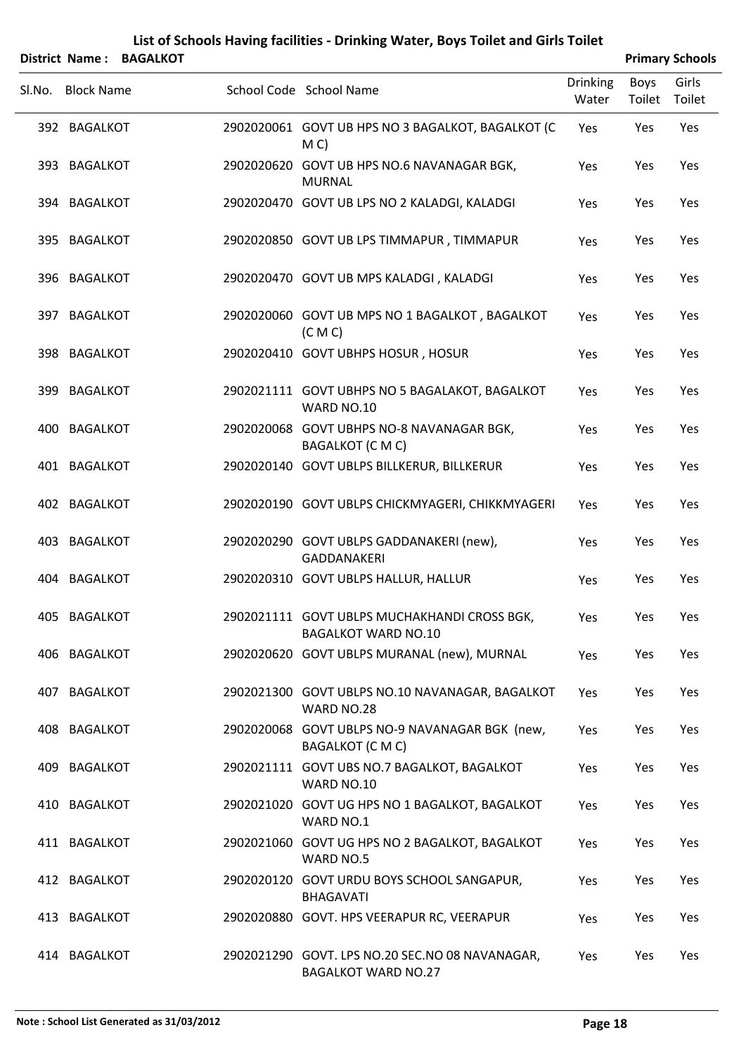# List of Schools Having facilities - Drinking Water, Boys Toilet and Girls Toilet

**District Name : BAGALKOT** **Primary Schools**

| Sl.No. | Block Name | School Code | School Name | Drinking Water | Boys Toilet | Girls Toilet |
|---|---|---|---|---|---|---|
| 392 | BAGALKOT | 2902020061 | GOVT UB HPS NO 3 BAGALKOT, BAGALKOT (C M C) | Yes | Yes | Yes |
| 393 | BAGALKOT | 2902020620 | GOVT UB HPS NO.6 NAVANAGAR BGK, MURNAL | Yes | Yes | Yes |
| 394 | BAGALKOT | 2902020470 | GOVT UB LPS NO 2 KALADGI, KALADGI | Yes | Yes | Yes |
| 395 | BAGALKOT | 2902020850 | GOVT UB LPS TIMMAPUR , TIMMAPUR | Yes | Yes | Yes |
| 396 | BAGALKOT | 2902020470 | GOVT UB MPS KALADGI , KALADGI | Yes | Yes | Yes |
| 397 | BAGALKOT | 2902020060 | GOVT UB MPS NO 1 BAGALKOT , BAGALKOT (C M C) | Yes | Yes | Yes |
| 398 | BAGALKOT | 2902020410 | GOVT UBHPS HOSUR , HOSUR | Yes | Yes | Yes |
| 399 | BAGALKOT | 2902021111 | GOVT UBHPS NO 5 BAGALAKOT, BAGALKOT WARD NO.10 | Yes | Yes | Yes |
| 400 | BAGALKOT | 2902020068 | GOVT UBHPS NO-8 NAVANAGAR BGK, BAGALKOT (C M C) | Yes | Yes | Yes |
| 401 | BAGALKOT | 2902020140 | GOVT UBLPS BILLKERUR, BILLKERUR | Yes | Yes | Yes |
| 402 | BAGALKOT | 2902020190 | GOVT UBLPS CHICKMYAGERI, CHIKKMYAGERI | Yes | Yes | Yes |
| 403 | BAGALKOT | 2902020290 | GOVT UBLPS GADDANAKERI (new), GADDANAKERI | Yes | Yes | Yes |
| 404 | BAGALKOT | 2902020310 | GOVT UBLPS HALLUR, HALLUR | Yes | Yes | Yes |
| 405 | BAGALKOT | 2902021111 | GOVT UBLPS MUCHAKHANDI CROSS BGK, BAGALKOT WARD NO.10 | Yes | Yes | Yes |
| 406 | BAGALKOT | 2902020620 | GOVT UBLPS MURANAL (new), MURNAL | Yes | Yes | Yes |
| 407 | BAGALKOT | 2902021300 | GOVT UBLPS NO.10 NAVANAGAR, BAGALKOT WARD NO.28 | Yes | Yes | Yes |
| 408 | BAGALKOT | 2902020068 | GOVT UBLPS NO-9 NAVANAGAR BGK (new, BAGALKOT (C M C) | Yes | Yes | Yes |
| 409 | BAGALKOT | 2902021111 | GOVT UBS NO.7 BAGALKOT, BAGALKOT WARD NO.10 | Yes | Yes | Yes |
| 410 | BAGALKOT | 2902021020 | GOVT UG HPS NO 1 BAGALKOT, BAGALKOT WARD NO.1 | Yes | Yes | Yes |
| 411 | BAGALKOT | 2902021060 | GOVT UG HPS NO 2 BAGALKOT, BAGALKOT WARD NO.5 | Yes | Yes | Yes |
| 412 | BAGALKOT | 2902020120 | GOVT URDU BOYS SCHOOL SANGAPUR, BHAGAVATI | Yes | Yes | Yes |
| 413 | BAGALKOT | 2902020880 | GOVT. HPS VEERAPUR RC, VEERAPUR | Yes | Yes | Yes |
| 414 | BAGALKOT | 2902021290 | GOVT. LPS NO.20 SEC.NO 08 NAVANAGAR, BAGALKOT WARD NO.27 | Yes | Yes | Yes |

Note : School List Generated as 31/03/2012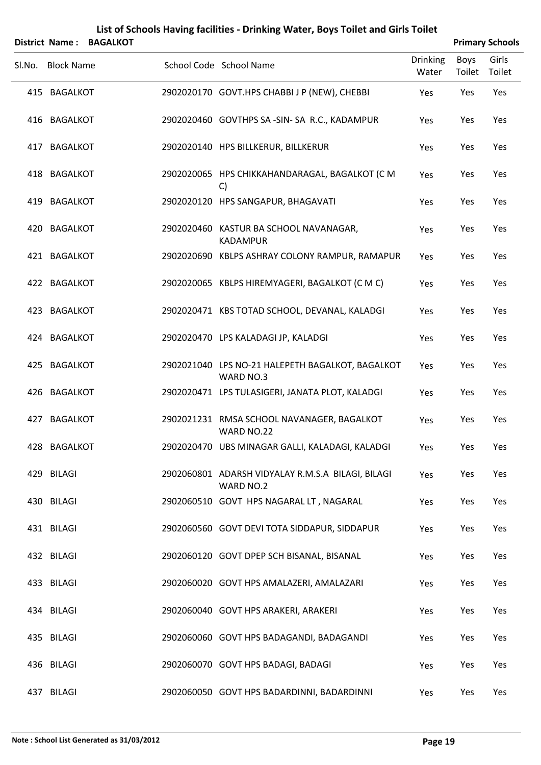# List of Schools Having facilities - Drinking Water, Boys Toilet and Girls Toilet

**District Name : BAGALKOT** **Primary Schools**

| Sl.No. | Block Name | School Code | School Name | Drinking Water | Boys Toilet | Girls Toilet |
|---|---|---|---|---|---|---|
| 415 | BAGALKOT | 2902020170 | GOVT.HPS CHABBI J P (NEW), CHEBBI | Yes | Yes | Yes |
| 416 | BAGALKOT | 2902020460 | GOVTHPS SA -SIN- SA R.C., KADAMPUR | Yes | Yes | Yes |
| 417 | BAGALKOT | 2902020140 | HPS BILLKERUR, BILLKERUR | Yes | Yes | Yes |
| 418 | BAGALKOT | 2902020065 | HPS CHIKKAHANDARAGAL, BAGALKOT (C M C) | Yes | Yes | Yes |
| 419 | BAGALKOT | 2902020120 | HPS SANGAPUR, BHAGAVATI | Yes | Yes | Yes |
| 420 | BAGALKOT | 2902020460 | KASTUR BA SCHOOL NAVANAGAR, KADAMPUR | Yes | Yes | Yes |
| 421 | BAGALKOT | 2902020690 | KBLPS ASHRAY COLONY RAMPUR, RAMAPUR | Yes | Yes | Yes |
| 422 | BAGALKOT | 2902020065 | KBLPS HIREMYAGERI, BAGALKOT (C M C) | Yes | Yes | Yes |
| 423 | BAGALKOT | 2902020471 | KBS TOTAD SCHOOL, DEVANAL, KALADGI | Yes | Yes | Yes |
| 424 | BAGALKOT | 2902020470 | LPS KALADAGI JP, KALADGI | Yes | Yes | Yes |
| 425 | BAGALKOT | 2902021040 | LPS NO-21 HALEPETH BAGALKOT, BAGALKOT WARD NO.3 | Yes | Yes | Yes |
| 426 | BAGALKOT | 2902020471 | LPS TULASIGERI, JANATA PLOT, KALADGI | Yes | Yes | Yes |
| 427 | BAGALKOT | 2902021231 | RMSA SCHOOL NAVANAGER, BAGALKOT WARD NO.22 | Yes | Yes | Yes |
| 428 | BAGALKOT | 2902020470 | UBS MINAGAR GALLI, KALADAGI, KALADGI | Yes | Yes | Yes |
| 429 | BILAGI | 2902060801 | ADARSH VIDYALAY R.M.S.A BILAGI, BILAGI WARD NO.2 | Yes | Yes | Yes |
| 430 | BILAGI | 2902060510 | GOVT HPS NAGARAL LT , NAGARAL | Yes | Yes | Yes |
| 431 | BILAGI | 2902060560 | GOVT DEVI TOTA SIDDAPUR, SIDDAPUR | Yes | Yes | Yes |
| 432 | BILAGI | 2902060120 | GOVT DPEP SCH BISANAL, BISANAL | Yes | Yes | Yes |
| 433 | BILAGI | 2902060020 | GOVT HPS AMALAZERI, AMALAZARI | Yes | Yes | Yes |
| 434 | BILAGI | 2902060040 | GOVT HPS ARAKERI, ARAKERI | Yes | Yes | Yes |
| 435 | BILAGI | 2902060060 | GOVT HPS BADAGANDI, BADAGANDI | Yes | Yes | Yes |
| 436 | BILAGI | 2902060070 | GOVT HPS BADAGI, BADAGI | Yes | Yes | Yes |
| 437 | BILAGI | 2902060050 | GOVT HPS BADARDINNI, BADARDINNI | Yes | Yes | Yes |

**Note : School List Generated as 31/03/2012**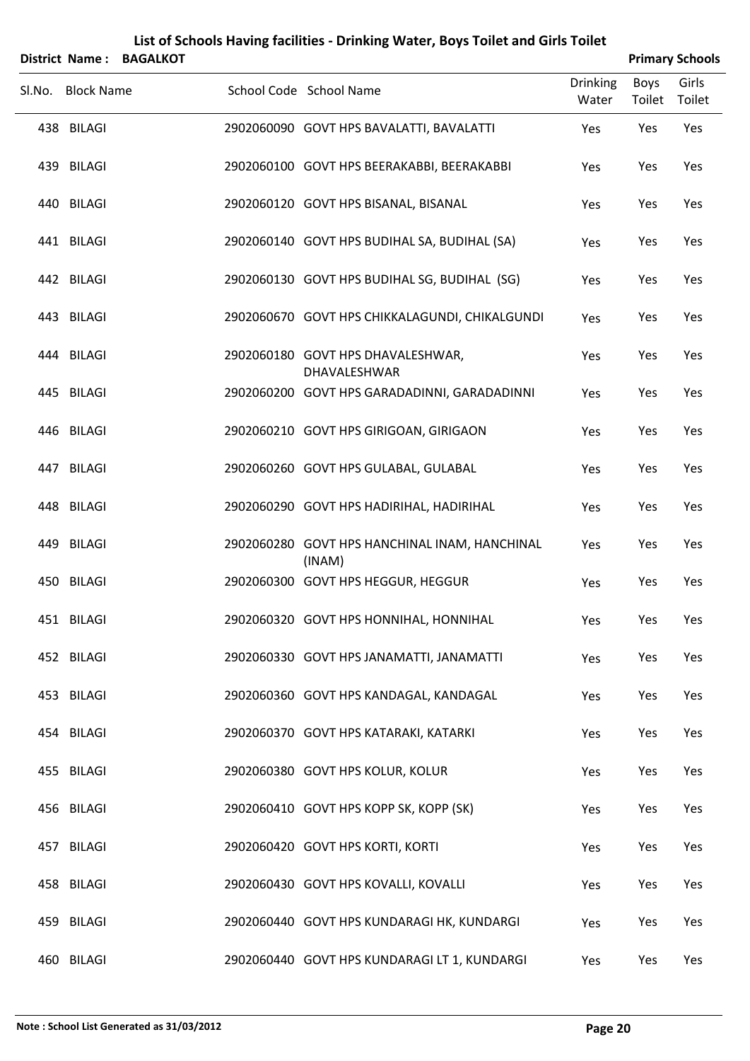# List of Schools Having facilities - Drinking Water, Boys Toilet and Girls Toilet

**District Name : BAGALKOT** **Primary Schools**

| Sl.No. | Block Name | School Code | School Name | Drinking Water | Boys Toilet | Girls Toilet |
|---|---|---|---|---|---|---|
| 438 | BILAGI | 2902060090 | GOVT HPS BAVALATTI, BAVALATTI | Yes | Yes | Yes |
| 439 | BILAGI | 2902060100 | GOVT HPS BEERAKABBI, BEERAKABBI | Yes | Yes | Yes |
| 440 | BILAGI | 2902060120 | GOVT HPS BISANAL, BISANAL | Yes | Yes | Yes |
| 441 | BILAGI | 2902060140 | GOVT HPS BUDIHAL SA, BUDIHAL (SA) | Yes | Yes | Yes |
| 442 | BILAGI | 2902060130 | GOVT HPS BUDIHAL SG, BUDIHAL (SG) | Yes | Yes | Yes |
| 443 | BILAGI | 2902060670 | GOVT HPS CHIKKALAGUNDI, CHIKALGUNDI | Yes | Yes | Yes |
| 444 | BILAGI | 2902060180 | GOVT HPS DHAVALESHWAR, DHAVALESHWAR | Yes | Yes | Yes |
| 445 | BILAGI | 2902060200 | GOVT HPS GARADADINNI, GARADADINNI | Yes | Yes | Yes |
| 446 | BILAGI | 2902060210 | GOVT HPS GIRIGOAN, GIRIGAON | Yes | Yes | Yes |
| 447 | BILAGI | 2902060260 | GOVT HPS GULABAL, GULABAL | Yes | Yes | Yes |
| 448 | BILAGI | 2902060290 | GOVT HPS HADIRIHAL, HADIRIHAL | Yes | Yes | Yes |
| 449 | BILAGI | 2902060280 | GOVT HPS HANCHINAL INAM, HANCHINAL (INAM) | Yes | Yes | Yes |
| 450 | BILAGI | 2902060300 | GOVT HPS HEGGUR, HEGGUR | Yes | Yes | Yes |
| 451 | BILAGI | 2902060320 | GOVT HPS HONNIHAL, HONNIHAL | Yes | Yes | Yes |
| 452 | BILAGI | 2902060330 | GOVT HPS JANAMATTI, JANAMATTI | Yes | Yes | Yes |
| 453 | BILAGI | 2902060360 | GOVT HPS KANDAGAL, KANDAGAL | Yes | Yes | Yes |
| 454 | BILAGI | 2902060370 | GOVT HPS KATARAKI, KATARKI | Yes | Yes | Yes |
| 455 | BILAGI | 2902060380 | GOVT HPS KOLUR, KOLUR | Yes | Yes | Yes |
| 456 | BILAGI | 2902060410 | GOVT HPS KOPP SK, KOPP (SK) | Yes | Yes | Yes |
| 457 | BILAGI | 2902060420 | GOVT HPS KORTI, KORTI | Yes | Yes | Yes |
| 458 | BILAGI | 2902060430 | GOVT HPS KOVALLI, KOVALLI | Yes | Yes | Yes |
| 459 | BILAGI | 2902060440 | GOVT HPS KUNDARAGI HK, KUNDARGI | Yes | Yes | Yes |
| 460 | BILAGI | 2902060440 | GOVT HPS KUNDARAGI LT 1, KUNDARGI | Yes | Yes | Yes |

**Note : School List Generated as 31/03/2012**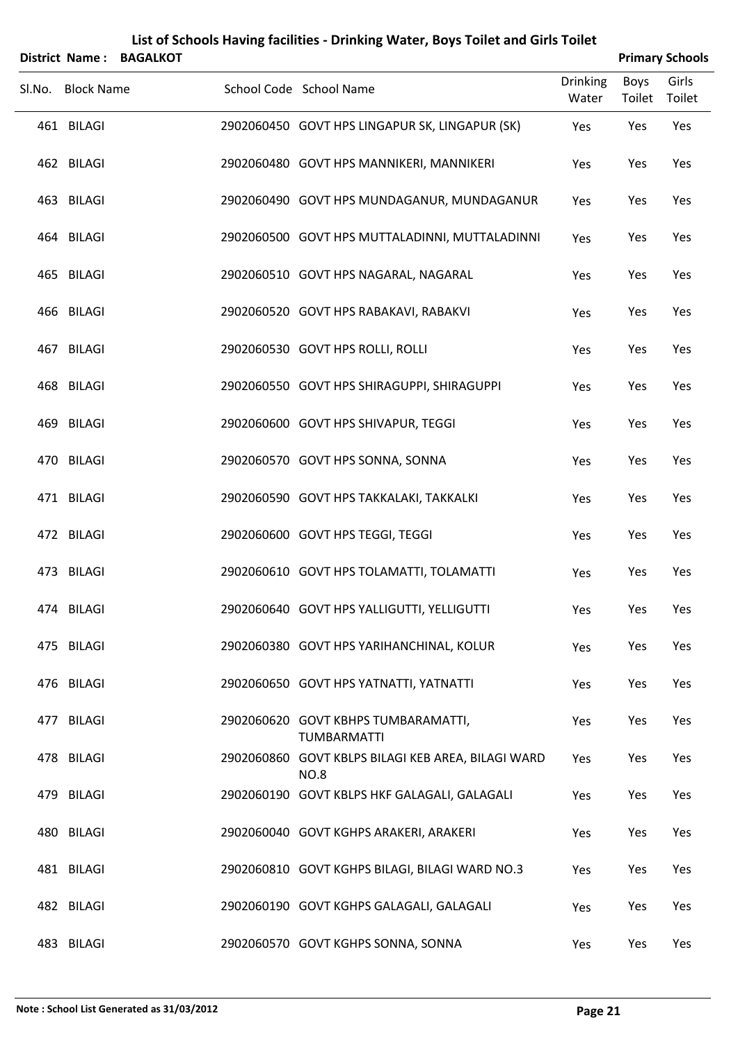# List of Schools Having facilities - Drinking Water, Boys Toilet and Girls Toilet

**District Name : BAGALKOT** **Primary Schools**

| Sl.No. | Block Name | School Code | School Name | Drinking Water | Boys Toilet | Girls Toilet |
|---|---|---|---|---|---|---|
| 461 | BILAGI | 2902060450 | GOVT HPS LINGAPUR SK, LINGAPUR (SK) | Yes | Yes | Yes |
| 462 | BILAGI | 2902060480 | GOVT HPS MANNIKERI, MANNIKERI | Yes | Yes | Yes |
| 463 | BILAGI | 2902060490 | GOVT HPS MUNDAGANUR, MUNDAGANUR | Yes | Yes | Yes |
| 464 | BILAGI | 2902060500 | GOVT HPS MUTTALADINNI, MUTTALADINNI | Yes | Yes | Yes |
| 465 | BILAGI | 2902060510 | GOVT HPS NAGARAL, NAGARAL | Yes | Yes | Yes |
| 466 | BILAGI | 2902060520 | GOVT HPS RABAKAVI, RABAKVI | Yes | Yes | Yes |
| 467 | BILAGI | 2902060530 | GOVT HPS ROLLI, ROLLI | Yes | Yes | Yes |
| 468 | BILAGI | 2902060550 | GOVT HPS SHIRAGUPPI, SHIRAGUPPI | Yes | Yes | Yes |
| 469 | BILAGI | 2902060600 | GOVT HPS SHIVAPUR, TEGGI | Yes | Yes | Yes |
| 470 | BILAGI | 2902060570 | GOVT HPS SONNA, SONNA | Yes | Yes | Yes |
| 471 | BILAGI | 2902060590 | GOVT HPS TAKKALAKI, TAKKALKI | Yes | Yes | Yes |
| 472 | BILAGI | 2902060600 | GOVT HPS TEGGI, TEGGI | Yes | Yes | Yes |
| 473 | BILAGI | 2902060610 | GOVT HPS TOLAMATTI, TOLAMATTI | Yes | Yes | Yes |
| 474 | BILAGI | 2902060640 | GOVT HPS YALLIGUTTI, YELLIGUTTI | Yes | Yes | Yes |
| 475 | BILAGI | 2902060380 | GOVT HPS YARIHANCHINAL, KOLUR | Yes | Yes | Yes |
| 476 | BILAGI | 2902060650 | GOVT HPS YATNATTI, YATNATTI | Yes | Yes | Yes |
| 477 | BILAGI | 2902060620 | GOVT KBHPS TUMBARAMATTI, TUMBARMATTI | Yes | Yes | Yes |
| 478 | BILAGI | 2902060860 | GOVT KBLPS BILAGI KEB AREA, BILAGI WARD NO.8 | Yes | Yes | Yes |
| 479 | BILAGI | 2902060190 | GOVT KBLPS HKF GALAGALI, GALAGALI | Yes | Yes | Yes |
| 480 | BILAGI | 2902060040 | GOVT KGHPS ARAKERI, ARAKERI | Yes | Yes | Yes |
| 481 | BILAGI | 2902060810 | GOVT KGHPS BILAGI, BILAGI WARD NO.3 | Yes | Yes | Yes |
| 482 | BILAGI | 2902060190 | GOVT KGHPS GALAGALI, GALAGALI | Yes | Yes | Yes |
| 483 | BILAGI | 2902060570 | GOVT KGHPS SONNA, SONNA | Yes | Yes | Yes |

**Note : School List Generated as 31/03/2012**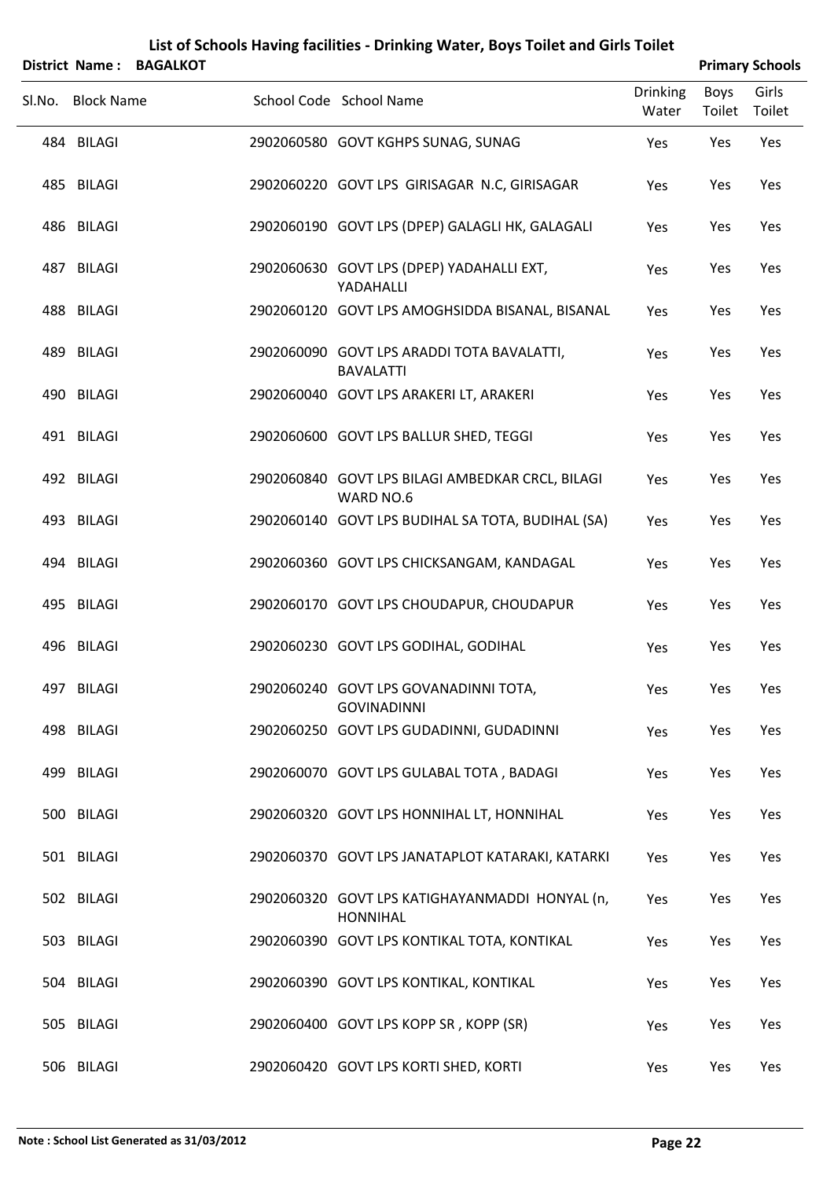# List of Schools Having facilities - Drinking Water, Boys Toilet and Girls Toilet

**District Name : BAGALKOT** **Primary Schools**

| Sl.No. | Block Name | School Code | School Name | Drinking Water | Boys Toilet | Girls Toilet |
|---|---|---|---|---|---|---|
| 484 | BILAGI | 2902060580 | GOVT KGHPS SUNAG, SUNAG | Yes | Yes | Yes |
| 485 | BILAGI | 2902060220 | GOVT LPS GIRISAGAR N.C, GIRISAGAR | Yes | Yes | Yes |
| 486 | BILAGI | 2902060190 | GOVT LPS (DPEP) GALAGLI HK, GALAGALI | Yes | Yes | Yes |
| 487 | BILAGI | 2902060630 | GOVT LPS (DPEP) YADAHALLI EXT, YADAHALLI | Yes | Yes | Yes |
| 488 | BILAGI | 2902060120 | GOVT LPS AMOGHSIDDA BISANAL, BISANAL | Yes | Yes | Yes |
| 489 | BILAGI | 2902060090 | GOVT LPS ARADDI TOTA BAVALATTI, BAVALATTI | Yes | Yes | Yes |
| 490 | BILAGI | 2902060040 | GOVT LPS ARAKERI LT, ARAKERI | Yes | Yes | Yes |
| 491 | BILAGI | 2902060600 | GOVT LPS BALLUR SHED, TEGGI | Yes | Yes | Yes |
| 492 | BILAGI | 2902060840 | GOVT LPS BILAGI AMBEDKAR CRCL, BILAGI WARD NO.6 | Yes | Yes | Yes |
| 493 | BILAGI | 2902060140 | GOVT LPS BUDIHAL SA TOTA, BUDIHAL (SA) | Yes | Yes | Yes |
| 494 | BILAGI | 2902060360 | GOVT LPS CHICKSANGAM, KANDAGAL | Yes | Yes | Yes |
| 495 | BILAGI | 2902060170 | GOVT LPS CHOUDAPUR, CHOUDAPUR | Yes | Yes | Yes |
| 496 | BILAGI | 2902060230 | GOVT LPS GODIHAL, GODIHAL | Yes | Yes | Yes |
| 497 | BILAGI | 2902060240 | GOVT LPS GOVANADINNI TOTA, GOVINADINNI | Yes | Yes | Yes |
| 498 | BILAGI | 2902060250 | GOVT LPS GUDADINNI, GUDADINNI | Yes | Yes | Yes |
| 499 | BILAGI | 2902060070 | GOVT LPS GULABAL TOTA , BADAGI | Yes | Yes | Yes |
| 500 | BILAGI | 2902060320 | GOVT LPS HONNIHAL LT, HONNIHAL | Yes | Yes | Yes |
| 501 | BILAGI | 2902060370 | GOVT LPS JANATAPLOT KATARAKI, KATARKI | Yes | Yes | Yes |
| 502 | BILAGI | 2902060320 | GOVT LPS KATIGHAYANMADDI HONYAL (n, HONNIHAL | Yes | Yes | Yes |
| 503 | BILAGI | 2902060390 | GOVT LPS KONTIKAL TOTA, KONTIKAL | Yes | Yes | Yes |
| 504 | BILAGI | 2902060390 | GOVT LPS KONTIKAL, KONTIKAL | Yes | Yes | Yes |
| 505 | BILAGI | 2902060400 | GOVT LPS KOPP SR , KOPP (SR) | Yes | Yes | Yes |
| 506 | BILAGI | 2902060420 | GOVT LPS KORTI SHED, KORTI | Yes | Yes | Yes |

**Note : School List Generated as 31/03/2012**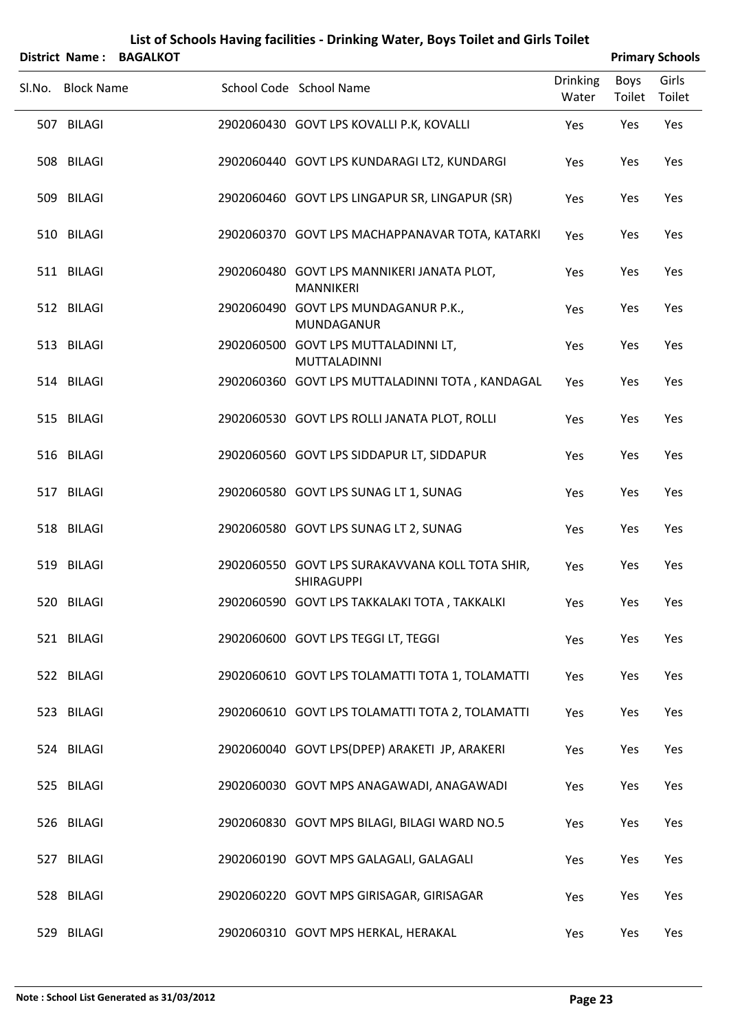# List of Schools Having facilities - Drinking Water, Boys Toilet and Girls Toilet

**District Name : BAGALKOT** **Primary Schools**

| Sl.No. | Block Name | School Code | School Name | Drinking Water | Boys Toilet | Girls Toilet |
|---|---|---|---|---|---|---|
| 507 | BILAGI | 2902060430 | GOVT LPS KOVALLI P.K, KOVALLI | Yes | Yes | Yes |
| 508 | BILAGI | 2902060440 | GOVT LPS KUNDARAGI LT2, KUNDARGI | Yes | Yes | Yes |
| 509 | BILAGI | 2902060460 | GOVT LPS LINGAPUR SR, LINGAPUR (SR) | Yes | Yes | Yes |
| 510 | BILAGI | 2902060370 | GOVT LPS MACHAPPANAVAR TOTA, KATARKI | Yes | Yes | Yes |
| 511 | BILAGI | 2902060480 | GOVT LPS MANNIKERI JANATA PLOT, MANNIKERI | Yes | Yes | Yes |
| 512 | BILAGI | 2902060490 | GOVT LPS MUNDAGANUR P.K., MUNDAGANUR | Yes | Yes | Yes |
| 513 | BILAGI | 2902060500 | GOVT LPS MUTTALADINNI LT, MUTTALADINNI | Yes | Yes | Yes |
| 514 | BILAGI | 2902060360 | GOVT LPS MUTTALADINNI TOTA , KANDAGAL | Yes | Yes | Yes |
| 515 | BILAGI | 2902060530 | GOVT LPS ROLLI JANATA PLOT, ROLLI | Yes | Yes | Yes |
| 516 | BILAGI | 2902060560 | GOVT LPS SIDDAPUR LT, SIDDAPUR | Yes | Yes | Yes |
| 517 | BILAGI | 2902060580 | GOVT LPS SUNAG LT 1, SUNAG | Yes | Yes | Yes |
| 518 | BILAGI | 2902060580 | GOVT LPS SUNAG LT 2, SUNAG | Yes | Yes | Yes |
| 519 | BILAGI | 2902060550 | GOVT LPS SURAKAVVANA KOLL TOTA SHIR, SHIRAGUPPI | Yes | Yes | Yes |
| 520 | BILAGI | 2902060590 | GOVT LPS TAKKALAKI TOTA , TAKKALKI | Yes | Yes | Yes |
| 521 | BILAGI | 2902060600 | GOVT LPS TEGGI LT, TEGGI | Yes | Yes | Yes |
| 522 | BILAGI | 2902060610 | GOVT LPS TOLAMATTI TOTA 1, TOLAMATTI | Yes | Yes | Yes |
| 523 | BILAGI | 2902060610 | GOVT LPS TOLAMATTI TOTA 2, TOLAMATTI | Yes | Yes | Yes |
| 524 | BILAGI | 2902060040 | GOVT LPS(DPEP) ARAKETI JP, ARAKERI | Yes | Yes | Yes |
| 525 | BILAGI | 2902060030 | GOVT MPS ANAGAWADI, ANAGAWADI | Yes | Yes | Yes |
| 526 | BILAGI | 2902060830 | GOVT MPS BILAGI, BILAGI WARD NO.5 | Yes | Yes | Yes |
| 527 | BILAGI | 2902060190 | GOVT MPS GALAGALI, GALAGALI | Yes | Yes | Yes |
| 528 | BILAGI | 2902060220 | GOVT MPS GIRISAGAR, GIRISAGAR | Yes | Yes | Yes |
| 529 | BILAGI | 2902060310 | GOVT MPS HERKAL, HERAKAL | Yes | Yes | Yes |

**Note : School List Generated as 31/03/2012**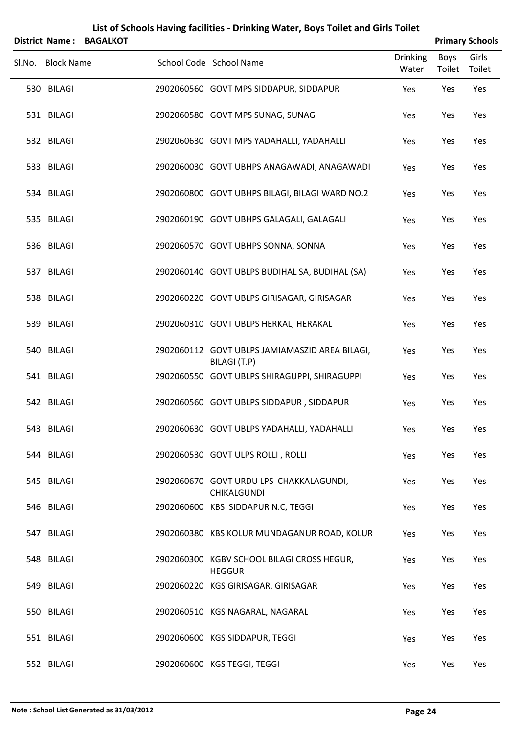# List of Schools Having facilities - Drinking Water, Boys Toilet and Girls Toilet

**District Name : BAGALKOT** **Primary Schools**

| Sl.No. | Block Name | School Code | School Name | Drinking Water | Boys Toilet | Girls Toilet |
|---|---|---|---|---|---|---|
| 530 | BILAGI | 2902060560 | GOVT MPS SIDDAPUR, SIDDAPUR | Yes | Yes | Yes |
| 531 | BILAGI | 2902060580 | GOVT MPS SUNAG, SUNAG | Yes | Yes | Yes |
| 532 | BILAGI | 2902060630 | GOVT MPS YADAHALLI, YADAHALLI | Yes | Yes | Yes |
| 533 | BILAGI | 2902060030 | GOVT UBHPS ANAGAWADI, ANAGAWADI | Yes | Yes | Yes |
| 534 | BILAGI | 2902060800 | GOVT UBHPS BILAGI, BILAGI WARD NO.2 | Yes | Yes | Yes |
| 535 | BILAGI | 2902060190 | GOVT UBHPS GALAGALI, GALAGALI | Yes | Yes | Yes |
| 536 | BILAGI | 2902060570 | GOVT UBHPS SONNA, SONNA | Yes | Yes | Yes |
| 537 | BILAGI | 2902060140 | GOVT UBLPS BUDIHAL SA, BUDIHAL (SA) | Yes | Yes | Yes |
| 538 | BILAGI | 2902060220 | GOVT UBLPS GIRISAGAR, GIRISAGAR | Yes | Yes | Yes |
| 539 | BILAGI | 2902060310 | GOVT UBLPS HERKAL, HERAKAL | Yes | Yes | Yes |
| 540 | BILAGI | 2902060112 | GOVT UBLPS JAMIAMASZID AREA BILAGI, BILAGI (T.P) | Yes | Yes | Yes |
| 541 | BILAGI | 2902060550 | GOVT UBLPS SHIRAGUPPI, SHIRAGUPPI | Yes | Yes | Yes |
| 542 | BILAGI | 2902060560 | GOVT UBLPS SIDDAPUR , SIDDAPUR | Yes | Yes | Yes |
| 543 | BILAGI | 2902060630 | GOVT UBLPS YADAHALLI, YADAHALLI | Yes | Yes | Yes |
| 544 | BILAGI | 2902060530 | GOVT ULPS ROLLI , ROLLI | Yes | Yes | Yes |
| 545 | BILAGI | 2902060670 | GOVT URDU LPS CHAKKALAGUNDI, CHIKALGUNDI | Yes | Yes | Yes |
| 546 | BILAGI | 2902060600 | KBS SIDDAPUR N.C, TEGGI | Yes | Yes | Yes |
| 547 | BILAGI | 2902060380 | KBS KOLUR MUNDAGANUR ROAD, KOLUR | Yes | Yes | Yes |
| 548 | BILAGI | 2902060300 | KGBV SCHOOL BILAGI CROSS HEGUR, HEGGUR | Yes | Yes | Yes |
| 549 | BILAGI | 2902060220 | KGS GIRISAGAR, GIRISAGAR | Yes | Yes | Yes |
| 550 | BILAGI | 2902060510 | KGS NAGARAL, NAGARAL | Yes | Yes | Yes |
| 551 | BILAGI | 2902060600 | KGS SIDDAPUR, TEGGI | Yes | Yes | Yes |
| 552 | BILAGI | 2902060600 | KGS TEGGI, TEGGI | Yes | Yes | Yes |

**Note : School List Generated as 31/03/2012**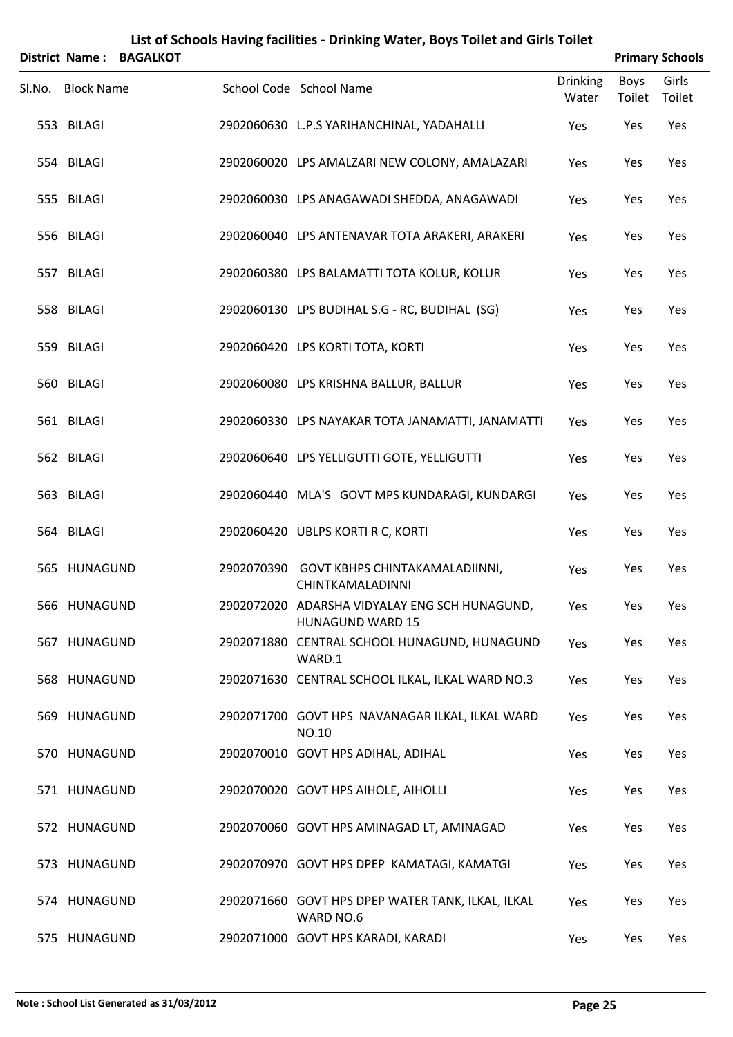# List of Schools Having facilities - Drinking Water, Boys Toilet and Girls Toilet

**District Name : BAGALKOT** **Primary Schools**

| Sl.No. | Block Name | School Code | School Name | Drinking Water | Boys Toilet | Girls Toilet |
|---|---|---|---|---|---|---|
| 553 | BILAGI | 2902060630 | L.P.S YARIHANCHINAL, YADAHALLI | Yes | Yes | Yes |
| 554 | BILAGI | 2902060020 | LPS AMALZARI NEW COLONY, AMALAZARI | Yes | Yes | Yes |
| 555 | BILAGI | 2902060030 | LPS ANAGAWADI SHEDDA, ANAGAWADI | Yes | Yes | Yes |
| 556 | BILAGI | 2902060040 | LPS ANTENAVAR TOTA ARAKERI, ARAKERI | Yes | Yes | Yes |
| 557 | BILAGI | 2902060380 | LPS BALAMATTI TOTA KOLUR, KOLUR | Yes | Yes | Yes |
| 558 | BILAGI | 2902060130 | LPS BUDIHAL S.G - RC, BUDIHAL (SG) | Yes | Yes | Yes |
| 559 | BILAGI | 2902060420 | LPS KORTI TOTA, KORTI | Yes | Yes | Yes |
| 560 | BILAGI | 2902060080 | LPS KRISHNA BALLUR, BALLUR | Yes | Yes | Yes |
| 561 | BILAGI | 2902060330 | LPS NAYAKAR TOTA JANAMATTI, JANAMATTI | Yes | Yes | Yes |
| 562 | BILAGI | 2902060640 | LPS YELLIGUTTI GOTE, YELLIGUTTI | Yes | Yes | Yes |
| 563 | BILAGI | 2902060440 | MLA'S GOVT MPS KUNDARAGI, KUNDARGI | Yes | Yes | Yes |
| 564 | BILAGI | 2902060420 | UBLPS KORTI R C, KORTI | Yes | Yes | Yes |
| 565 | HUNAGUND | 2902070390 | GOVT KBHPS CHINTAKAMALADIINNI, CHINTKAMALADINNI | Yes | Yes | Yes |
| 566 | HUNAGUND | 2902072020 | ADARSHA VIDYALAY ENG SCH HUNAGUND, HUNAGUND WARD 15 | Yes | Yes | Yes |
| 567 | HUNAGUND | 2902071880 | CENTRAL SCHOOL HUNAGUND, HUNAGUND WARD.1 | Yes | Yes | Yes |
| 568 | HUNAGUND | 2902071630 | CENTRAL SCHOOL ILKAL, ILKAL WARD NO.3 | Yes | Yes | Yes |
| 569 | HUNAGUND | 2902071700 | GOVT HPS NAVANAGAR ILKAL, ILKAL WARD NO.10 | Yes | Yes | Yes |
| 570 | HUNAGUND | 2902070010 | GOVT HPS ADIHAL, ADIHAL | Yes | Yes | Yes |
| 571 | HUNAGUND | 2902070020 | GOVT HPS AIHOLE, AIHOLLI | Yes | Yes | Yes |
| 572 | HUNAGUND | 2902070060 | GOVT HPS AMINAGAD LT, AMINAGAD | Yes | Yes | Yes |
| 573 | HUNAGUND | 2902070970 | GOVT HPS DPEP KAMATAGI, KAMATGI | Yes | Yes | Yes |
| 574 | HUNAGUND | 2902071660 | GOVT HPS DPEP WATER TANK, ILKAL, ILKAL WARD NO.6 | Yes | Yes | Yes |
| 575 | HUNAGUND | 2902071000 | GOVT HPS KARADI, KARADI | Yes | Yes | Yes |

**Note : School List Generated as 31/03/2012**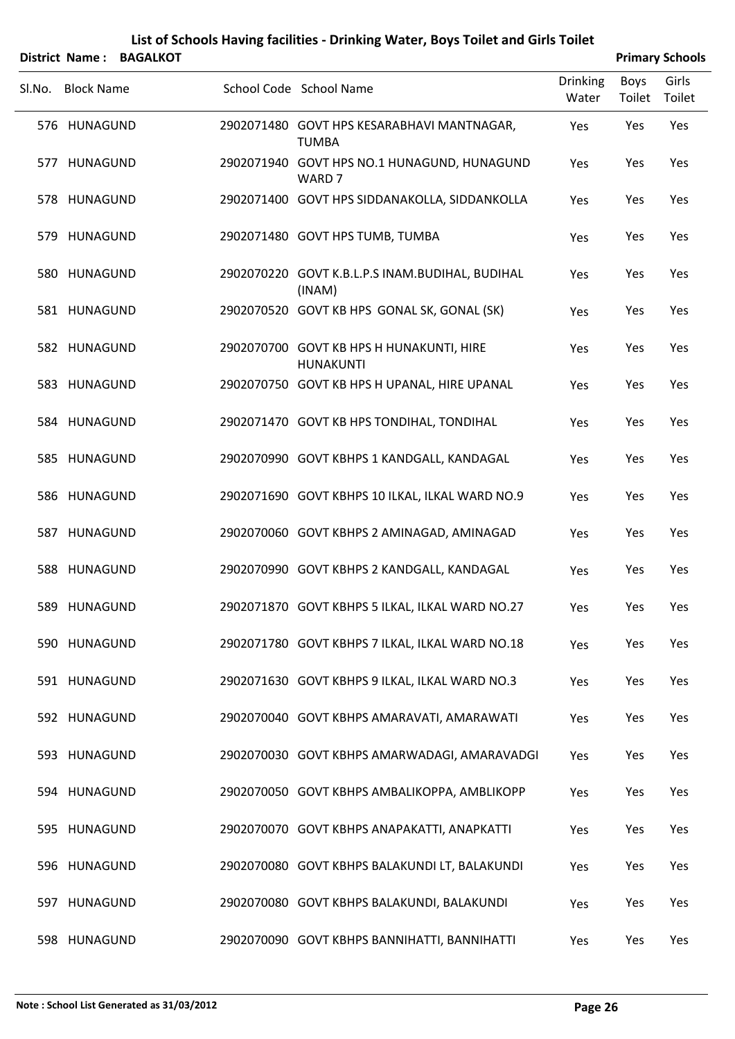# List of Schools Having facilities - Drinking Water, Boys Toilet and Girls Toilet

**District Name : BAGALKOT** **Primary Schools**

| Sl.No. | Block Name | School Code | School Name | Drinking Water | Boys Toilet | Girls Toilet |
|---|---|---|---|---|---|---|
| 576 | HUNAGUND | 2902071480 | GOVT HPS KESARABHAVI MANTNAGAR, TUMBA | Yes | Yes | Yes |
| 577 | HUNAGUND | 2902071940 | GOVT HPS NO.1 HUNAGUND, HUNAGUND WARD 7 | Yes | Yes | Yes |
| 578 | HUNAGUND | 2902071400 | GOVT HPS SIDDANAKOLLA, SIDDANKOLLA | Yes | Yes | Yes |
| 579 | HUNAGUND | 2902071480 | GOVT HPS TUMB, TUMBA | Yes | Yes | Yes |
| 580 | HUNAGUND | 2902070220 | GOVT K.B.L.P.S INAM.BUDIHAL, BUDIHAL (INAM) | Yes | Yes | Yes |
| 581 | HUNAGUND | 2902070520 | GOVT KB HPS GONAL SK, GONAL (SK) | Yes | Yes | Yes |
| 582 | HUNAGUND | 2902070700 | GOVT KB HPS H HUNAKUNTI, HIRE HUNAKUNTI | Yes | Yes | Yes |
| 583 | HUNAGUND | 2902070750 | GOVT KB HPS H UPANAL, HIRE UPANAL | Yes | Yes | Yes |
| 584 | HUNAGUND | 2902071470 | GOVT KB HPS TONDIHAL, TONDIHAL | Yes | Yes | Yes |
| 585 | HUNAGUND | 2902070990 | GOVT KBHPS 1 KANDGALL, KANDAGAL | Yes | Yes | Yes |
| 586 | HUNAGUND | 2902071690 | GOVT KBHPS 10 ILKAL, ILKAL WARD NO.9 | Yes | Yes | Yes |
| 587 | HUNAGUND | 2902070060 | GOVT KBHPS 2 AMINAGAD, AMINAGAD | Yes | Yes | Yes |
| 588 | HUNAGUND | 2902070990 | GOVT KBHPS 2 KANDGALL, KANDAGAL | Yes | Yes | Yes |
| 589 | HUNAGUND | 2902071870 | GOVT KBHPS 5 ILKAL, ILKAL WARD NO.27 | Yes | Yes | Yes |
| 590 | HUNAGUND | 2902071780 | GOVT KBHPS 7 ILKAL, ILKAL WARD NO.18 | Yes | Yes | Yes |
| 591 | HUNAGUND | 2902071630 | GOVT KBHPS 9 ILKAL, ILKAL WARD NO.3 | Yes | Yes | Yes |
| 592 | HUNAGUND | 2902070040 | GOVT KBHPS AMARAVATI, AMARAWATI | Yes | Yes | Yes |
| 593 | HUNAGUND | 2902070030 | GOVT KBHPS AMARWADAGI, AMARAVADGI | Yes | Yes | Yes |
| 594 | HUNAGUND | 2902070050 | GOVT KBHPS AMBALIKOPPA, AMBLIKOPP | Yes | Yes | Yes |
| 595 | HUNAGUND | 2902070070 | GOVT KBHPS ANAPAKATTI, ANAPKATTI | Yes | Yes | Yes |
| 596 | HUNAGUND | 2902070080 | GOVT KBHPS BALAKUNDI LT, BALAKUNDI | Yes | Yes | Yes |
| 597 | HUNAGUND | 2902070080 | GOVT KBHPS BALAKUNDI, BALAKUNDI | Yes | Yes | Yes |
| 598 | HUNAGUND | 2902070090 | GOVT KBHPS BANNIHATTI, BANNIHATTI | Yes | Yes | Yes |

**Note : School List Generated as 31/03/2012**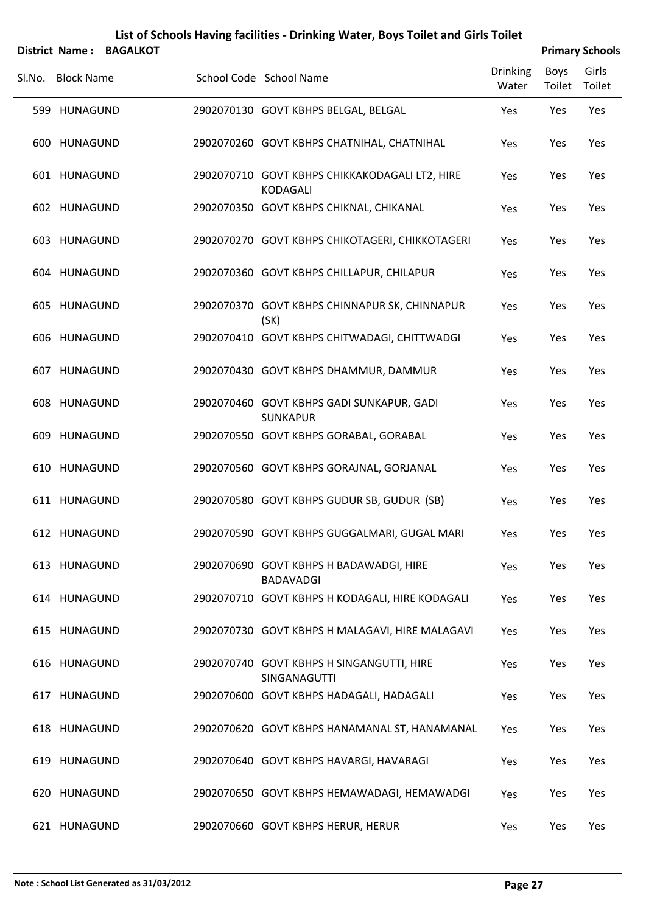# List of Schools Having facilities - Drinking Water, Boys Toilet and Girls Toilet

**District Name : BAGALKOT** **Primary Schools**

| Sl.No. | Block Name | School Code | School Name | Drinking Water | Boys Toilet | Girls Toilet |
|---|---|---|---|---|---|---|
| 599 | HUNAGUND | 2902070130 | GOVT KBHPS BELGAL, BELGAL | Yes | Yes | Yes |
| 600 | HUNAGUND | 2902070260 | GOVT KBHPS CHATNIHAL, CHATNIHAL | Yes | Yes | Yes |
| 601 | HUNAGUND | 2902070710 | GOVT KBHPS CHIKKAKODAGALI LT2, HIRE KODAGALI | Yes | Yes | Yes |
| 602 | HUNAGUND | 2902070350 | GOVT KBHPS CHIKNAL, CHIKANAL | Yes | Yes | Yes |
| 603 | HUNAGUND | 2902070270 | GOVT KBHPS CHIKOTAGERI, CHIKKOTAGERI | Yes | Yes | Yes |
| 604 | HUNAGUND | 2902070360 | GOVT KBHPS CHILLAPUR, CHILAPUR | Yes | Yes | Yes |
| 605 | HUNAGUND | 2902070370 | GOVT KBHPS CHINNAPUR SK, CHINNAPUR (SK) | Yes | Yes | Yes |
| 606 | HUNAGUND | 2902070410 | GOVT KBHPS CHITWADAGI, CHITTWADGI | Yes | Yes | Yes |
| 607 | HUNAGUND | 2902070430 | GOVT KBHPS DHAMMUR, DAMMUR | Yes | Yes | Yes |
| 608 | HUNAGUND | 2902070460 | GOVT KBHPS GADI SUNKAPUR, GADI SUNKAPUR | Yes | Yes | Yes |
| 609 | HUNAGUND | 2902070550 | GOVT KBHPS GORABAL, GORABAL | Yes | Yes | Yes |
| 610 | HUNAGUND | 2902070560 | GOVT KBHPS GORAJNAL, GORJANAL | Yes | Yes | Yes |
| 611 | HUNAGUND | 2902070580 | GOVT KBHPS GUDUR SB, GUDUR (SB) | Yes | Yes | Yes |
| 612 | HUNAGUND | 2902070590 | GOVT KBHPS GUGGALMARI, GUGAL MARI | Yes | Yes | Yes |
| 613 | HUNAGUND | 2902070690 | GOVT KBHPS H BADAWADGI, HIRE BADAVADGI | Yes | Yes | Yes |
| 614 | HUNAGUND | 2902070710 | GOVT KBHPS H KODAGALI, HIRE KODAGALI | Yes | Yes | Yes |
| 615 | HUNAGUND | 2902070730 | GOVT KBHPS H MALAGAVI, HIRE MALAGAVI | Yes | Yes | Yes |
| 616 | HUNAGUND | 2902070740 | GOVT KBHPS H SINGANGUTTI, HIRE SINGANAGUTTI | Yes | Yes | Yes |
| 617 | HUNAGUND | 2902070600 | GOVT KBHPS HADAGALI, HADAGALI | Yes | Yes | Yes |
| 618 | HUNAGUND | 2902070620 | GOVT KBHPS HANAMANAL ST, HANAMANAL | Yes | Yes | Yes |
| 619 | HUNAGUND | 2902070640 | GOVT KBHPS HAVARGI, HAVARAGI | Yes | Yes | Yes |
| 620 | HUNAGUND | 2902070650 | GOVT KBHPS HEMAWADAGI, HEMAWADGI | Yes | Yes | Yes |
| 621 | HUNAGUND | 2902070660 | GOVT KBHPS HERUR, HERUR | Yes | Yes | Yes |

**Note : School List Generated as 31/03/2012**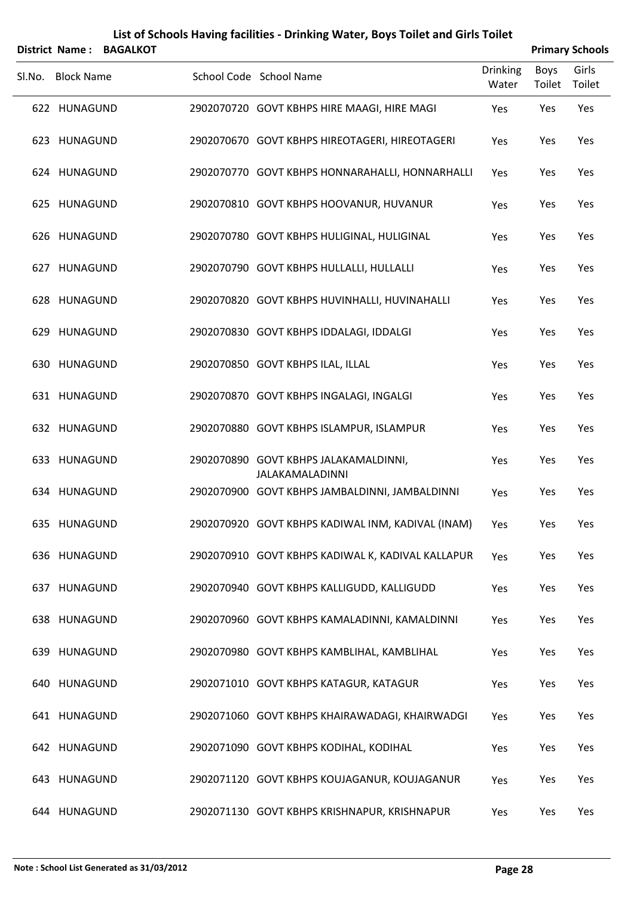# List of Schools Having facilities - Drinking Water, Boys Toilet and Girls Toilet

**District Name : BAGALKOT** **Primary Schools**

| Sl.No. | Block Name | School Code | School Name | Drinking Water | Boys Toilet | Girls Toilet |
|---|---|---|---|---|---|---|
| 622 | HUNAGUND | 2902070720 | GOVT KBHPS HIRE MAAGI, HIRE MAGI | Yes | Yes | Yes |
| 623 | HUNAGUND | 2902070670 | GOVT KBHPS HIREOTAGERI, HIREOTAGERI | Yes | Yes | Yes |
| 624 | HUNAGUND | 2902070770 | GOVT KBHPS HONNARAHALLI, HONNARHALLI | Yes | Yes | Yes |
| 625 | HUNAGUND | 2902070810 | GOVT KBHPS HOOVANUR, HUVANUR | Yes | Yes | Yes |
| 626 | HUNAGUND | 2902070780 | GOVT KBHPS HULIGINAL, HULIGINAL | Yes | Yes | Yes |
| 627 | HUNAGUND | 2902070790 | GOVT KBHPS HULLALLI, HULLALLI | Yes | Yes | Yes |
| 628 | HUNAGUND | 2902070820 | GOVT KBHPS HUVINHALLI, HUVINAHALLI | Yes | Yes | Yes |
| 629 | HUNAGUND | 2902070830 | GOVT KBHPS IDDALAGI, IDDALGI | Yes | Yes | Yes |
| 630 | HUNAGUND | 2902070850 | GOVT KBHPS ILAL, ILLAL | Yes | Yes | Yes |
| 631 | HUNAGUND | 2902070870 | GOVT KBHPS INGALAGI, INGALGI | Yes | Yes | Yes |
| 632 | HUNAGUND | 2902070880 | GOVT KBHPS ISLAMPUR, ISLAMPUR | Yes | Yes | Yes |
| 633 | HUNAGUND | 2902070890 | GOVT KBHPS JALAKAMALDINNI, JALAKAMALADINNI | Yes | Yes | Yes |
| 634 | HUNAGUND | 2902070900 | GOVT KBHPS JAMBALDINNI, JAMBALDINNI | Yes | Yes | Yes |
| 635 | HUNAGUND | 2902070920 | GOVT KBHPS KADIWAL INM, KADIVAL (INAM) | Yes | Yes | Yes |
| 636 | HUNAGUND | 2902070910 | GOVT KBHPS KADIWAL K, KADIVAL KALLAPUR | Yes | Yes | Yes |
| 637 | HUNAGUND | 2902070940 | GOVT KBHPS KALLIGUDD, KALLIGUDD | Yes | Yes | Yes |
| 638 | HUNAGUND | 2902070960 | GOVT KBHPS KAMALADINNI, KAMALDINNI | Yes | Yes | Yes |
| 639 | HUNAGUND | 2902070980 | GOVT KBHPS KAMBLIHAL, KAMBLIHAL | Yes | Yes | Yes |
| 640 | HUNAGUND | 2902071010 | GOVT KBHPS KATAGUR, KATAGUR | Yes | Yes | Yes |
| 641 | HUNAGUND | 2902071060 | GOVT KBHPS KHAIRAWADAGI, KHAIRWADGI | Yes | Yes | Yes |
| 642 | HUNAGUND | 2902071090 | GOVT KBHPS KODIHAL, KODIHAL | Yes | Yes | Yes |
| 643 | HUNAGUND | 2902071120 | GOVT KBHPS KOUJAGANUR, KOUJAGANUR | Yes | Yes | Yes |
| 644 | HUNAGUND | 2902071130 | GOVT KBHPS KRISHNAPUR, KRISHNAPUR | Yes | Yes | Yes |

**Note : School List Generated as 31/03/2012**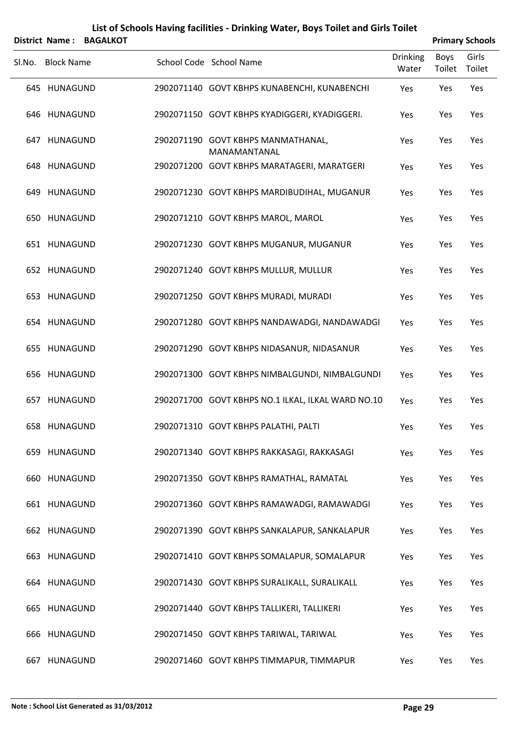# List of Schools Having facilities - Drinking Water, Boys Toilet and Girls Toilet

**District Name : BAGALKOT** **Primary Schools**

| Sl.No. | Block Name | School Code | School Name | Drinking Water | Boys Toilet | Girls Toilet |
|---|---|---|---|---|---|---|
| 645 | HUNAGUND | 2902071140 | GOVT KBHPS KUNABENCHI, KUNABENCHI | Yes | Yes | Yes |
| 646 | HUNAGUND | 2902071150 | GOVT KBHPS KYADIGGERI, KYADIGGERI. | Yes | Yes | Yes |
| 647 | HUNAGUND | 2902071190 | GOVT KBHPS MANMATHANAL, MANAMANTANAL | Yes | Yes | Yes |
| 648 | HUNAGUND | 2902071200 | GOVT KBHPS MARATAGERI, MARATGERI | Yes | Yes | Yes |
| 649 | HUNAGUND | 2902071230 | GOVT KBHPS MARDIBUDIHAL, MUGANUR | Yes | Yes | Yes |
| 650 | HUNAGUND | 2902071210 | GOVT KBHPS MAROL, MAROL | Yes | Yes | Yes |
| 651 | HUNAGUND | 2902071230 | GOVT KBHPS MUGANUR, MUGANUR | Yes | Yes | Yes |
| 652 | HUNAGUND | 2902071240 | GOVT KBHPS MULLUR, MULLUR | Yes | Yes | Yes |
| 653 | HUNAGUND | 2902071250 | GOVT KBHPS MURADI, MURADI | Yes | Yes | Yes |
| 654 | HUNAGUND | 2902071280 | GOVT KBHPS NANDAWADGI, NANDAWADGI | Yes | Yes | Yes |
| 655 | HUNAGUND | 2902071290 | GOVT KBHPS NIDASANUR, NIDASANUR | Yes | Yes | Yes |
| 656 | HUNAGUND | 2902071300 | GOVT KBHPS NIMBALGUNDI, NIMBALGUNDI | Yes | Yes | Yes |
| 657 | HUNAGUND | 2902071700 | GOVT KBHPS NO.1 ILKAL, ILKAL WARD NO.10 | Yes | Yes | Yes |
| 658 | HUNAGUND | 2902071310 | GOVT KBHPS PALATHI, PALTI | Yes | Yes | Yes |
| 659 | HUNAGUND | 2902071340 | GOVT KBHPS RAKKASAGI, RAKKASAGI | Yes | Yes | Yes |
| 660 | HUNAGUND | 2902071350 | GOVT KBHPS RAMATHAL, RAMATAL | Yes | Yes | Yes |
| 661 | HUNAGUND | 2902071360 | GOVT KBHPS RAMAWADGI, RAMAWADGI | Yes | Yes | Yes |
| 662 | HUNAGUND | 2902071390 | GOVT KBHPS SANKALAPUR, SANKALAPUR | Yes | Yes | Yes |
| 663 | HUNAGUND | 2902071410 | GOVT KBHPS SOMALAPUR, SOMALAPUR | Yes | Yes | Yes |
| 664 | HUNAGUND | 2902071430 | GOVT KBHPS SURALIKALL, SURALIKALL | Yes | Yes | Yes |
| 665 | HUNAGUND | 2902071440 | GOVT KBHPS TALLIKERI, TALLIKERI | Yes | Yes | Yes |
| 666 | HUNAGUND | 2902071450 | GOVT KBHPS TARIWAL, TARIWAL | Yes | Yes | Yes |
| 667 | HUNAGUND | 2902071460 | GOVT KBHPS TIMMAPUR, TIMMAPUR | Yes | Yes | Yes |

**Note : School List Generated as 31/03/2012**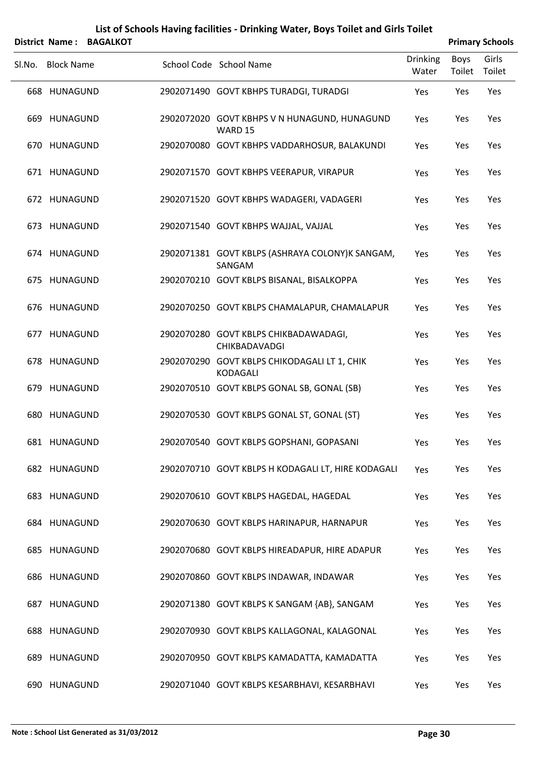# List of Schools Having facilities - Drinking Water, Boys Toilet and Girls Toilet

**District Name : BAGALKOT** **Primary Schools**

| Sl.No. | Block Name | School Code | School Name | Drinking Water | Boys Toilet | Girls Toilet |
|---|---|---|---|---|---|---|
| 668 | HUNAGUND | 2902071490 | GOVT KBHPS TURADGI, TURADGI | Yes | Yes | Yes |
| 669 | HUNAGUND | 2902072020 | GOVT KBHPS V N HUNAGUND, HUNAGUND WARD 15 | Yes | Yes | Yes |
| 670 | HUNAGUND | 2902070080 | GOVT KBHPS VADDARHOSUR, BALAKUNDI | Yes | Yes | Yes |
| 671 | HUNAGUND | 2902071570 | GOVT KBHPS VEERAPUR, VIRAPUR | Yes | Yes | Yes |
| 672 | HUNAGUND | 2902071520 | GOVT KBHPS WADAGERI, VADAGERI | Yes | Yes | Yes |
| 673 | HUNAGUND | 2902071540 | GOVT KBHPS WAJJAL, VAJJAL | Yes | Yes | Yes |
| 674 | HUNAGUND | 2902071381 | GOVT KBLPS (ASHRAYA COLONY)K SANGAM, SANGAM | Yes | Yes | Yes |
| 675 | HUNAGUND | 2902070210 | GOVT KBLPS BISANAL, BISALKOPPA | Yes | Yes | Yes |
| 676 | HUNAGUND | 2902070250 | GOVT KBLPS CHAMALAPUR, CHAMALAPUR | Yes | Yes | Yes |
| 677 | HUNAGUND | 2902070280 | GOVT KBLPS CHIKBADAWADAGI, CHIKBADAVADGI | Yes | Yes | Yes |
| 678 | HUNAGUND | 2902070290 | GOVT KBLPS CHIKODAGALI LT 1, CHIK KODAGALI | Yes | Yes | Yes |
| 679 | HUNAGUND | 2902070510 | GOVT KBLPS GONAL SB, GONAL (SB) | Yes | Yes | Yes |
| 680 | HUNAGUND | 2902070530 | GOVT KBLPS GONAL ST, GONAL (ST) | Yes | Yes | Yes |
| 681 | HUNAGUND | 2902070540 | GOVT KBLPS GOPSHANI, GOPASANI | Yes | Yes | Yes |
| 682 | HUNAGUND | 2902070710 | GOVT KBLPS H KODAGALI LT, HIRE KODAGALI | Yes | Yes | Yes |
| 683 | HUNAGUND | 2902070610 | GOVT KBLPS HAGEDAL, HAGEDAL | Yes | Yes | Yes |
| 684 | HUNAGUND | 2902070630 | GOVT KBLPS HARINAPUR, HARNAPUR | Yes | Yes | Yes |
| 685 | HUNAGUND | 2902070680 | GOVT KBLPS HIREADAPUR, HIRE ADAPUR | Yes | Yes | Yes |
| 686 | HUNAGUND | 2902070860 | GOVT KBLPS INDAWAR, INDAWAR | Yes | Yes | Yes |
| 687 | HUNAGUND | 2902071380 | GOVT KBLPS K SANGAM {AB}, SANGAM | Yes | Yes | Yes |
| 688 | HUNAGUND | 2902070930 | GOVT KBLPS KALLAGONAL, KALAGONAL | Yes | Yes | Yes |
| 689 | HUNAGUND | 2902070950 | GOVT KBLPS KAMADATTA, KAMADATTA | Yes | Yes | Yes |
| 690 | HUNAGUND | 2902071040 | GOVT KBLPS KESARBHAVI, KESARBHAVI | Yes | Yes | Yes |

**Note : School List Generated as 31/03/2012**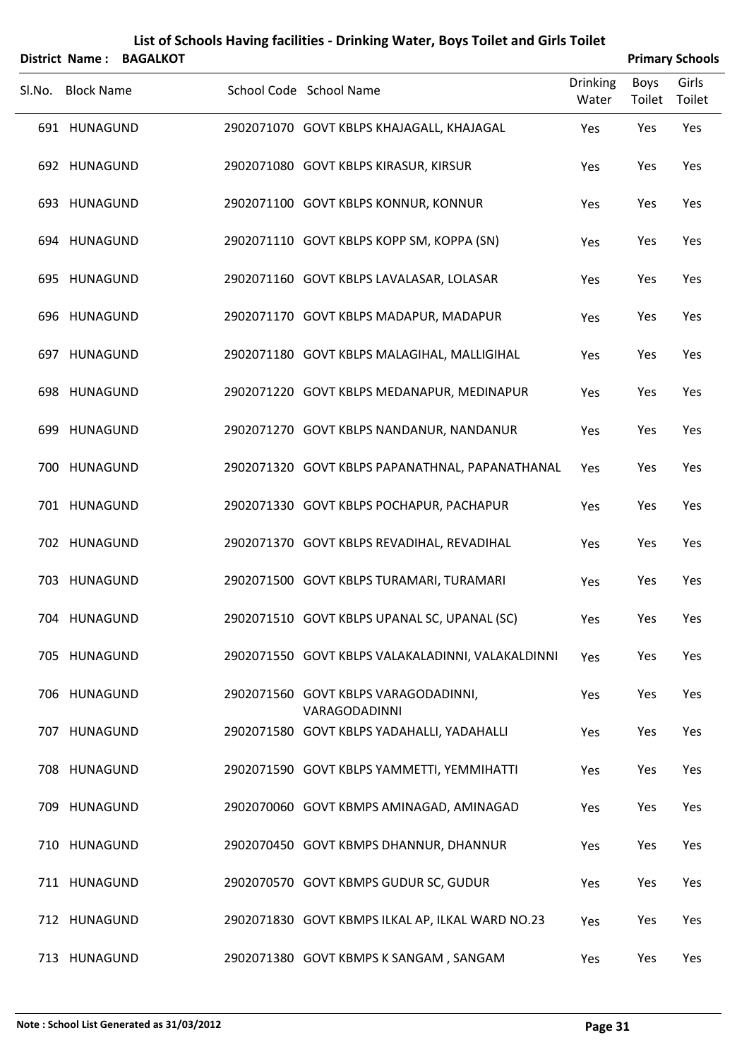# List of Schools Having facilities - Drinking Water, Boys Toilet and Girls Toilet

**District Name : BAGALKOT** | **Primary Schools**

| Sl.No. | Block Name | School Code | School Name | Drinking Water | Boys Toilet | Girls Toilet |
|---|---|---|---|---|---|---|
| 691 | HUNAGUND | 2902071070 | GOVT KBLPS KHAJAGALL, KHAJAGAL | Yes | Yes | Yes |
| 692 | HUNAGUND | 2902071080 | GOVT KBLPS KIRASUR, KIRSUR | Yes | Yes | Yes |
| 693 | HUNAGUND | 2902071100 | GOVT KBLPS KONNUR, KONNUR | Yes | Yes | Yes |
| 694 | HUNAGUND | 2902071110 | GOVT KBLPS KOPP SM, KOPPA (SN) | Yes | Yes | Yes |
| 695 | HUNAGUND | 2902071160 | GOVT KBLPS LAVALASAR, LOLASAR | Yes | Yes | Yes |
| 696 | HUNAGUND | 2902071170 | GOVT KBLPS MADAPUR, MADAPUR | Yes | Yes | Yes |
| 697 | HUNAGUND | 2902071180 | GOVT KBLPS MALAGIHAL, MALLIGIHAL | Yes | Yes | Yes |
| 698 | HUNAGUND | 2902071220 | GOVT KBLPS MEDANAPUR, MEDINAPUR | Yes | Yes | Yes |
| 699 | HUNAGUND | 2902071270 | GOVT KBLPS NANDANUR, NANDANUR | Yes | Yes | Yes |
| 700 | HUNAGUND | 2902071320 | GOVT KBLPS PAPANATHNAL, PAPANATHANAL | Yes | Yes | Yes |
| 701 | HUNAGUND | 2902071330 | GOVT KBLPS POCHAPUR, PACHAPUR | Yes | Yes | Yes |
| 702 | HUNAGUND | 2902071370 | GOVT KBLPS REVADIHAL, REVADIHAL | Yes | Yes | Yes |
| 703 | HUNAGUND | 2902071500 | GOVT KBLPS TURAMARI, TURAMARI | Yes | Yes | Yes |
| 704 | HUNAGUND | 2902071510 | GOVT KBLPS UPANAL SC, UPANAL (SC) | Yes | Yes | Yes |
| 705 | HUNAGUND | 2902071550 | GOVT KBLPS VALAKALADINNI, VALAKALDINNI | Yes | Yes | Yes |
| 706 | HUNAGUND | 2902071560 | GOVT KBLPS VARAGODADINNI, VARAGODADINNI | Yes | Yes | Yes |
| 707 | HUNAGUND | 2902071580 | GOVT KBLPS YADAHALLI, YADAHALLI | Yes | Yes | Yes |
| 708 | HUNAGUND | 2902071590 | GOVT KBLPS YAMMETTI, YEMMIHATTI | Yes | Yes | Yes |
| 709 | HUNAGUND | 2902070060 | GOVT KBMPS AMINAGAD, AMINAGAD | Yes | Yes | Yes |
| 710 | HUNAGUND | 2902070450 | GOVT KBMPS DHANNUR, DHANNUR | Yes | Yes | Yes |
| 711 | HUNAGUND | 2902070570 | GOVT KBMPS GUDUR SC, GUDUR | Yes | Yes | Yes |
| 712 | HUNAGUND | 2902071830 | GOVT KBMPS ILKAL AP, ILKAL WARD NO.23 | Yes | Yes | Yes |
| 713 | HUNAGUND | 2902071380 | GOVT KBMPS K SANGAM , SANGAM | Yes | Yes | Yes |

**Note : School List Generated as 31/03/2012**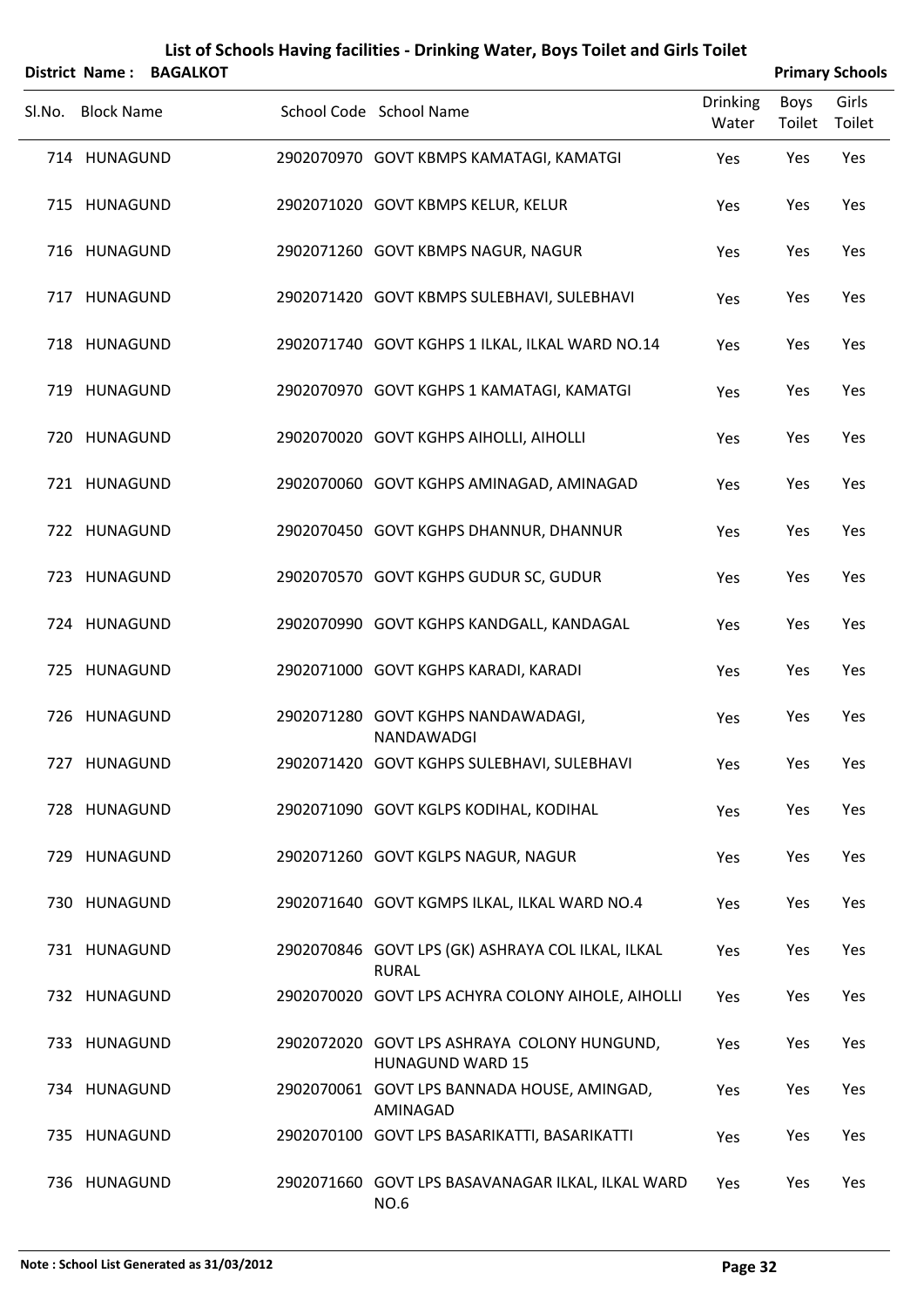# List of Schools Having facilities - Drinking Water, Boys Toilet and Girls Toilet

**District Name : BAGALKOT** **Primary Schools**

| Sl.No. | Block Name | School Code | School Name | Drinking Water | Boys Toilet | Girls Toilet |
|---|---|---|---|---|---|---|
| 714 | HUNAGUND | 2902070970 | GOVT KBMPS KAMATAGI, KAMATGI | Yes | Yes | Yes |
| 715 | HUNAGUND | 2902071020 | GOVT KBMPS KELUR, KELUR | Yes | Yes | Yes |
| 716 | HUNAGUND | 2902071260 | GOVT KBMPS NAGUR, NAGUR | Yes | Yes | Yes |
| 717 | HUNAGUND | 2902071420 | GOVT KBMPS SULEBHAVI, SULEBHAVI | Yes | Yes | Yes |
| 718 | HUNAGUND | 2902071740 | GOVT KGHPS 1 ILKAL, ILKAL WARD NO.14 | Yes | Yes | Yes |
| 719 | HUNAGUND | 2902070970 | GOVT KGHPS 1 KAMATAGI, KAMATGI | Yes | Yes | Yes |
| 720 | HUNAGUND | 2902070020 | GOVT KGHPS AIHOLLI, AIHOLLI | Yes | Yes | Yes |
| 721 | HUNAGUND | 2902070060 | GOVT KGHPS AMINAGAD, AMINAGAD | Yes | Yes | Yes |
| 722 | HUNAGUND | 2902070450 | GOVT KGHPS DHANNUR, DHANNUR | Yes | Yes | Yes |
| 723 | HUNAGUND | 2902070570 | GOVT KGHPS GUDUR SC, GUDUR | Yes | Yes | Yes |
| 724 | HUNAGUND | 2902070990 | GOVT KGHPS KANDGALL, KANDAGAL | Yes | Yes | Yes |
| 725 | HUNAGUND | 2902071000 | GOVT KGHPS KARADI, KARADI | Yes | Yes | Yes |
| 726 | HUNAGUND | 2902071280 | GOVT KGHPS NANDAWADAGI, NANDAWADGI | Yes | Yes | Yes |
| 727 | HUNAGUND | 2902071420 | GOVT KGHPS SULEBHAVI, SULEBHAVI | Yes | Yes | Yes |
| 728 | HUNAGUND | 2902071090 | GOVT KGLPS KODIHAL, KODIHAL | Yes | Yes | Yes |
| 729 | HUNAGUND | 2902071260 | GOVT KGLPS NAGUR, NAGUR | Yes | Yes | Yes |
| 730 | HUNAGUND | 2902071640 | GOVT KGMPS ILKAL, ILKAL WARD NO.4 | Yes | Yes | Yes |
| 731 | HUNAGUND | 2902070846 | GOVT LPS (GK) ASHRAYA COL ILKAL, ILKAL RURAL | Yes | Yes | Yes |
| 732 | HUNAGUND | 2902070020 | GOVT LPS ACHYRA COLONY AIHOLE, AIHOLLI | Yes | Yes | Yes |
| 733 | HUNAGUND | 2902072020 | GOVT LPS ASHRAYA COLONY HUNGUND, HUNAGUND WARD 15 | Yes | Yes | Yes |
| 734 | HUNAGUND | 2902070061 | GOVT LPS BANNADA HOUSE, AMINGAD, AMINAGAD | Yes | Yes | Yes |
| 735 | HUNAGUND | 2902070100 | GOVT LPS BASARIKATTI, BASARIKATTI | Yes | Yes | Yes |
| 736 | HUNAGUND | 2902071660 | GOVT LPS BASAVANAGAR ILKAL, ILKAL WARD NO.6 | Yes | Yes | Yes |

**Note : School List Generated as 31/03/2012**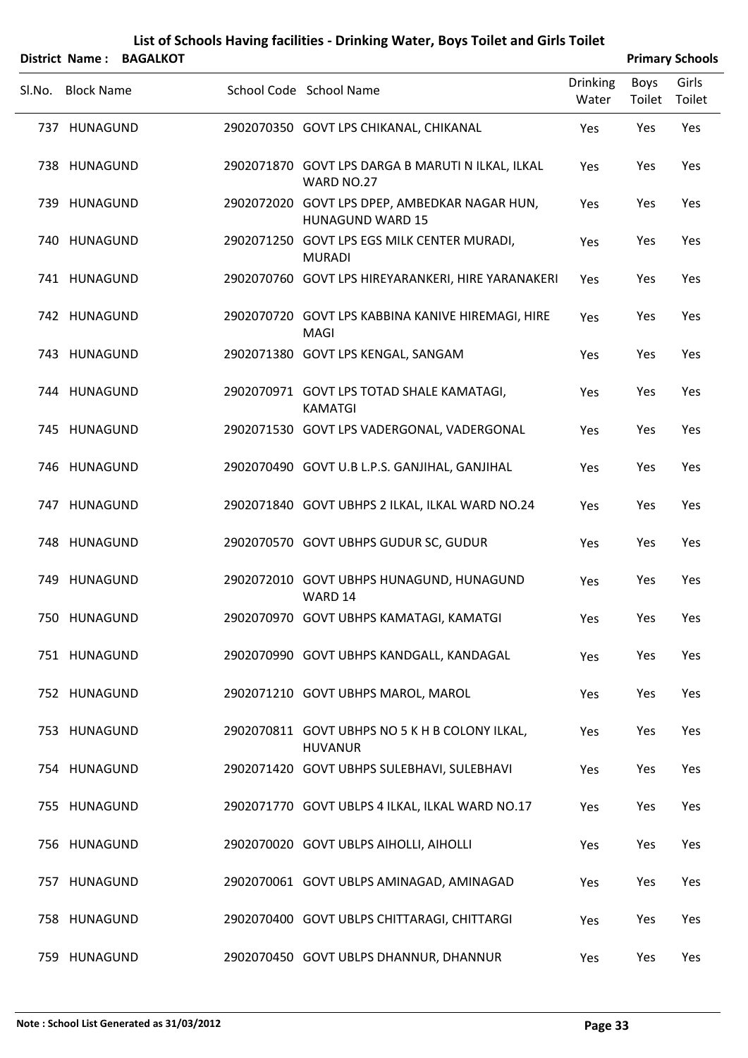# List of Schools Having facilities - Drinking Water, Boys Toilet and Girls Toilet

**District Name : BAGALKOT** **Primary Schools**

| Sl.No. | Block Name | School Code | School Name | Drinking Water | Boys Toilet | Girls Toilet |
|---|---|---|---|---|---|---|
| 737 | HUNAGUND | 2902070350 | GOVT LPS CHIKANAL, CHIKANAL | Yes | Yes | Yes |
| 738 | HUNAGUND | 2902071870 | GOVT LPS DARGA B MARUTI N ILKAL, ILKAL WARD NO.27 | Yes | Yes | Yes |
| 739 | HUNAGUND | 2902072020 | GOVT LPS DPEP, AMBEDKAR NAGAR HUN, HUNAGUND WARD 15 | Yes | Yes | Yes |
| 740 | HUNAGUND | 2902071250 | GOVT LPS EGS MILK CENTER MURADI, MURADI | Yes | Yes | Yes |
| 741 | HUNAGUND | 2902070760 | GOVT LPS HIREYARANKERI, HIRE YARANAKERI | Yes | Yes | Yes |
| 742 | HUNAGUND | 2902070720 | GOVT LPS KABBINA KANIVE HIREMAGI, HIRE MAGI | Yes | Yes | Yes |
| 743 | HUNAGUND | 2902071380 | GOVT LPS KENGAL, SANGAM | Yes | Yes | Yes |
| 744 | HUNAGUND | 2902070971 | GOVT LPS TOTAD SHALE KAMATAGI, KAMATGI | Yes | Yes | Yes |
| 745 | HUNAGUND | 2902071530 | GOVT LPS VADERGONAL, VADERGONAL | Yes | Yes | Yes |
| 746 | HUNAGUND | 2902070490 | GOVT U.B L.P.S. GANJIHAL, GANJIHAL | Yes | Yes | Yes |
| 747 | HUNAGUND | 2902071840 | GOVT UBHPS 2 ILKAL, ILKAL WARD NO.24 | Yes | Yes | Yes |
| 748 | HUNAGUND | 2902070570 | GOVT UBHPS GUDUR SC, GUDUR | Yes | Yes | Yes |
| 749 | HUNAGUND | 2902072010 | GOVT UBHPS HUNAGUND, HUNAGUND WARD 14 | Yes | Yes | Yes |
| 750 | HUNAGUND | 2902070970 | GOVT UBHPS KAMATAGI, KAMATGI | Yes | Yes | Yes |
| 751 | HUNAGUND | 2902070990 | GOVT UBHPS KANDGALL, KANDAGAL | Yes | Yes | Yes |
| 752 | HUNAGUND | 2902071210 | GOVT UBHPS MAROL, MAROL | Yes | Yes | Yes |
| 753 | HUNAGUND | 2902070811 | GOVT UBHPS NO 5 K H B COLONY ILKAL, HUVANUR | Yes | Yes | Yes |
| 754 | HUNAGUND | 2902071420 | GOVT UBHPS SULEBHAVI, SULEBHAVI | Yes | Yes | Yes |
| 755 | HUNAGUND | 2902071770 | GOVT UBLPS 4 ILKAL, ILKAL WARD NO.17 | Yes | Yes | Yes |
| 756 | HUNAGUND | 2902070020 | GOVT UBLPS AIHOLLI, AIHOLLI | Yes | Yes | Yes |
| 757 | HUNAGUND | 2902070061 | GOVT UBLPS AMINAGAD, AMINAGAD | Yes | Yes | Yes |
| 758 | HUNAGUND | 2902070400 | GOVT UBLPS CHITTARAGI, CHITTARGI | Yes | Yes | Yes |
| 759 | HUNAGUND | 2902070450 | GOVT UBLPS DHANNUR, DHANNUR | Yes | Yes | Yes |

**Note : School List Generated as 31/03/2012**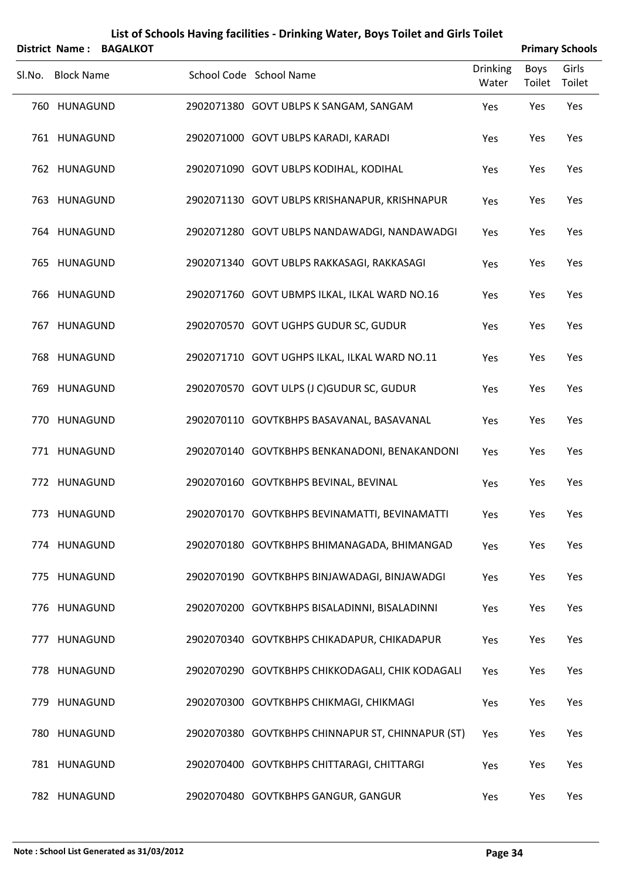# List of Schools Having facilities - Drinking Water, Boys Toilet and Girls Toilet

**District Name : BAGALKOT** **Primary Schools**

| Sl.No. | Block Name | School Code | School Name | Drinking Water | Boys Toilet | Girls Toilet |
|---|---|---|---|---|---|---|
| 760 | HUNAGUND | 2902071380 | GOVT UBLPS K SANGAM, SANGAM | Yes | Yes | Yes |
| 761 | HUNAGUND | 2902071000 | GOVT UBLPS KARADI, KARADI | Yes | Yes | Yes |
| 762 | HUNAGUND | 2902071090 | GOVT UBLPS KODIHAL, KODIHAL | Yes | Yes | Yes |
| 763 | HUNAGUND | 2902071130 | GOVT UBLPS KRISHANAPUR, KRISHNAPUR | Yes | Yes | Yes |
| 764 | HUNAGUND | 2902071280 | GOVT UBLPS NANDAWADGI, NANDAWADGI | Yes | Yes | Yes |
| 765 | HUNAGUND | 2902071340 | GOVT UBLPS RAKKASAGI, RAKKASAGI | Yes | Yes | Yes |
| 766 | HUNAGUND | 2902071760 | GOVT UBMPS ILKAL, ILKAL WARD NO.16 | Yes | Yes | Yes |
| 767 | HUNAGUND | 2902070570 | GOVT UGHPS GUDUR SC, GUDUR | Yes | Yes | Yes |
| 768 | HUNAGUND | 2902071710 | GOVT UGHPS ILKAL, ILKAL WARD NO.11 | Yes | Yes | Yes |
| 769 | HUNAGUND | 2902070570 | GOVT ULPS (J C)GUDUR SC, GUDUR | Yes | Yes | Yes |
| 770 | HUNAGUND | 2902070110 | GOVTKBHPS BASAVANAL, BASAVANAL | Yes | Yes | Yes |
| 771 | HUNAGUND | 2902070140 | GOVTKBHPS BENKANADONI, BENAKANDONI | Yes | Yes | Yes |
| 772 | HUNAGUND | 2902070160 | GOVTKBHPS BEVINAL, BEVINAL | Yes | Yes | Yes |
| 773 | HUNAGUND | 2902070170 | GOVTKBHPS BEVINAMATTI, BEVINAMATTI | Yes | Yes | Yes |
| 774 | HUNAGUND | 2902070180 | GOVTKBHPS BHIMANAGADA, BHIMANGAD | Yes | Yes | Yes |
| 775 | HUNAGUND | 2902070190 | GOVTKBHPS BINJAWADAGI, BINJAWADGI | Yes | Yes | Yes |
| 776 | HUNAGUND | 2902070200 | GOVTKBHPS BISALADINNI, BISALADINNI | Yes | Yes | Yes |
| 777 | HUNAGUND | 2902070340 | GOVTKBHPS CHIKADAPUR, CHIKADAPUR | Yes | Yes | Yes |
| 778 | HUNAGUND | 2902070290 | GOVTKBHPS CHIKKODAGALI, CHIK KODAGALI | Yes | Yes | Yes |
| 779 | HUNAGUND | 2902070300 | GOVTKBHPS CHIKMAGI, CHIKMAGI | Yes | Yes | Yes |
| 780 | HUNAGUND | 2902070380 | GOVTKBHPS CHINNAPUR ST, CHINNAPUR (ST) | Yes | Yes | Yes |
| 781 | HUNAGUND | 2902070400 | GOVTKBHPS CHITTARAGI, CHITTARGI | Yes | Yes | Yes |
| 782 | HUNAGUND | 2902070480 | GOVTKBHPS GANGUR, GANGUR | Yes | Yes | Yes |

**Note : School List Generated as 31/03/2012**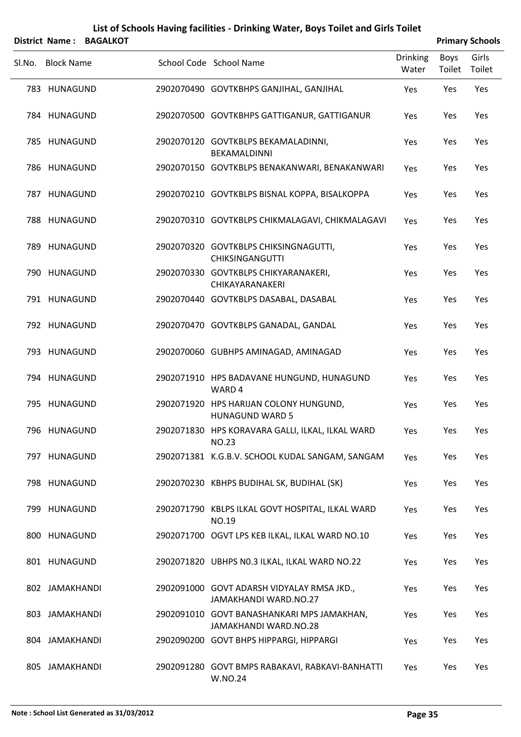# List of Schools Having facilities - Drinking Water, Boys Toilet and Girls Toilet

**District Name : BAGALKOT** **Primary Schools**

| Sl.No. | Block Name | School Code | School Name | Drinking Water | Boys Toilet | Girls Toilet |
|---|---|---|---|---|---|---|
| 783 | HUNAGUND | 2902070490 | GOVTKBHPS GANJIHAL, GANJIHAL | Yes | Yes | Yes |
| 784 | HUNAGUND | 2902070500 | GOVTKBHPS GATTIGANUR, GATTIGANUR | Yes | Yes | Yes |
| 785 | HUNAGUND | 2902070120 | GOVTKBLPS BEKAMALADINNI, BEKAMALDINNI | Yes | Yes | Yes |
| 786 | HUNAGUND | 2902070150 | GOVTKBLPS BENAKANWARI, BENAKANWARI | Yes | Yes | Yes |
| 787 | HUNAGUND | 2902070210 | GOVTKBLPS BISNAL KOPPA, BISALKOPPA | Yes | Yes | Yes |
| 788 | HUNAGUND | 2902070310 | GOVTKBLPS CHIKMALAGAVI, CHIKMALAGAVI | Yes | Yes | Yes |
| 789 | HUNAGUND | 2902070320 | GOVTKBLPS CHIKSINGNAGUTTI, CHIKSINGANGUTTI | Yes | Yes | Yes |
| 790 | HUNAGUND | 2902070330 | GOVTKBLPS CHIKYARANAKERI, CHIKAYARANAKERI | Yes | Yes | Yes |
| 791 | HUNAGUND | 2902070440 | GOVTKBLPS DASABAL, DASABAL | Yes | Yes | Yes |
| 792 | HUNAGUND | 2902070470 | GOVTKBLPS GANADAL, GANDAL | Yes | Yes | Yes |
| 793 | HUNAGUND | 2902070060 | GUBHPS AMINAGAD, AMINAGAD | Yes | Yes | Yes |
| 794 | HUNAGUND | 2902071910 | HPS BADAVANE HUNGUND, HUNAGUND WARD 4 | Yes | Yes | Yes |
| 795 | HUNAGUND | 2902071920 | HPS HARIJAN COLONY HUNGUND, HUNAGUND WARD 5 | Yes | Yes | Yes |
| 796 | HUNAGUND | 2902071830 | HPS KORAVARA GALLI, ILKAL, ILKAL WARD NO.23 | Yes | Yes | Yes |
| 797 | HUNAGUND | 2902071381 | K.G.B.V. SCHOOL KUDAL SANGAM, SANGAM | Yes | Yes | Yes |
| 798 | HUNAGUND | 2902070230 | KBHPS BUDIHAL SK, BUDIHAL (SK) | Yes | Yes | Yes |
| 799 | HUNAGUND | 2902071790 | KBLPS ILKAL GOVT HOSPITAL, ILKAL WARD NO.19 | Yes | Yes | Yes |
| 800 | HUNAGUND | 2902071700 | OGVT LPS KEB ILKAL, ILKAL WARD NO.10 | Yes | Yes | Yes |
| 801 | HUNAGUND | 2902071820 | UBHPS N0.3 ILKAL, ILKAL WARD NO.22 | Yes | Yes | Yes |
| 802 | JAMAKHANDI | 2902091000 | GOVT ADARSH VIDYALAY RMSA JKD., JAMAKHANDI WARD.NO.27 | Yes | Yes | Yes |
| 803 | JAMAKHANDI | 2902091010 | GOVT BANASHANKARI MPS JAMAKHAN, JAMAKHANDI WARD.NO.28 | Yes | Yes | Yes |
| 804 | JAMAKHANDI | 2902090200 | GOVT BHPS HIPPARGI, HIPPARGI | Yes | Yes | Yes |
| 805 | JAMAKHANDI | 2902091280 | GOVT BMPS RABAKAVI, RABKAVI-BANHATTI W.NO.24 | Yes | Yes | Yes |

Note : School List Generated as 31/03/2012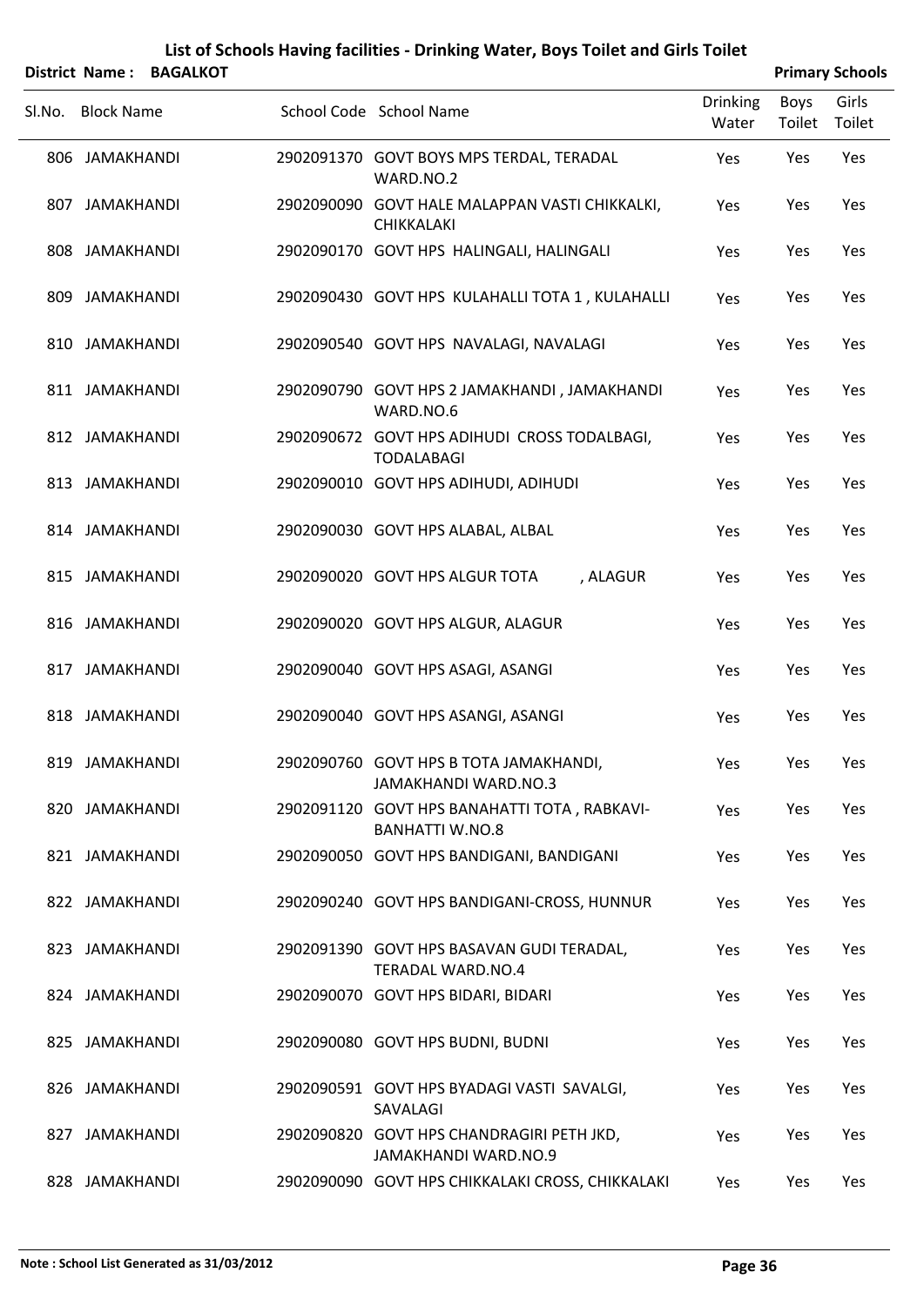# List of Schools Having facilities - Drinking Water, Boys Toilet and Girls Toilet

**District Name : BAGALKOT** **Primary Schools**

| Sl.No. | Block Name | School Code | School Name | Drinking Water | Boys Toilet | Girls Toilet |
|---|---|---|---|---|---|---|
| 806 | JAMAKHANDI | 2902091370 | GOVT BOYS MPS TERDAL, TERADAL WARD.NO.2 | Yes | Yes | Yes |
| 807 | JAMAKHANDI | 2902090090 | GOVT HALE MALAPPAN VASTI CHIKKALKI, CHIKKALAKI | Yes | Yes | Yes |
| 808 | JAMAKHANDI | 2902090170 | GOVT HPS HALINGALI, HALINGALI | Yes | Yes | Yes |
| 809 | JAMAKHANDI | 2902090430 | GOVT HPS KULAHALLI TOTA 1 , KULAHALLI | Yes | Yes | Yes |
| 810 | JAMAKHANDI | 2902090540 | GOVT HPS NAVALAGI, NAVALAGI | Yes | Yes | Yes |
| 811 | JAMAKHANDI | 2902090790 | GOVT HPS 2 JAMAKHANDI , JAMAKHANDI WARD.NO.6 | Yes | Yes | Yes |
| 812 | JAMAKHANDI | 2902090672 | GOVT HPS ADIHUDI CROSS TODALBAGI, TODALABAGI | Yes | Yes | Yes |
| 813 | JAMAKHANDI | 2902090010 | GOVT HPS ADIHUDI, ADIHUDI | Yes | Yes | Yes |
| 814 | JAMAKHANDI | 2902090030 | GOVT HPS ALABAL, ALBAL | Yes | Yes | Yes |
| 815 | JAMAKHANDI | 2902090020 | GOVT HPS ALGUR TOTA , ALAGUR | Yes | Yes | Yes |
| 816 | JAMAKHANDI | 2902090020 | GOVT HPS ALGUR, ALAGUR | Yes | Yes | Yes |
| 817 | JAMAKHANDI | 2902090040 | GOVT HPS ASAGI, ASANGI | Yes | Yes | Yes |
| 818 | JAMAKHANDI | 2902090040 | GOVT HPS ASANGI, ASANGI | Yes | Yes | Yes |
| 819 | JAMAKHANDI | 2902090760 | GOVT HPS B TOTA JAMAKHANDI, JAMAKHANDI WARD.NO.3 | Yes | Yes | Yes |
| 820 | JAMAKHANDI | 2902091120 | GOVT HPS BANAHATTI TOTA , RABKAVI-BANHATTI W.NO.8 | Yes | Yes | Yes |
| 821 | JAMAKHANDI | 2902090050 | GOVT HPS BANDIGANI, BANDIGANI | Yes | Yes | Yes |
| 822 | JAMAKHANDI | 2902090240 | GOVT HPS BANDIGANI-CROSS, HUNNUR | Yes | Yes | Yes |
| 823 | JAMAKHANDI | 2902091390 | GOVT HPS BASAVAN GUDI TERADAL, TERADAL WARD.NO.4 | Yes | Yes | Yes |
| 824 | JAMAKHANDI | 2902090070 | GOVT HPS BIDARI, BIDARI | Yes | Yes | Yes |
| 825 | JAMAKHANDI | 2902090080 | GOVT HPS BUDNI, BUDNI | Yes | Yes | Yes |
| 826 | JAMAKHANDI | 2902090591 | GOVT HPS BYADAGI VASTI SAVALGI, SAVALAGI | Yes | Yes | Yes |
| 827 | JAMAKHANDI | 2902090820 | GOVT HPS CHANDRAGIRI PETH JKD, JAMAKHANDI WARD.NO.9 | Yes | Yes | Yes |
| 828 | JAMAKHANDI | 2902090090 | GOVT HPS CHIKKALAKI CROSS, CHIKKALAKI | Yes | Yes | Yes |

**Note : School List Generated as 31/03/2012**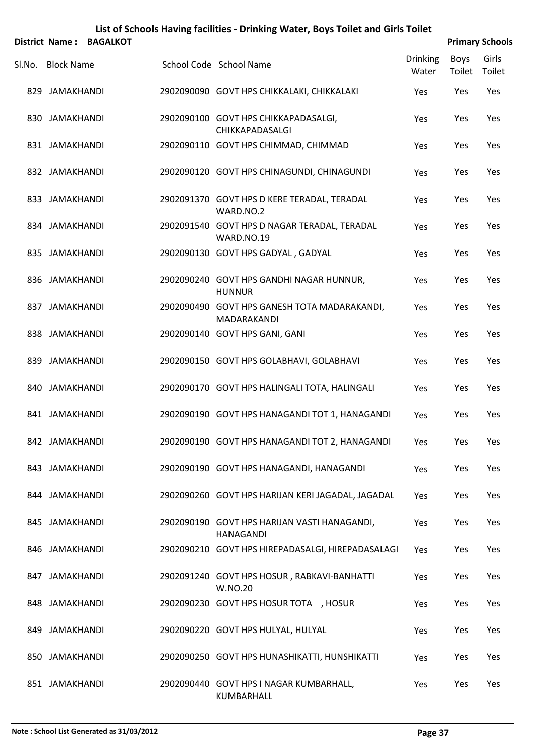# List of Schools Having facilities - Drinking Water, Boys Toilet and Girls Toilet

**District Name : BAGALKOT** **Primary Schools**

| Sl.No. | Block Name | School Code | School Name | Drinking Water | Boys Toilet | Girls Toilet |
|---|---|---|---|---|---|---|
| 829 | JAMAKHANDI | 2902090090 | GOVT HPS CHIKKALAKI, CHIKKALAKI | Yes | Yes | Yes |
| 830 | JAMAKHANDI | 2902090100 | GOVT HPS CHIKKAPADASALGI, CHIKKAPADASALGI | Yes | Yes | Yes |
| 831 | JAMAKHANDI | 2902090110 | GOVT HPS CHIMMAD, CHIMMAD | Yes | Yes | Yes |
| 832 | JAMAKHANDI | 2902090120 | GOVT HPS CHINAGUNDI, CHINAGUNDI | Yes | Yes | Yes |
| 833 | JAMAKHANDI | 2902091370 | GOVT HPS D KERE TERADAL, TERADAL WARD.NO.2 | Yes | Yes | Yes |
| 834 | JAMAKHANDI | 2902091540 | GOVT HPS D NAGAR TERADAL, TERADAL WARD.NO.19 | Yes | Yes | Yes |
| 835 | JAMAKHANDI | 2902090130 | GOVT HPS GADYAL , GADYAL | Yes | Yes | Yes |
| 836 | JAMAKHANDI | 2902090240 | GOVT HPS GANDHI NAGAR HUNNUR, HUNNUR | Yes | Yes | Yes |
| 837 | JAMAKHANDI | 2902090490 | GOVT HPS GANESH TOTA MADARAKANDI, MADARAKANDI | Yes | Yes | Yes |
| 838 | JAMAKHANDI | 2902090140 | GOVT HPS GANI, GANI | Yes | Yes | Yes |
| 839 | JAMAKHANDI | 2902090150 | GOVT HPS GOLABHAVI, GOLABHAVI | Yes | Yes | Yes |
| 840 | JAMAKHANDI | 2902090170 | GOVT HPS HALINGALI TOTA, HALINGALI | Yes | Yes | Yes |
| 841 | JAMAKHANDI | 2902090190 | GOVT HPS HANAGANDI TOT 1, HANAGANDI | Yes | Yes | Yes |
| 842 | JAMAKHANDI | 2902090190 | GOVT HPS HANAGANDI TOT 2, HANAGANDI | Yes | Yes | Yes |
| 843 | JAMAKHANDI | 2902090190 | GOVT HPS HANAGANDI, HANAGANDI | Yes | Yes | Yes |
| 844 | JAMAKHANDI | 2902090260 | GOVT HPS HARIJAN KERI JAGADAL, JAGADAL | Yes | Yes | Yes |
| 845 | JAMAKHANDI | 2902090190 | GOVT HPS HARIJAN VASTI HANAGANDI, HANAGANDI | Yes | Yes | Yes |
| 846 | JAMAKHANDI | 2902090210 | GOVT HPS HIREPADASALGI, HIREPADASALAGI | Yes | Yes | Yes |
| 847 | JAMAKHANDI | 2902091240 | GOVT HPS HOSUR , RABKAVI-BANHATTI W.NO.20 | Yes | Yes | Yes |
| 848 | JAMAKHANDI | 2902090230 | GOVT HPS HOSUR TOTA , HOSUR | Yes | Yes | Yes |
| 849 | JAMAKHANDI | 2902090220 | GOVT HPS HULYAL, HULYAL | Yes | Yes | Yes |
| 850 | JAMAKHANDI | 2902090250 | GOVT HPS HUNASHIKATTI, HUNSHIKATTI | Yes | Yes | Yes |
| 851 | JAMAKHANDI | 2902090440 | GOVT HPS I NAGAR KUMBARHALL, KUMBARHALL | Yes | Yes | Yes |

**Note : School List Generated as 31/03/2012**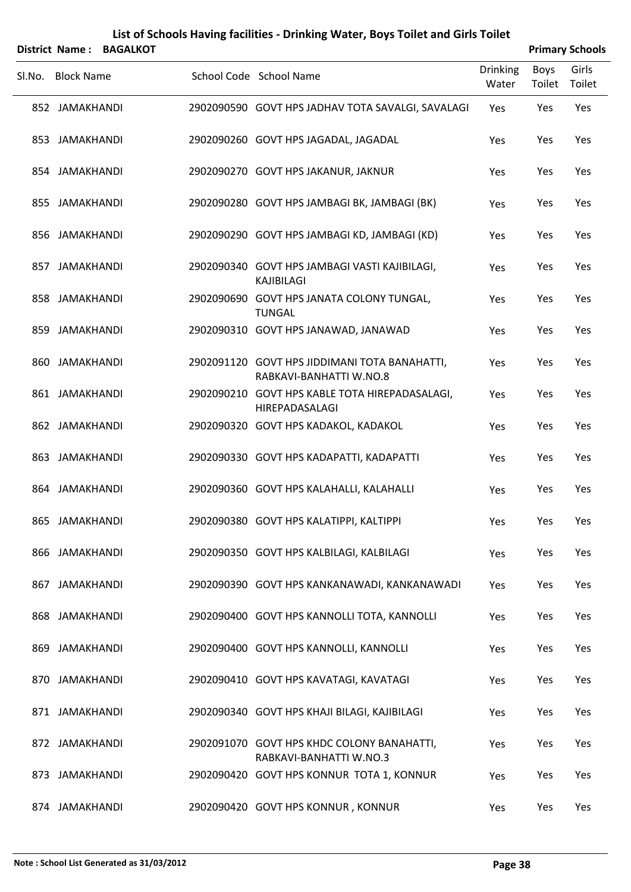# List of Schools Having facilities - Drinking Water, Boys Toilet and Girls Toilet

**District Name : BAGALKOT** | **Primary Schools**

| Sl.No. | Block Name | School Code | School Name | Drinking Water | Boys Toilet | Girls Toilet |
|---|---|---|---|---|---|---|
| 852 | JAMAKHANDI | 2902090590 | GOVT HPS JADHAV TOTA SAVALGI, SAVALAGI | Yes | Yes | Yes |
| 853 | JAMAKHANDI | 2902090260 | GOVT HPS JAGADAL, JAGADAL | Yes | Yes | Yes |
| 854 | JAMAKHANDI | 2902090270 | GOVT HPS JAKANUR, JAKNUR | Yes | Yes | Yes |
| 855 | JAMAKHANDI | 2902090280 | GOVT HPS JAMBAGI BK, JAMBAGI (BK) | Yes | Yes | Yes |
| 856 | JAMAKHANDI | 2902090290 | GOVT HPS JAMBAGI KD, JAMBAGI (KD) | Yes | Yes | Yes |
| 857 | JAMAKHANDI | 2902090340 | GOVT HPS JAMBAGI VASTI KAJIBILAGI, KAJIBILAGI | Yes | Yes | Yes |
| 858 | JAMAKHANDI | 2902090690 | GOVT HPS JANATA COLONY TUNGAL, TUNGAL | Yes | Yes | Yes |
| 859 | JAMAKHANDI | 2902090310 | GOVT HPS JANAWAD, JANAWAD | Yes | Yes | Yes |
| 860 | JAMAKHANDI | 2902091120 | GOVT HPS JIDDIMANI TOTA BANAHATTI, RABKAVI-BANHATTI W.NO.8 | Yes | Yes | Yes |
| 861 | JAMAKHANDI | 2902090210 | GOVT HPS KABLE TOTA HIREPADASALAGI, HIREPADASALAGI | Yes | Yes | Yes |
| 862 | JAMAKHANDI | 2902090320 | GOVT HPS KADAKOL, KADAKOL | Yes | Yes | Yes |
| 863 | JAMAKHANDI | 2902090330 | GOVT HPS KADAPATTI, KADAPATTI | Yes | Yes | Yes |
| 864 | JAMAKHANDI | 2902090360 | GOVT HPS KALAHALLI, KALAHALLI | Yes | Yes | Yes |
| 865 | JAMAKHANDI | 2902090380 | GOVT HPS KALATIPPI, KALTIPPI | Yes | Yes | Yes |
| 866 | JAMAKHANDI | 2902090350 | GOVT HPS KALBILAGI, KALBILAGI | Yes | Yes | Yes |
| 867 | JAMAKHANDI | 2902090390 | GOVT HPS KANKANAWADI, KANKANAWADI | Yes | Yes | Yes |
| 868 | JAMAKHANDI | 2902090400 | GOVT HPS KANNOLLI TOTA, KANNOLLI | Yes | Yes | Yes |
| 869 | JAMAKHANDI | 2902090400 | GOVT HPS KANNOLLI, KANNOLLI | Yes | Yes | Yes |
| 870 | JAMAKHANDI | 2902090410 | GOVT HPS KAVATAGI, KAVATAGI | Yes | Yes | Yes |
| 871 | JAMAKHANDI | 2902090340 | GOVT HPS KHAJI BILAGI, KAJIBILAGI | Yes | Yes | Yes |
| 872 | JAMAKHANDI | 2902091070 | GOVT HPS KHDC COLONY BANAHATTI, RABKAVI-BANHATTI W.NO.3 | Yes | Yes | Yes |
| 873 | JAMAKHANDI | 2902090420 | GOVT HPS KONNUR TOTA 1, KONNUR | Yes | Yes | Yes |
| 874 | JAMAKHANDI | 2902090420 | GOVT HPS KONNUR , KONNUR | Yes | Yes | Yes |

**Note : School List Generated as 31/03/2012**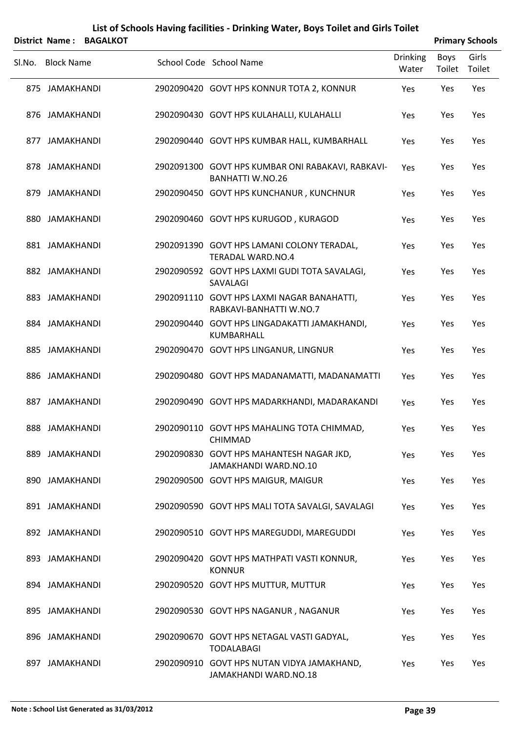# List of Schools Having facilities - Drinking Water, Boys Toilet and Girls Toilet

**District Name : BAGALKOT** **Primary Schools**

| Sl.No. | Block Name | School Code | School Name | Drinking Water | Boys Toilet | Girls Toilet |
|---|---|---|---|---|---|---|
| 875 | JAMAKHANDI | 2902090420 | GOVT HPS KONNUR TOTA 2, KONNUR | Yes | Yes | Yes |
| 876 | JAMAKHANDI | 2902090430 | GOVT HPS KULAHALLI, KULAHALLI | Yes | Yes | Yes |
| 877 | JAMAKHANDI | 2902090440 | GOVT HPS KUMBAR HALL, KUMBARHALL | Yes | Yes | Yes |
| 878 | JAMAKHANDI | 2902091300 | GOVT HPS KUMBAR ONI RABAKAVI, RABKAVI-BANHATTI W.NO.26 | Yes | Yes | Yes |
| 879 | JAMAKHANDI | 2902090450 | GOVT HPS KUNCHANUR , KUNCHNUR | Yes | Yes | Yes |
| 880 | JAMAKHANDI | 2902090460 | GOVT HPS KURUGOD , KURAGOD | Yes | Yes | Yes |
| 881 | JAMAKHANDI | 2902091390 | GOVT HPS LAMANI COLONY TERADAL, TERADAL WARD.NO.4 | Yes | Yes | Yes |
| 882 | JAMAKHANDI | 2902090592 | GOVT HPS LAXMI GUDI TOTA SAVALAGI, SAVALAGI | Yes | Yes | Yes |
| 883 | JAMAKHANDI | 2902091110 | GOVT HPS LAXMI NAGAR BANAHATTI, RABKAVI-BANHATTI W.NO.7 | Yes | Yes | Yes |
| 884 | JAMAKHANDI | 2902090440 | GOVT HPS LINGADAKATTI JAMAKHANDI, KUMBARHALL | Yes | Yes | Yes |
| 885 | JAMAKHANDI | 2902090470 | GOVT HPS LINGANUR, LINGNUR | Yes | Yes | Yes |
| 886 | JAMAKHANDI | 2902090480 | GOVT HPS MADANAMATTI, MADANAMATTI | Yes | Yes | Yes |
| 887 | JAMAKHANDI | 2902090490 | GOVT HPS MADARKHANDI, MADARAKANDI | Yes | Yes | Yes |
| 888 | JAMAKHANDI | 2902090110 | GOVT HPS MAHALING TOTA CHIMMAD, CHIMMAD | Yes | Yes | Yes |
| 889 | JAMAKHANDI | 2902090830 | GOVT HPS MAHANTESH NAGAR JKD, JAMAKHANDI WARD.NO.10 | Yes | Yes | Yes |
| 890 | JAMAKHANDI | 2902090500 | GOVT HPS MAIGUR, MAIGUR | Yes | Yes | Yes |
| 891 | JAMAKHANDI | 2902090590 | GOVT HPS MALI TOTA SAVALGI, SAVALAGI | Yes | Yes | Yes |
| 892 | JAMAKHANDI | 2902090510 | GOVT HPS MAREGUDDI, MAREGUDDI | Yes | Yes | Yes |
| 893 | JAMAKHANDI | 2902090420 | GOVT HPS MATHPATI VASTI KONNUR, KONNUR | Yes | Yes | Yes |
| 894 | JAMAKHANDI | 2902090520 | GOVT HPS MUTTUR, MUTTUR | Yes | Yes | Yes |
| 895 | JAMAKHANDI | 2902090530 | GOVT HPS NAGANUR , NAGANUR | Yes | Yes | Yes |
| 896 | JAMAKHANDI | 2902090670 | GOVT HPS NETAGAL VASTI GADYAL, TODALABAGI | Yes | Yes | Yes |
| 897 | JAMAKHANDI | 2902090910 | GOVT HPS NUTAN VIDYA JAMAKHAND, JAMAKHANDI WARD.NO.18 | Yes | Yes | Yes |

**Note : School List Generated as 31/03/2012**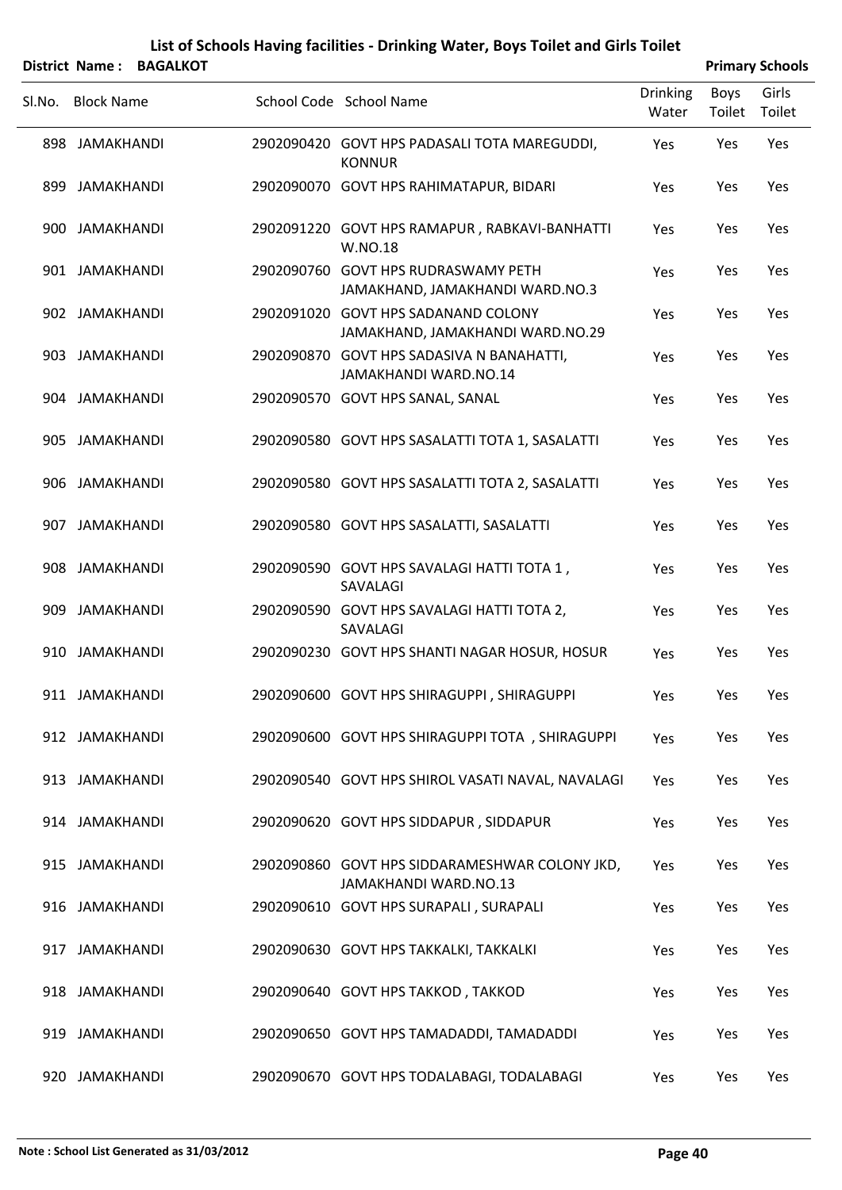# List of Schools Having facilities - Drinking Water, Boys Toilet and Girls Toilet

**District Name : BAGALKOT** **Primary Schools**

| Sl.No. | Block Name | School Code | School Name | Drinking Water | Boys Toilet | Girls Toilet |
|---|---|---|---|---|---|---|
| 898 | JAMAKHANDI | 2902090420 | GOVT HPS PADASALI TOTA MAREGUDDI, KONNUR | Yes | Yes | Yes |
| 899 | JAMAKHANDI | 2902090070 | GOVT HPS RAHIMATAPUR, BIDARI | Yes | Yes | Yes |
| 900 | JAMAKHANDI | 2902091220 | GOVT HPS RAMAPUR , RABKAVI-BANHATTI W.NO.18 | Yes | Yes | Yes |
| 901 | JAMAKHANDI | 2902090760 | GOVT HPS RUDRASWAMY PETH JAMAKHAND, JAMAKHANDI WARD.NO.3 | Yes | Yes | Yes |
| 902 | JAMAKHANDI | 2902091020 | GOVT HPS SADANAND COLONY JAMAKHAND, JAMAKHANDI WARD.NO.29 | Yes | Yes | Yes |
| 903 | JAMAKHANDI | 2902090870 | GOVT HPS SADASIVA N BANAHATTI, JAMAKHANDI WARD.NO.14 | Yes | Yes | Yes |
| 904 | JAMAKHANDI | 2902090570 | GOVT HPS SANAL, SANAL | Yes | Yes | Yes |
| 905 | JAMAKHANDI | 2902090580 | GOVT HPS SASALATTI TOTA 1, SASALATTI | Yes | Yes | Yes |
| 906 | JAMAKHANDI | 2902090580 | GOVT HPS SASALATTI TOTA 2, SASALATTI | Yes | Yes | Yes |
| 907 | JAMAKHANDI | 2902090580 | GOVT HPS SASALATTI, SASALATTI | Yes | Yes | Yes |
| 908 | JAMAKHANDI | 2902090590 | GOVT HPS SAVALAGI HATTI TOTA 1 , SAVALAGI | Yes | Yes | Yes |
| 909 | JAMAKHANDI | 2902090590 | GOVT HPS SAVALAGI HATTI TOTA 2, SAVALAGI | Yes | Yes | Yes |
| 910 | JAMAKHANDI | 2902090230 | GOVT HPS SHANTI NAGAR HOSUR, HOSUR | Yes | Yes | Yes |
| 911 | JAMAKHANDI | 2902090600 | GOVT HPS SHIRAGUPPI , SHIRAGUPPI | Yes | Yes | Yes |
| 912 | JAMAKHANDI | 2902090600 | GOVT HPS SHIRAGUPPI TOTA , SHIRAGUPPI | Yes | Yes | Yes |
| 913 | JAMAKHANDI | 2902090540 | GOVT HPS SHIROL VASATI NAVAL, NAVALAGI | Yes | Yes | Yes |
| 914 | JAMAKHANDI | 2902090620 | GOVT HPS SIDDAPUR , SIDDAPUR | Yes | Yes | Yes |
| 915 | JAMAKHANDI | 2902090860 | GOVT HPS SIDDARAMESHWAR COLONY JKD, JAMAKHANDI WARD.NO.13 | Yes | Yes | Yes |
| 916 | JAMAKHANDI | 2902090610 | GOVT HPS SURAPALI , SURAPALI | Yes | Yes | Yes |
| 917 | JAMAKHANDI | 2902090630 | GOVT HPS TAKKALKI, TAKKALKI | Yes | Yes | Yes |
| 918 | JAMAKHANDI | 2902090640 | GOVT HPS TAKKOD , TAKKOD | Yes | Yes | Yes |
| 919 | JAMAKHANDI | 2902090650 | GOVT HPS TAMADADDI, TAMADADDI | Yes | Yes | Yes |
| 920 | JAMAKHANDI | 2902090670 | GOVT HPS TODALABAGI, TODALABAGI | Yes | Yes | Yes |

**Note : School List Generated as 31/03/2012**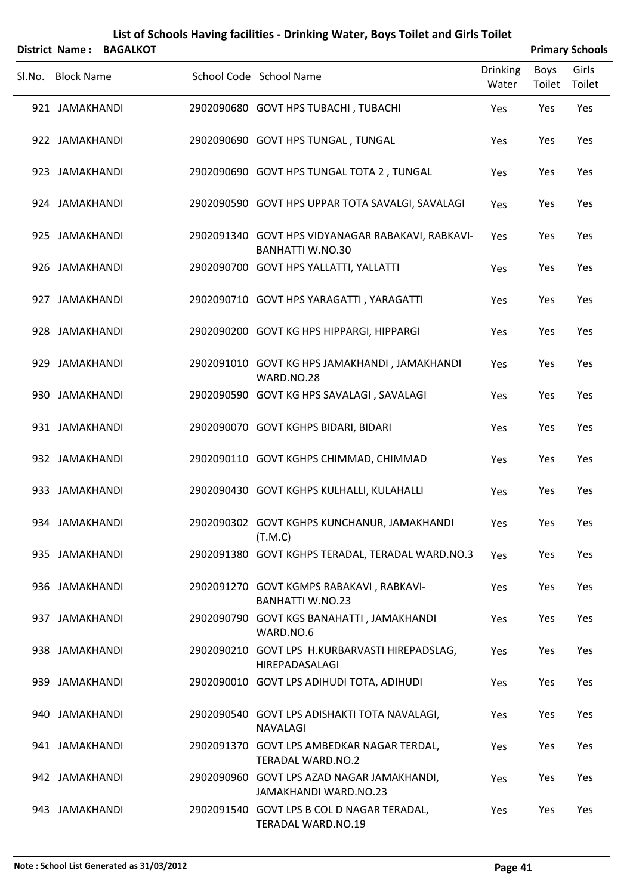# List of Schools Having facilities - Drinking Water, Boys Toilet and Girls Toilet

**District Name : BAGALKOT** **Primary Schools**

| Sl.No. | Block Name | School Code | School Name | Drinking Water | Boys Toilet | Girls Toilet |
|---|---|---|---|---|---|---|
| 921 | JAMAKHANDI | 2902090680 | GOVT HPS TUBACHI , TUBACHI | Yes | Yes | Yes |
| 922 | JAMAKHANDI | 2902090690 | GOVT HPS TUNGAL , TUNGAL | Yes | Yes | Yes |
| 923 | JAMAKHANDI | 2902090690 | GOVT HPS TUNGAL TOTA 2 , TUNGAL | Yes | Yes | Yes |
| 924 | JAMAKHANDI | 2902090590 | GOVT HPS UPPAR TOTA SAVALGI, SAVALAGI | Yes | Yes | Yes |
| 925 | JAMAKHANDI | 2902091340 | GOVT HPS VIDYANAGAR RABAKAVI, RABKAVI-BANHATTI W.NO.30 | Yes | Yes | Yes |
| 926 | JAMAKHANDI | 2902090700 | GOVT HPS YALLATTI, YALLATTI | Yes | Yes | Yes |
| 927 | JAMAKHANDI | 2902090710 | GOVT HPS YARAGATTI , YARAGATTI | Yes | Yes | Yes |
| 928 | JAMAKHANDI | 2902090200 | GOVT KG HPS HIPPARGI, HIPPARGI | Yes | Yes | Yes |
| 929 | JAMAKHANDI | 2902091010 | GOVT KG HPS JAMAKHANDI , JAMAKHANDI WARD.NO.28 | Yes | Yes | Yes |
| 930 | JAMAKHANDI | 2902090590 | GOVT KG HPS SAVALAGI , SAVALAGI | Yes | Yes | Yes |
| 931 | JAMAKHANDI | 2902090070 | GOVT KGHPS BIDARI, BIDARI | Yes | Yes | Yes |
| 932 | JAMAKHANDI | 2902090110 | GOVT KGHPS CHIMMAD, CHIMMAD | Yes | Yes | Yes |
| 933 | JAMAKHANDI | 2902090430 | GOVT KGHPS KULHALLI, KULAHALLI | Yes | Yes | Yes |
| 934 | JAMAKHANDI | 2902090302 | GOVT KGHPS KUNCHANUR, JAMAKHANDI (T.M.C) | Yes | Yes | Yes |
| 935 | JAMAKHANDI | 2902091380 | GOVT KGHPS TERADAL, TERADAL WARD.NO.3 | Yes | Yes | Yes |
| 936 | JAMAKHANDI | 2902091270 | GOVT KGMPS RABAKAVI , RABKAVI-BANHATTI W.NO.23 | Yes | Yes | Yes |
| 937 | JAMAKHANDI | 2902090790 | GOVT KGS BANAHATTI , JAMAKHANDI WARD.NO.6 | Yes | Yes | Yes |
| 938 | JAMAKHANDI | 2902090210 | GOVT LPS H.KURBARVASTI HIREPADSLAG, HIREPADASALAGI | Yes | Yes | Yes |
| 939 | JAMAKHANDI | 2902090010 | GOVT LPS ADIHUDI TOTA, ADIHUDI | Yes | Yes | Yes |
| 940 | JAMAKHANDI | 2902090540 | GOVT LPS ADISHAKTI TOTA NAVALAGI, NAVALAGI | Yes | Yes | Yes |
| 941 | JAMAKHANDI | 2902091370 | GOVT LPS AMBEDKAR NAGAR TERDAL, TERADAL WARD.NO.2 | Yes | Yes | Yes |
| 942 | JAMAKHANDI | 2902090960 | GOVT LPS AZAD NAGAR JAMAKHANDI, JAMAKHANDI WARD.NO.23 | Yes | Yes | Yes |
| 943 | JAMAKHANDI | 2902091540 | GOVT LPS B COL D NAGAR TERADAL, TERADAL WARD.NO.19 | Yes | Yes | Yes |

**Note : School List Generated as 31/03/2012**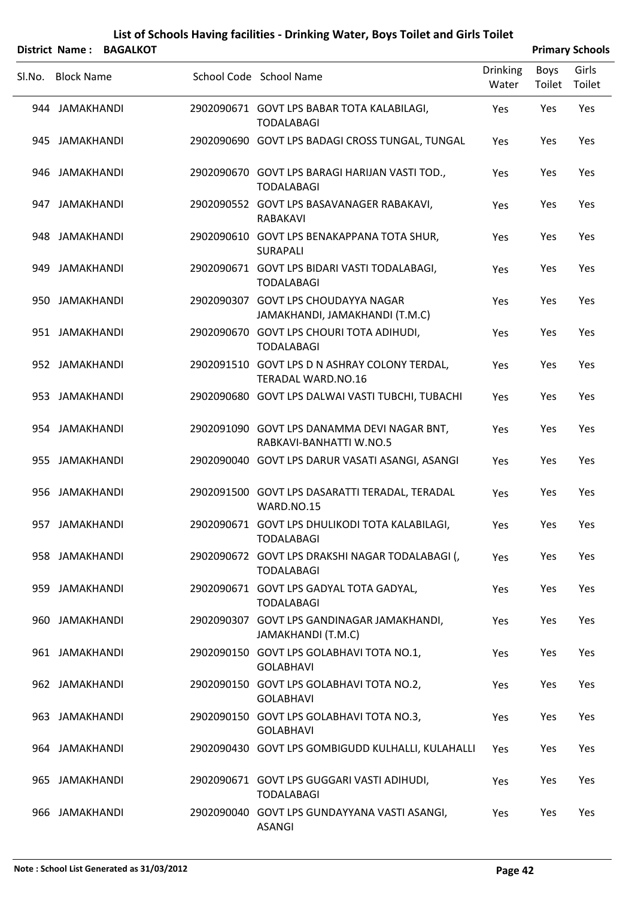# List of Schools Having facilities - Drinking Water, Boys Toilet and Girls Toilet

**District Name : BAGALKOT** **Primary Schools**

| Sl.No. | Block Name | School Code | School Name | Drinking Water | Boys Toilet | Girls Toilet |
|---|---|---|---|---|---|---|
| 944 | JAMAKHANDI | 2902090671 | GOVT LPS BABAR TOTA KALABILAGI, TODALABAGI | Yes | Yes | Yes |
| 945 | JAMAKHANDI | 2902090690 | GOVT LPS BADAGI CROSS TUNGAL, TUNGAL | Yes | Yes | Yes |
| 946 | JAMAKHANDI | 2902090670 | GOVT LPS BARAGI HARIJAN VASTI TOD., TODALABAGI | Yes | Yes | Yes |
| 947 | JAMAKHANDI | 2902090552 | GOVT LPS BASAVANAGER RABAKAVI, RABAKAVI | Yes | Yes | Yes |
| 948 | JAMAKHANDI | 2902090610 | GOVT LPS BENAKAPPANA TOTA SHUR, SURAPALI | Yes | Yes | Yes |
| 949 | JAMAKHANDI | 2902090671 | GOVT LPS BIDARI VASTI TODALABAGI, TODALABAGI | Yes | Yes | Yes |
| 950 | JAMAKHANDI | 2902090307 | GOVT LPS CHOUDAYYA NAGAR JAMAKHANDI, JAMAKHANDI (T.M.C) | Yes | Yes | Yes |
| 951 | JAMAKHANDI | 2902090670 | GOVT LPS CHOURI TOTA ADIHUDI, TODALABAGI | Yes | Yes | Yes |
| 952 | JAMAKHANDI | 2902091510 | GOVT LPS D N ASHRAY COLONY TERDAL, TERADAL WARD.NO.16 | Yes | Yes | Yes |
| 953 | JAMAKHANDI | 2902090680 | GOVT LPS DALWAI VASTI TUBCHI, TUBACHI | Yes | Yes | Yes |
| 954 | JAMAKHANDI | 2902091090 | GOVT LPS DANAMMA DEVI NAGAR BNT, RABKAVI-BANHATTI W.NO.5 | Yes | Yes | Yes |
| 955 | JAMAKHANDI | 2902090040 | GOVT LPS DARUR VASATI ASANGI, ASANGI | Yes | Yes | Yes |
| 956 | JAMAKHANDI | 2902091500 | GOVT LPS DASARATTI TERADAL, TERADAL WARD.NO.15 | Yes | Yes | Yes |
| 957 | JAMAKHANDI | 2902090671 | GOVT LPS DHULIKODI TOTA KALABILAGI, TODALABAGI | Yes | Yes | Yes |
| 958 | JAMAKHANDI | 2902090672 | GOVT LPS DRAKSHI NAGAR TODALABAGI (, TODALABAGI | Yes | Yes | Yes |
| 959 | JAMAKHANDI | 2902090671 | GOVT LPS GADYAL TOTA GADYAL, TODALABAGI | Yes | Yes | Yes |
| 960 | JAMAKHANDI | 2902090307 | GOVT LPS GANDINAGAR JAMAKHANDI, JAMAKHANDI (T.M.C) | Yes | Yes | Yes |
| 961 | JAMAKHANDI | 2902090150 | GOVT LPS GOLABHAVI TOTA NO.1, GOLABHAVI | Yes | Yes | Yes |
| 962 | JAMAKHANDI | 2902090150 | GOVT LPS GOLABHAVI TOTA NO.2, GOLABHAVI | Yes | Yes | Yes |
| 963 | JAMAKHANDI | 2902090150 | GOVT LPS GOLABHAVI TOTA NO.3, GOLABHAVI | Yes | Yes | Yes |
| 964 | JAMAKHANDI | 2902090430 | GOVT LPS GOMBIGUDD KULHALLI, KULAHALLI | Yes | Yes | Yes |
| 965 | JAMAKHANDI | 2902090671 | GOVT LPS GUGGARI VASTI ADIHUDI, TODALABAGI | Yes | Yes | Yes |
| 966 | JAMAKHANDI | 2902090040 | GOVT LPS GUNDAYYANA VASTI ASANGI, ASANGI | Yes | Yes | Yes |

**Note : School List Generated as 31/03/2012**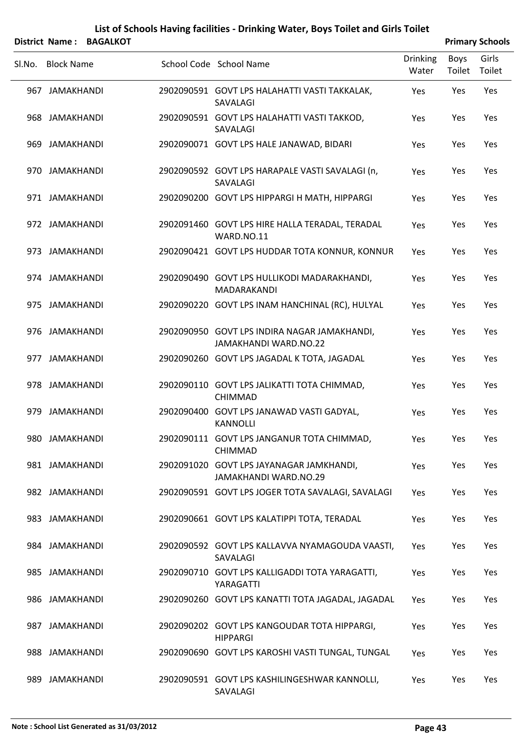# List of Schools Having facilities - Drinking Water, Boys Toilet and Girls Toilet

**District Name : BAGALKOT** **Primary Schools**

| Sl.No. | Block Name | School Code | School Name | Drinking Water | Boys Toilet | Girls Toilet |
|---|---|---|---|---|---|---|
| 967 | JAMAKHANDI | 2902090591 | GOVT LPS HALAHATTI VASTI TAKKALAK, SAVALAGI | Yes | Yes | Yes |
| 968 | JAMAKHANDI | 2902090591 | GOVT LPS HALAHATTI VASTI TAKKOD, SAVALAGI | Yes | Yes | Yes |
| 969 | JAMAKHANDI | 2902090071 | GOVT LPS HALE JANAWAD, BIDARI | Yes | Yes | Yes |
| 970 | JAMAKHANDI | 2902090592 | GOVT LPS HARAPALE VASTI SAVALAGI (n, SAVALAGI | Yes | Yes | Yes |
| 971 | JAMAKHANDI | 2902090200 | GOVT LPS HIPPARGI H MATH, HIPPARGI | Yes | Yes | Yes |
| 972 | JAMAKHANDI | 2902091460 | GOVT LPS HIRE HALLA TERADAL, TERADAL WARD.NO.11 | Yes | Yes | Yes |
| 973 | JAMAKHANDI | 2902090421 | GOVT LPS HUDDAR TOTA KONNUR, KONNUR | Yes | Yes | Yes |
| 974 | JAMAKHANDI | 2902090490 | GOVT LPS HULLIKODI MADARAKHANDI, MADARAKANDI | Yes | Yes | Yes |
| 975 | JAMAKHANDI | 2902090220 | GOVT LPS INAM HANCHINAL (RC), HULYAL | Yes | Yes | Yes |
| 976 | JAMAKHANDI | 2902090950 | GOVT LPS INDIRA NAGAR JAMAKHANDI, JAMAKHANDI WARD.NO.22 | Yes | Yes | Yes |
| 977 | JAMAKHANDI | 2902090260 | GOVT LPS JAGADAL K TOTA, JAGADAL | Yes | Yes | Yes |
| 978 | JAMAKHANDI | 2902090110 | GOVT LPS JALIKATTI TOTA CHIMMAD, CHIMMAD | Yes | Yes | Yes |
| 979 | JAMAKHANDI | 2902090400 | GOVT LPS JANAWAD VASTI GADYAL, KANNOLLI | Yes | Yes | Yes |
| 980 | JAMAKHANDI | 2902090111 | GOVT LPS JANGANUR TOTA CHIMMAD, CHIMMAD | Yes | Yes | Yes |
| 981 | JAMAKHANDI | 2902091020 | GOVT LPS JAYANAGAR JAMKHANDI, JAMAKHANDI WARD.NO.29 | Yes | Yes | Yes |
| 982 | JAMAKHANDI | 2902090591 | GOVT LPS JOGER TOTA SAVALAGI, SAVALAGI | Yes | Yes | Yes |
| 983 | JAMAKHANDI | 2902090661 | GOVT LPS KALATIPPI TOTA, TERADAL | Yes | Yes | Yes |
| 984 | JAMAKHANDI | 2902090592 | GOVT LPS KALLAVVA NYAMAGOUDA VAASTI, SAVALAGI | Yes | Yes | Yes |
| 985 | JAMAKHANDI | 2902090710 | GOVT LPS KALLIGADDI TOTA YARAGATTI, YARAGATTI | Yes | Yes | Yes |
| 986 | JAMAKHANDI | 2902090260 | GOVT LPS KANATTI TOTA JAGADAL, JAGADAL | Yes | Yes | Yes |
| 987 | JAMAKHANDI | 2902090202 | GOVT LPS KANGOUDAR TOTA HIPPARGI, HIPPARGI | Yes | Yes | Yes |
| 988 | JAMAKHANDI | 2902090690 | GOVT LPS KAROSHI VASTI TUNGAL, TUNGAL | Yes | Yes | Yes |
| 989 | JAMAKHANDI | 2902090591 | GOVT LPS KASHILINGESHWAR KANNOLLI, SAVALAGI | Yes | Yes | Yes |

**Note : School List Generated as 31/03/2012**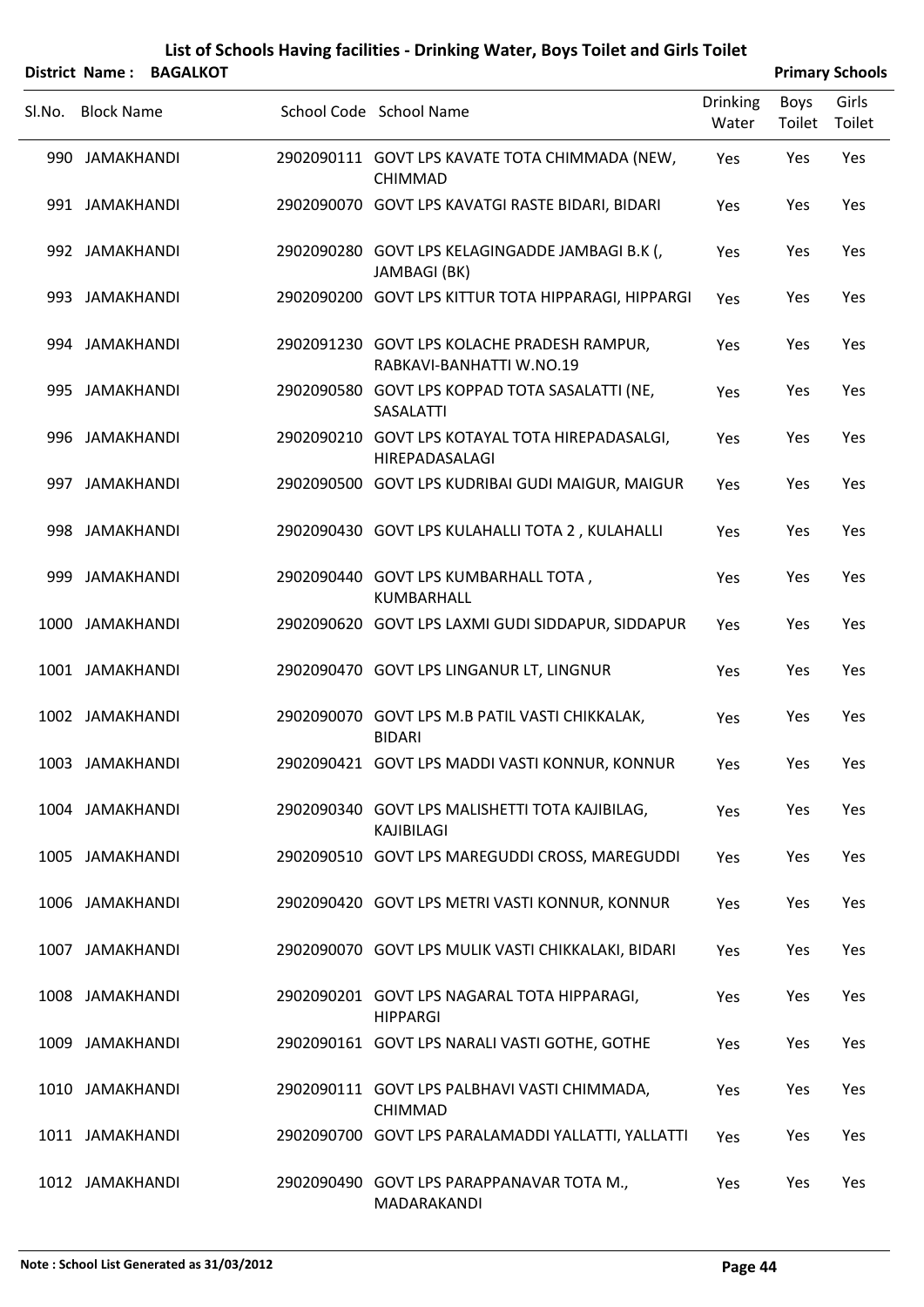# List of Schools Having facilities - Drinking Water, Boys Toilet and Girls Toilet

**District Name : BAGALKOT** **Primary Schools**

| Sl.No. | Block Name | School Code | School Name | Drinking Water | Boys Toilet | Girls Toilet |
|---|---|---|---|---|---|---|
| 990 | JAMAKHANDI | 2902090111 | GOVT LPS KAVATE TOTA CHIMMADA (NEW, CHIMMAD | Yes | Yes | Yes |
| 991 | JAMAKHANDI | 2902090070 | GOVT LPS KAVATGI RASTE BIDARI, BIDARI | Yes | Yes | Yes |
| 992 | JAMAKHANDI | 2902090280 | GOVT LPS KELAGINGADDE JAMBAGI B.K (, JAMBAGI (BK) | Yes | Yes | Yes |
| 993 | JAMAKHANDI | 2902090200 | GOVT LPS KITTUR TOTA HIPPARAGI, HIPPARGI | Yes | Yes | Yes |
| 994 | JAMAKHANDI | 2902091230 | GOVT LPS KOLACHE PRADESH RAMPUR, RABKAVI-BANHATTI W.NO.19 | Yes | Yes | Yes |
| 995 | JAMAKHANDI | 2902090580 | GOVT LPS KOPPAD TOTA SASALATTI (NE, SASALATTI | Yes | Yes | Yes |
| 996 | JAMAKHANDI | 2902090210 | GOVT LPS KOTAYAL TOTA HIREPADASALGI, HIREPADASALAGI | Yes | Yes | Yes |
| 997 | JAMAKHANDI | 2902090500 | GOVT LPS KUDRIBAI GUDI MAIGUR, MAIGUR | Yes | Yes | Yes |
| 998 | JAMAKHANDI | 2902090430 | GOVT LPS KULAHALLI TOTA 2 , KULAHALLI | Yes | Yes | Yes |
| 999 | JAMAKHANDI | 2902090440 | GOVT LPS KUMBARHALL TOTA , KUMBARHALL | Yes | Yes | Yes |
| 1000 | JAMAKHANDI | 2902090620 | GOVT LPS LAXMI GUDI SIDDAPUR, SIDDAPUR | Yes | Yes | Yes |
| 1001 | JAMAKHANDI | 2902090470 | GOVT LPS LINGANUR LT, LINGNUR | Yes | Yes | Yes |
| 1002 | JAMAKHANDI | 2902090070 | GOVT LPS M.B PATIL VASTI CHIKKALAK, BIDARI | Yes | Yes | Yes |
| 1003 | JAMAKHANDI | 2902090421 | GOVT LPS MADDI VASTI KONNUR, KONNUR | Yes | Yes | Yes |
| 1004 | JAMAKHANDI | 2902090340 | GOVT LPS MALISHETTI TOTA KAJIBILAG, KAJIBILAGI | Yes | Yes | Yes |
| 1005 | JAMAKHANDI | 2902090510 | GOVT LPS MAREGUDDI CROSS, MAREGUDDI | Yes | Yes | Yes |
| 1006 | JAMAKHANDI | 2902090420 | GOVT LPS METRI VASTI KONNUR, KONNUR | Yes | Yes | Yes |
| 1007 | JAMAKHANDI | 2902090070 | GOVT LPS MULIK VASTI CHIKKALAKI, BIDARI | Yes | Yes | Yes |
| 1008 | JAMAKHANDI | 2902090201 | GOVT LPS NAGARAL TOTA HIPPARAGI, HIPPARGI | Yes | Yes | Yes |
| 1009 | JAMAKHANDI | 2902090161 | GOVT LPS NARALI VASTI GOTHE, GOTHE | Yes | Yes | Yes |
| 1010 | JAMAKHANDI | 2902090111 | GOVT LPS PALBHAVI VASTI CHIMMADA, CHIMMAD | Yes | Yes | Yes |
| 1011 | JAMAKHANDI | 2902090700 | GOVT LPS PARALAMADDI YALLATTI, YALLATTI | Yes | Yes | Yes |
| 1012 | JAMAKHANDI | 2902090490 | GOVT LPS PARAPPANAVAR TOTA M., MADARAKANDI | Yes | Yes | Yes |

**Note : School List Generated as 31/03/2012**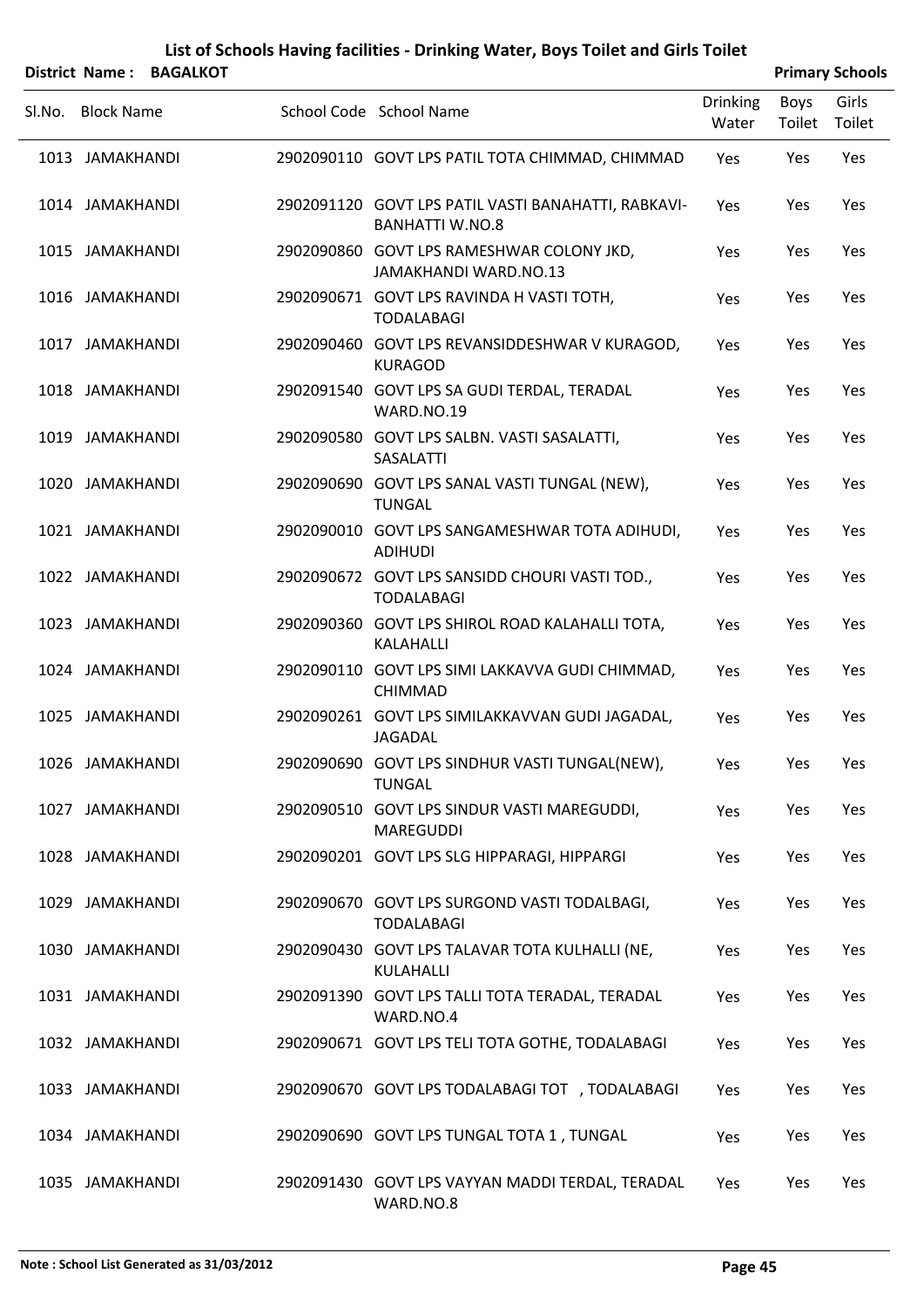# List of Schools Having facilities - Drinking Water, Boys Toilet and Girls Toilet

**District Name : BAGALKOT** **Primary Schools**

| Sl.No. | Block Name | School Code | School Name | Drinking Water | Boys Toilet | Girls Toilet |
|---|---|---|---|---|---|---|
| 1013 | JAMAKHANDI | 2902090110 | GOVT LPS PATIL TOTA CHIMMAD, CHIMMAD | Yes | Yes | Yes |
| 1014 | JAMAKHANDI | 2902091120 | GOVT LPS PATIL VASTI BANAHATTI, RABKAVI-BANHATTI W.NO.8 | Yes | Yes | Yes |
| 1015 | JAMAKHANDI | 2902090860 | GOVT LPS RAMESHWAR COLONY JKD, JAMAKHANDI WARD.NO.13 | Yes | Yes | Yes |
| 1016 | JAMAKHANDI | 2902090671 | GOVT LPS RAVINDA H VASTI TOTH, TODALABAGI | Yes | Yes | Yes |
| 1017 | JAMAKHANDI | 2902090460 | GOVT LPS REVANSIDDESHWAR V KURAGOD, KURAGOD | Yes | Yes | Yes |
| 1018 | JAMAKHANDI | 2902091540 | GOVT LPS SA GUDI TERDAL, TERADAL WARD.NO.19 | Yes | Yes | Yes |
| 1019 | JAMAKHANDI | 2902090580 | GOVT LPS SALBN. VASTI SASALATTI, SASALATTI | Yes | Yes | Yes |
| 1020 | JAMAKHANDI | 2902090690 | GOVT LPS SANAL VASTI TUNGAL (NEW), TUNGAL | Yes | Yes | Yes |
| 1021 | JAMAKHANDI | 2902090010 | GOVT LPS SANGAMESHWAR TOTA ADIHUDI, ADIHUDI | Yes | Yes | Yes |
| 1022 | JAMAKHANDI | 2902090672 | GOVT LPS SANSIDD CHOURI VASTI TOD., TODALABAGI | Yes | Yes | Yes |
| 1023 | JAMAKHANDI | 2902090360 | GOVT LPS SHIROL ROAD KALAHALLI TOTA, KALAHALLI | Yes | Yes | Yes |
| 1024 | JAMAKHANDI | 2902090110 | GOVT LPS SIMI LAKKAVVA GUDI CHIMMAD, CHIMMAD | Yes | Yes | Yes |
| 1025 | JAMAKHANDI | 2902090261 | GOVT LPS SIMILAKKAVVAN GUDI JAGADAL, JAGADAL | Yes | Yes | Yes |
| 1026 | JAMAKHANDI | 2902090690 | GOVT LPS SINDHUR VASTI TUNGAL(NEW), TUNGAL | Yes | Yes | Yes |
| 1027 | JAMAKHANDI | 2902090510 | GOVT LPS SINDUR VASTI MAREGUDDI, MAREGUDDI | Yes | Yes | Yes |
| 1028 | JAMAKHANDI | 2902090201 | GOVT LPS SLG HIPPARAGI, HIPPARGI | Yes | Yes | Yes |
| 1029 | JAMAKHANDI | 2902090670 | GOVT LPS SURGOND VASTI TODALBAGI, TODALABAGI | Yes | Yes | Yes |
| 1030 | JAMAKHANDI | 2902090430 | GOVT LPS TALAVAR TOTA KULHALLI (NE, KULAHALLI | Yes | Yes | Yes |
| 1031 | JAMAKHANDI | 2902091390 | GOVT LPS TALLI TOTA TERADAL, TERADAL WARD.NO.4 | Yes | Yes | Yes |
| 1032 | JAMAKHANDI | 2902090671 | GOVT LPS TELI TOTA GOTHE, TODALABAGI | Yes | Yes | Yes |
| 1033 | JAMAKHANDI | 2902090670 | GOVT LPS TODALABAGI TOT , TODALABAGI | Yes | Yes | Yes |
| 1034 | JAMAKHANDI | 2902090690 | GOVT LPS TUNGAL TOTA 1 , TUNGAL | Yes | Yes | Yes |
| 1035 | JAMAKHANDI | 2902091430 | GOVT LPS VAYYAN MADDI TERDAL, TERADAL WARD.NO.8 | Yes | Yes | Yes |

**Note : School List Generated as 31/03/2012**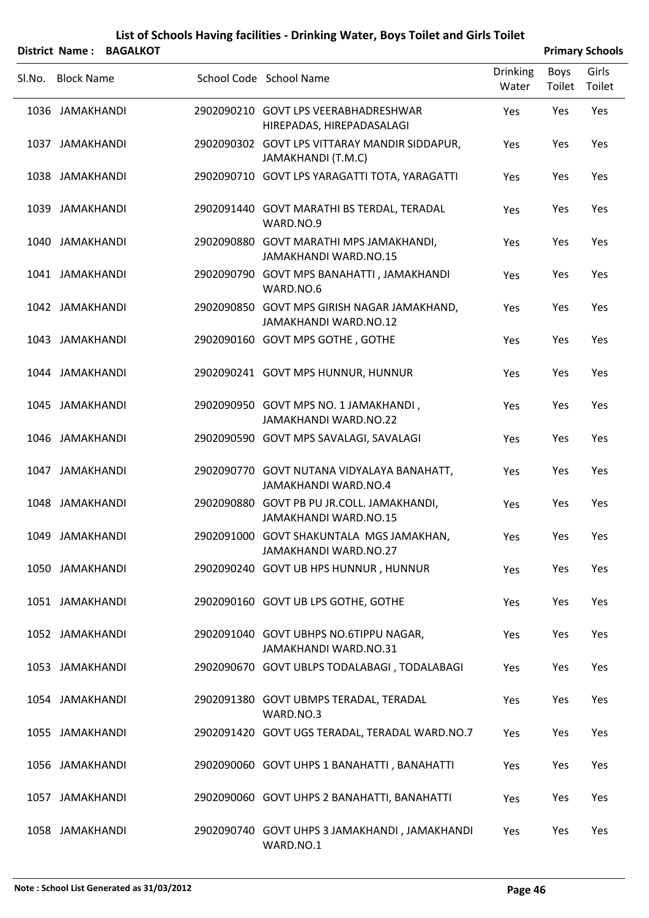# List of Schools Having facilities - Drinking Water, Boys Toilet and Girls Toilet

**District Name : BAGALKOT** | **Primary Schools**

| Sl.No. | Block Name | School Code | School Name | Drinking Water | Boys Toilet | Girls Toilet |
|---|---|---|---|---|---|---|
| 1036 | JAMAKHANDI | 2902090210 | GOVT LPS VEERABHADRESHWAR HIREPADAS, HIREPADASALAGI | Yes | Yes | Yes |
| 1037 | JAMAKHANDI | 2902090302 | GOVT LPS VITTARAY MANDIR SIDDAPUR, JAMAKHANDI (T.M.C) | Yes | Yes | Yes |
| 1038 | JAMAKHANDI | 2902090710 | GOVT LPS YARAGATTI TOTA, YARAGATTI | Yes | Yes | Yes |
| 1039 | JAMAKHANDI | 2902091440 | GOVT MARATHI BS TERDAL, TERADAL WARD.NO.9 | Yes | Yes | Yes |
| 1040 | JAMAKHANDI | 2902090880 | GOVT MARATHI MPS JAMAKHANDI, JAMAKHANDI WARD.NO.15 | Yes | Yes | Yes |
| 1041 | JAMAKHANDI | 2902090790 | GOVT MPS BANAHATTI , JAMAKHANDI WARD.NO.6 | Yes | Yes | Yes |
| 1042 | JAMAKHANDI | 2902090850 | GOVT MPS GIRISH NAGAR JAMAKHAND, JAMAKHANDI WARD.NO.12 | Yes | Yes | Yes |
| 1043 | JAMAKHANDI | 2902090160 | GOVT MPS GOTHE , GOTHE | Yes | Yes | Yes |
| 1044 | JAMAKHANDI | 2902090241 | GOVT MPS HUNNUR, HUNNUR | Yes | Yes | Yes |
| 1045 | JAMAKHANDI | 2902090950 | GOVT MPS NO. 1 JAMAKHANDI , JAMAKHANDI WARD.NO.22 | Yes | Yes | Yes |
| 1046 | JAMAKHANDI | 2902090590 | GOVT MPS SAVALAGI, SAVALAGI | Yes | Yes | Yes |
| 1047 | JAMAKHANDI | 2902090770 | GOVT NUTANA VIDYALAYA BANAHATT, JAMAKHANDI WARD.NO.4 | Yes | Yes | Yes |
| 1048 | JAMAKHANDI | 2902090880 | GOVT PB PU JR.COLL. JAMAKHANDI, JAMAKHANDI WARD.NO.15 | Yes | Yes | Yes |
| 1049 | JAMAKHANDI | 2902091000 | GOVT SHAKUNTALA MGS JAMAKHAN, JAMAKHANDI WARD.NO.27 | Yes | Yes | Yes |
| 1050 | JAMAKHANDI | 2902090240 | GOVT UB HPS HUNNUR , HUNNUR | Yes | Yes | Yes |
| 1051 | JAMAKHANDI | 2902090160 | GOVT UB LPS GOTHE, GOTHE | Yes | Yes | Yes |
| 1052 | JAMAKHANDI | 2902091040 | GOVT UBHPS NO.6TIPPU NAGAR, JAMAKHANDI WARD.NO.31 | Yes | Yes | Yes |
| 1053 | JAMAKHANDI | 2902090670 | GOVT UBLPS TODALABAGI , TODALABAGI | Yes | Yes | Yes |
| 1054 | JAMAKHANDI | 2902091380 | GOVT UBMPS TERADAL, TERADAL WARD.NO.3 | Yes | Yes | Yes |
| 1055 | JAMAKHANDI | 2902091420 | GOVT UGS TERADAL, TERADAL WARD.NO.7 | Yes | Yes | Yes |
| 1056 | JAMAKHANDI | 2902090060 | GOVT UHPS 1 BANAHATTI , BANAHATTI | Yes | Yes | Yes |
| 1057 | JAMAKHANDI | 2902090060 | GOVT UHPS 2 BANAHATTI, BANAHATTI | Yes | Yes | Yes |
| 1058 | JAMAKHANDI | 2902090740 | GOVT UHPS 3 JAMAKHANDI , JAMAKHANDI WARD.NO.1 | Yes | Yes | Yes |

**Note : School List Generated as 31/03/2012**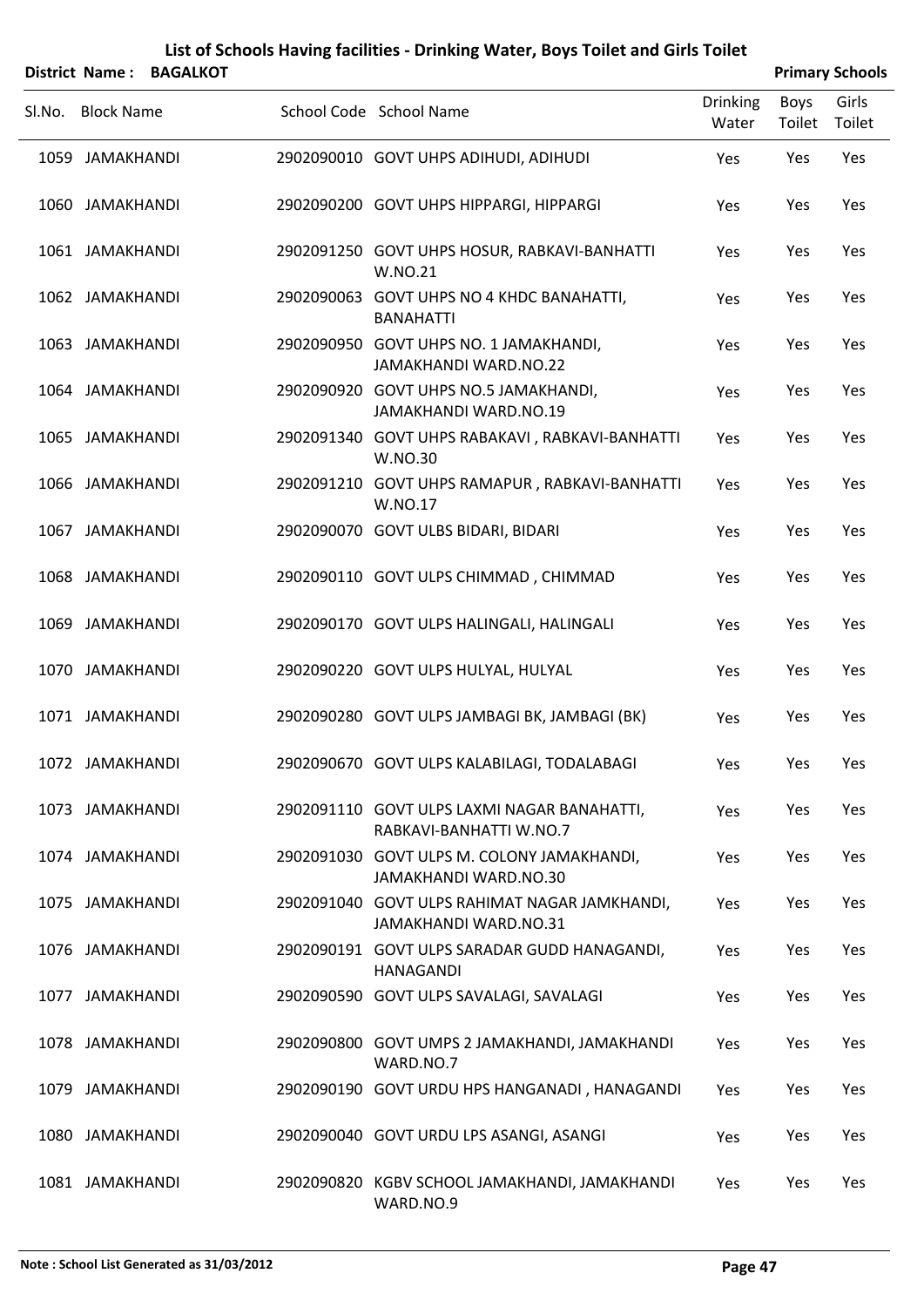# List of Schools Having facilities - Drinking Water, Boys Toilet and Girls Toilet

**District Name : BAGALKOT** **Primary Schools**

| Sl.No. | Block Name | School Code | School Name | Drinking Water | Boys Toilet | Girls Toilet |
|---|---|---|---|---|---|---|
| 1059 | JAMAKHANDI | 2902090010 | GOVT UHPS ADIHUDI, ADIHUDI | Yes | Yes | Yes |
| 1060 | JAMAKHANDI | 2902090200 | GOVT UHPS HIPPARGI, HIPPARGI | Yes | Yes | Yes |
| 1061 | JAMAKHANDI | 2902091250 | GOVT UHPS HOSUR, RABKAVI-BANHATTI W.NO.21 | Yes | Yes | Yes |
| 1062 | JAMAKHANDI | 2902090063 | GOVT UHPS NO 4 KHDC BANAHATTI, BANAHATTI | Yes | Yes | Yes |
| 1063 | JAMAKHANDI | 2902090950 | GOVT UHPS NO. 1 JAMAKHANDI, JAMAKHANDI WARD.NO.22 | Yes | Yes | Yes |
| 1064 | JAMAKHANDI | 2902090920 | GOVT UHPS NO.5 JAMAKHANDI, JAMAKHANDI WARD.NO.19 | Yes | Yes | Yes |
| 1065 | JAMAKHANDI | 2902091340 | GOVT UHPS RABAKAVI , RABKAVI-BANHATTI W.NO.30 | Yes | Yes | Yes |
| 1066 | JAMAKHANDI | 2902091210 | GOVT UHPS RAMAPUR , RABKAVI-BANHATTI W.NO.17 | Yes | Yes | Yes |
| 1067 | JAMAKHANDI | 2902090070 | GOVT ULBS BIDARI, BIDARI | Yes | Yes | Yes |
| 1068 | JAMAKHANDI | 2902090110 | GOVT ULPS CHIMMAD , CHIMMAD | Yes | Yes | Yes |
| 1069 | JAMAKHANDI | 2902090170 | GOVT ULPS HALINGALI, HALINGALI | Yes | Yes | Yes |
| 1070 | JAMAKHANDI | 2902090220 | GOVT ULPS HULYAL, HULYAL | Yes | Yes | Yes |
| 1071 | JAMAKHANDI | 2902090280 | GOVT ULPS JAMBAGI BK, JAMBAGI (BK) | Yes | Yes | Yes |
| 1072 | JAMAKHANDI | 2902090670 | GOVT ULPS KALABILAGI, TODALABAGI | Yes | Yes | Yes |
| 1073 | JAMAKHANDI | 2902091110 | GOVT ULPS LAXMI NAGAR BANAHATTI, RABKAVI-BANHATTI W.NO.7 | Yes | Yes | Yes |
| 1074 | JAMAKHANDI | 2902091030 | GOVT ULPS M. COLONY JAMAKHANDI, JAMAKHANDI WARD.NO.30 | Yes | Yes | Yes |
| 1075 | JAMAKHANDI | 2902091040 | GOVT ULPS RAHIMAT NAGAR JAMKHANDI, JAMAKHANDI WARD.NO.31 | Yes | Yes | Yes |
| 1076 | JAMAKHANDI | 2902090191 | GOVT ULPS SARADAR GUDD HANAGANDI, HANAGANDI | Yes | Yes | Yes |
| 1077 | JAMAKHANDI | 2902090590 | GOVT ULPS SAVALAGI, SAVALAGI | Yes | Yes | Yes |
| 1078 | JAMAKHANDI | 2902090800 | GOVT UMPS 2 JAMAKHANDI, JAMAKHANDI WARD.NO.7 | Yes | Yes | Yes |
| 1079 | JAMAKHANDI | 2902090190 | GOVT URDU HPS HANGANADI , HANAGANDI | Yes | Yes | Yes |
| 1080 | JAMAKHANDI | 2902090040 | GOVT URDU LPS ASANGI, ASANGI | Yes | Yes | Yes |
| 1081 | JAMAKHANDI | 2902090820 | KGBV SCHOOL JAMAKHANDI, JAMAKHANDI WARD.NO.9 | Yes | Yes | Yes |

**Note : School List Generated as 31/03/2012**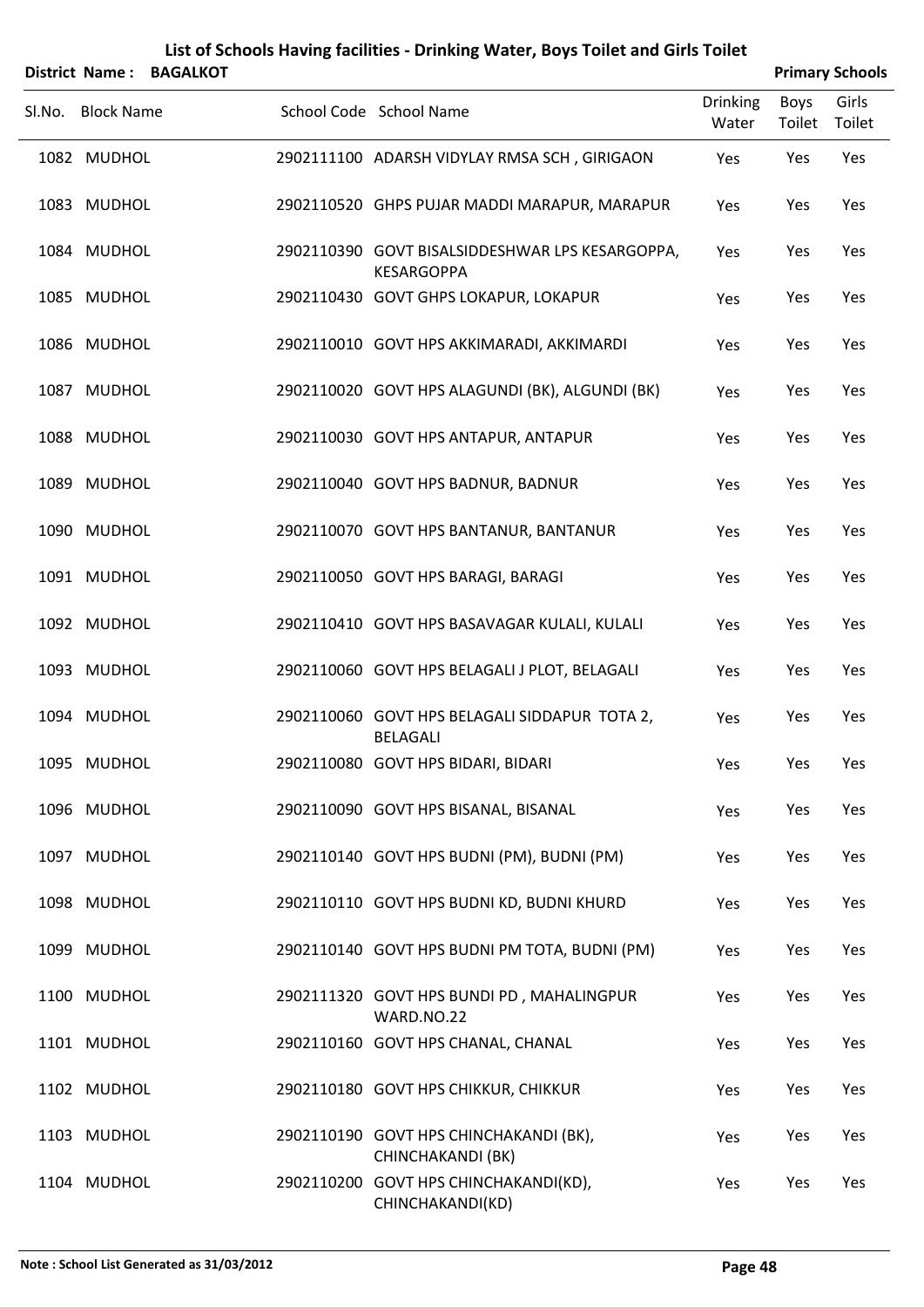# List of Schools Having facilities - Drinking Water, Boys Toilet and Girls Toilet

**District Name : BAGALKOT** **Primary Schools**

| Sl.No. | Block Name | School Code | School Name | Drinking Water | Boys Toilet | Girls Toilet |
|---|---|---|---|---|---|---|
| 1082 | MUDHOL | 2902111100 | ADARSH VIDYLAY RMSA SCH , GIRIGAON | Yes | Yes | Yes |
| 1083 | MUDHOL | 2902110520 | GHPS PUJAR MADDI MARAPUR, MARAPUR | Yes | Yes | Yes |
| 1084 | MUDHOL | 2902110390 | GOVT BISALSIDDESHWAR LPS KESARGOPPA, KESARGOPPA | Yes | Yes | Yes |
| 1085 | MUDHOL | 2902110430 | GOVT GHPS LOKAPUR, LOKAPUR | Yes | Yes | Yes |
| 1086 | MUDHOL | 2902110010 | GOVT HPS AKKIMARADI, AKKIMARDI | Yes | Yes | Yes |
| 1087 | MUDHOL | 2902110020 | GOVT HPS ALAGUNDI (BK), ALGUNDI (BK) | Yes | Yes | Yes |
| 1088 | MUDHOL | 2902110030 | GOVT HPS ANTAPUR, ANTAPUR | Yes | Yes | Yes |
| 1089 | MUDHOL | 2902110040 | GOVT HPS BADNUR, BADNUR | Yes | Yes | Yes |
| 1090 | MUDHOL | 2902110070 | GOVT HPS BANTANUR, BANTANUR | Yes | Yes | Yes |
| 1091 | MUDHOL | 2902110050 | GOVT HPS BARAGI, BARAGI | Yes | Yes | Yes |
| 1092 | MUDHOL | 2902110410 | GOVT HPS BASAVAGAR KULALI, KULALI | Yes | Yes | Yes |
| 1093 | MUDHOL | 2902110060 | GOVT HPS BELAGALI J PLOT, BELAGALI | Yes | Yes | Yes |
| 1094 | MUDHOL | 2902110060 | GOVT HPS BELAGALI SIDDAPUR TOTA 2, BELAGALI | Yes | Yes | Yes |
| 1095 | MUDHOL | 2902110080 | GOVT HPS BIDARI, BIDARI | Yes | Yes | Yes |
| 1096 | MUDHOL | 2902110090 | GOVT HPS BISANAL, BISANAL | Yes | Yes | Yes |
| 1097 | MUDHOL | 2902110140 | GOVT HPS BUDNI (PM), BUDNI (PM) | Yes | Yes | Yes |
| 1098 | MUDHOL | 2902110110 | GOVT HPS BUDNI KD, BUDNI KHURD | Yes | Yes | Yes |
| 1099 | MUDHOL | 2902110140 | GOVT HPS BUDNI PM TOTA, BUDNI (PM) | Yes | Yes | Yes |
| 1100 | MUDHOL | 2902111320 | GOVT HPS BUNDI PD , MAHALINGPUR WARD.NO.22 | Yes | Yes | Yes |
| 1101 | MUDHOL | 2902110160 | GOVT HPS CHANAL, CHANAL | Yes | Yes | Yes |
| 1102 | MUDHOL | 2902110180 | GOVT HPS CHIKKUR, CHIKKUR | Yes | Yes | Yes |
| 1103 | MUDHOL | 2902110190 | GOVT HPS CHINCHAKANDI (BK), CHINCHAKANDI (BK) | Yes | Yes | Yes |
| 1104 | MUDHOL | 2902110200 | GOVT HPS CHINCHAKANDI(KD), CHINCHAKANDI(KD) | Yes | Yes | Yes |

**Note : School List Generated as 31/03/2012**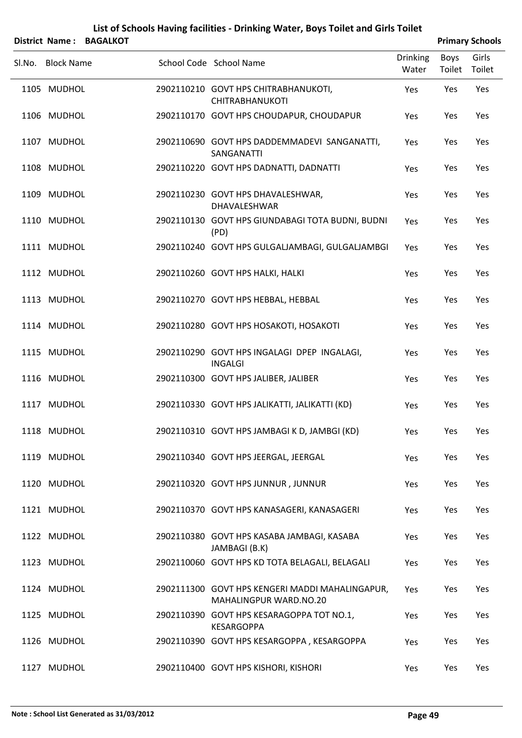# List of Schools Having facilities - Drinking Water, Boys Toilet and Girls Toilet

**District Name : BAGALKOT** **Primary Schools**

| Sl.No. | Block Name | School Code | School Name | Drinking Water | Boys Toilet | Girls Toilet |
|---|---|---|---|---|---|---|
| 1105 | MUDHOL | 2902110210 | GOVT HPS CHITRABHANUKOTI, CHITRABHANUKOTI | Yes | Yes | Yes |
| 1106 | MUDHOL | 2902110170 | GOVT HPS CHOUDAPUR, CHOUDAPUR | Yes | Yes | Yes |
| 1107 | MUDHOL | 2902110690 | GOVT HPS DADDEMMADEVI SANGANATTI, SANGANATTI | Yes | Yes | Yes |
| 1108 | MUDHOL | 2902110220 | GOVT HPS DADNATTI, DADNATTI | Yes | Yes | Yes |
| 1109 | MUDHOL | 2902110230 | GOVT HPS DHAVALESHWAR, DHAVALESHWAR | Yes | Yes | Yes |
| 1110 | MUDHOL | 2902110130 | GOVT HPS GIUNDABAGI TOTA BUDNI, BUDNI (PD) | Yes | Yes | Yes |
| 1111 | MUDHOL | 2902110240 | GOVT HPS GULGALJAMBAGI, GULGALJAMBGI | Yes | Yes | Yes |
| 1112 | MUDHOL | 2902110260 | GOVT HPS HALKI, HALKI | Yes | Yes | Yes |
| 1113 | MUDHOL | 2902110270 | GOVT HPS HEBBAL, HEBBAL | Yes | Yes | Yes |
| 1114 | MUDHOL | 2902110280 | GOVT HPS HOSAKOTI, HOSAKOTI | Yes | Yes | Yes |
| 1115 | MUDHOL | 2902110290 | GOVT HPS INGALAGI DPEP INGALAGI, INGALGI | Yes | Yes | Yes |
| 1116 | MUDHOL | 2902110300 | GOVT HPS JALIBER, JALIBER | Yes | Yes | Yes |
| 1117 | MUDHOL | 2902110330 | GOVT HPS JALIKATTI, JALIKATTI (KD) | Yes | Yes | Yes |
| 1118 | MUDHOL | 2902110310 | GOVT HPS JAMBAGI K D, JAMBGI (KD) | Yes | Yes | Yes |
| 1119 | MUDHOL | 2902110340 | GOVT HPS JEERGAL, JEERGAL | Yes | Yes | Yes |
| 1120 | MUDHOL | 2902110320 | GOVT HPS JUNNUR , JUNNUR | Yes | Yes | Yes |
| 1121 | MUDHOL | 2902110370 | GOVT HPS KANASAGERI, KANASAGERI | Yes | Yes | Yes |
| 1122 | MUDHOL | 2902110380 | GOVT HPS KASABA JAMBAGI, KASABA JAMBAGI (B.K) | Yes | Yes | Yes |
| 1123 | MUDHOL | 2902110060 | GOVT HPS KD TOTA BELAGALI, BELAGALI | Yes | Yes | Yes |
| 1124 | MUDHOL | 2902111300 | GOVT HPS KENGERI MADDI MAHALINGAPUR, MAHALINGPUR WARD.NO.20 | Yes | Yes | Yes |
| 1125 | MUDHOL | 2902110390 | GOVT HPS KESARAGOPPA TOT NO.1, KESARGOPPA | Yes | Yes | Yes |
| 1126 | MUDHOL | 2902110390 | GOVT HPS KESARGOPPA , KESARGOPPA | Yes | Yes | Yes |
| 1127 | MUDHOL | 2902110400 | GOVT HPS KISHORI, KISHORI | Yes | Yes | Yes |

**Note : School List Generated as 31/03/2012**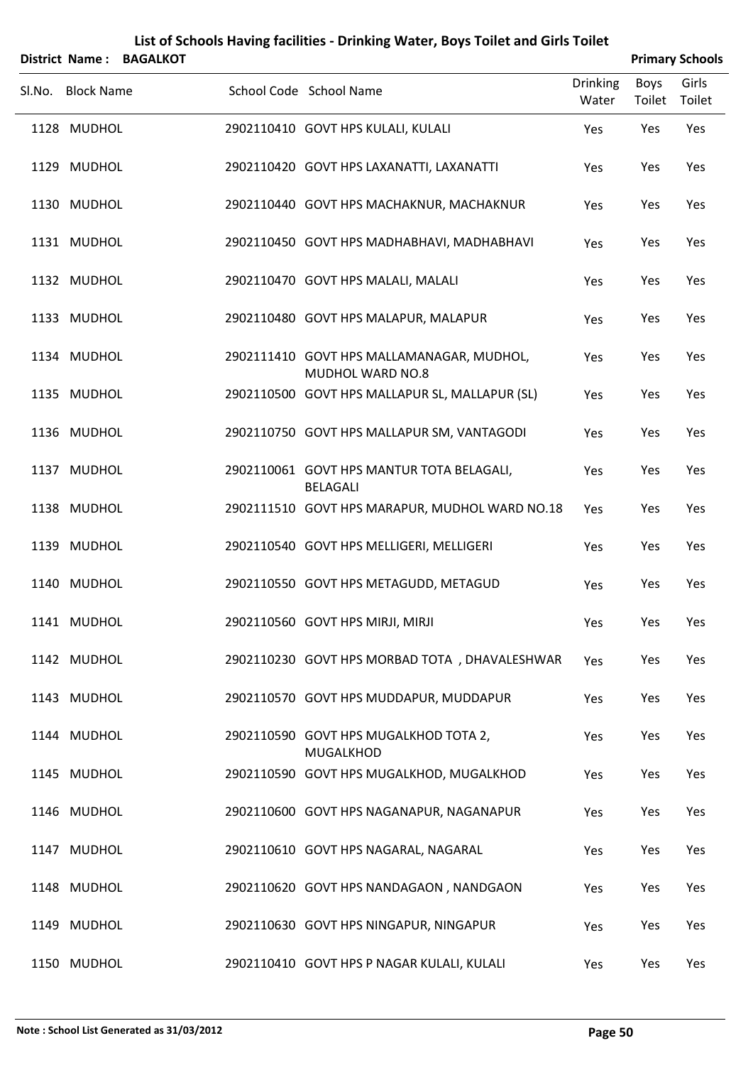# List of Schools Having facilities - Drinking Water, Boys Toilet and Girls Toilet

**District Name : BAGALKOT** **Primary Schools**

| Sl.No. | Block Name | School Code | School Name | Drinking Water | Boys Toilet | Girls Toilet |
|---|---|---|---|---|---|---|
| 1128 | MUDHOL | 2902110410 | GOVT HPS KULALI, KULALI | Yes | Yes | Yes |
| 1129 | MUDHOL | 2902110420 | GOVT HPS LAXANATTI, LAXANATTI | Yes | Yes | Yes |
| 1130 | MUDHOL | 2902110440 | GOVT HPS MACHAKNUR, MACHAKNUR | Yes | Yes | Yes |
| 1131 | MUDHOL | 2902110450 | GOVT HPS MADHABHAVI, MADHABHAVI | Yes | Yes | Yes |
| 1132 | MUDHOL | 2902110470 | GOVT HPS MALALI, MALALI | Yes | Yes | Yes |
| 1133 | MUDHOL | 2902110480 | GOVT HPS MALAPUR, MALAPUR | Yes | Yes | Yes |
| 1134 | MUDHOL | 2902111410 | GOVT HPS MALLAMANAGAR, MUDHOL, MUDHOL WARD NO.8 | Yes | Yes | Yes |
| 1135 | MUDHOL | 2902110500 | GOVT HPS MALLAPUR SL, MALLAPUR (SL) | Yes | Yes | Yes |
| 1136 | MUDHOL | 2902110750 | GOVT HPS MALLAPUR SM, VANTAGODI | Yes | Yes | Yes |
| 1137 | MUDHOL | 2902110061 | GOVT HPS MANTUR TOTA BELAGALI, BELAGALI | Yes | Yes | Yes |
| 1138 | MUDHOL | 2902111510 | GOVT HPS MARAPUR, MUDHOL WARD NO.18 | Yes | Yes | Yes |
| 1139 | MUDHOL | 2902110540 | GOVT HPS MELLIGERI, MELLIGERI | Yes | Yes | Yes |
| 1140 | MUDHOL | 2902110550 | GOVT HPS METAGUDD, METAGUD | Yes | Yes | Yes |
| 1141 | MUDHOL | 2902110560 | GOVT HPS MIRJI, MIRJI | Yes | Yes | Yes |
| 1142 | MUDHOL | 2902110230 | GOVT HPS MORBAD TOTA , DHAVALESHWAR | Yes | Yes | Yes |
| 1143 | MUDHOL | 2902110570 | GOVT HPS MUDDAPUR, MUDDAPUR | Yes | Yes | Yes |
| 1144 | MUDHOL | 2902110590 | GOVT HPS MUGALKHOD TOTA 2, MUGALKHOD | Yes | Yes | Yes |
| 1145 | MUDHOL | 2902110590 | GOVT HPS MUGALKHOD, MUGALKHOD | Yes | Yes | Yes |
| 1146 | MUDHOL | 2902110600 | GOVT HPS NAGANAPUR, NAGANAPUR | Yes | Yes | Yes |
| 1147 | MUDHOL | 2902110610 | GOVT HPS NAGARAL, NAGARAL | Yes | Yes | Yes |
| 1148 | MUDHOL | 2902110620 | GOVT HPS NANDAGAON , NANDGAON | Yes | Yes | Yes |
| 1149 | MUDHOL | 2902110630 | GOVT HPS NINGAPUR, NINGAPUR | Yes | Yes | Yes |
| 1150 | MUDHOL | 2902110410 | GOVT HPS P NAGAR KULALI, KULALI | Yes | Yes | Yes |

**Note : School List Generated as 31/03/2012**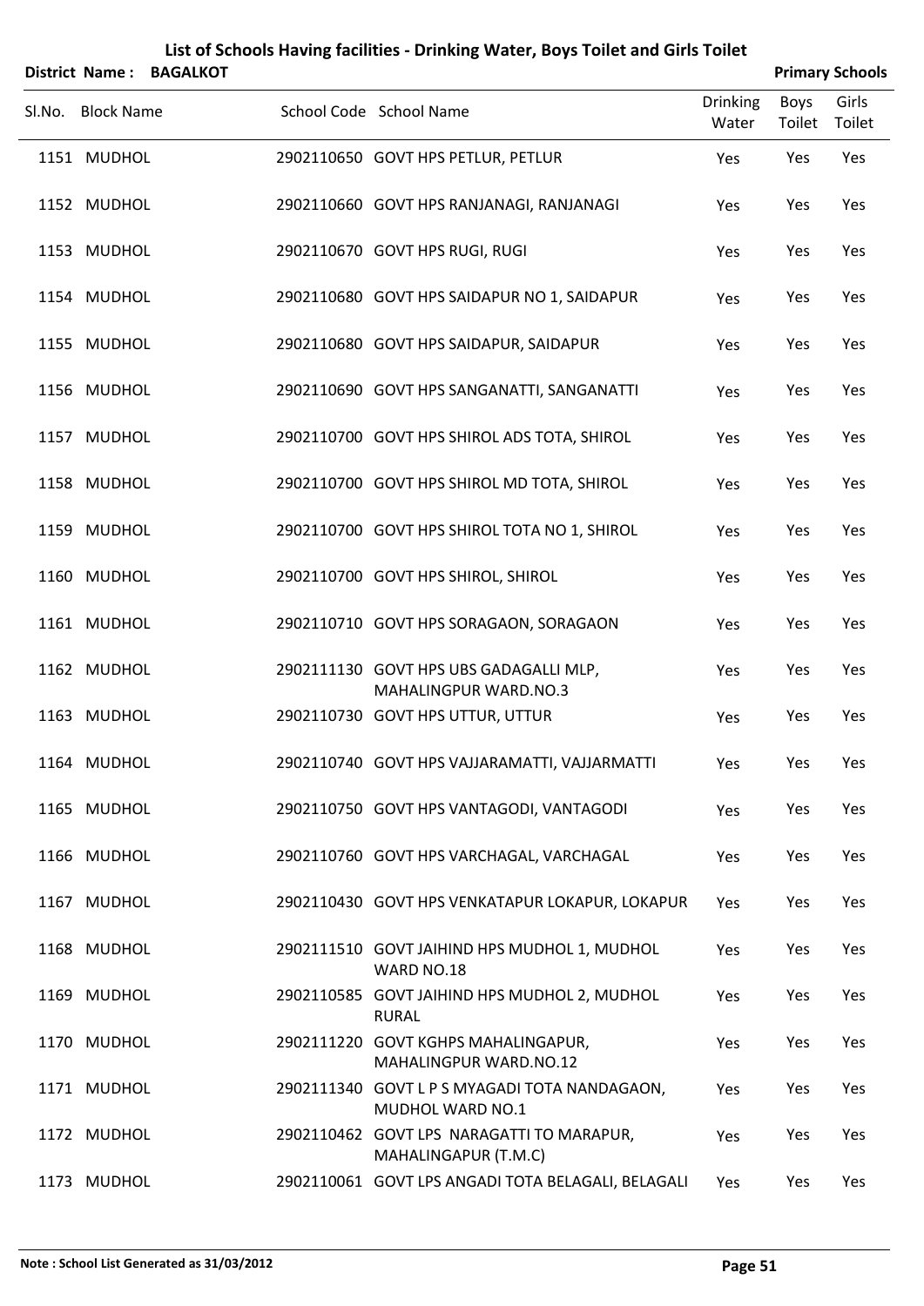## List of Schools Having facilities - Drinking Water, Boys Toilet and Girls Toilet

**District Name : BAGALKOT** **Primary Schools**

| Sl.No. | Block Name | School Code | School Name | Drinking Water | Boys Toilet | Girls Toilet |
|---|---|---|---|---|---|---|
| 1151 | MUDHOL | 2902110650 | GOVT HPS PETLUR, PETLUR | Yes | Yes | Yes |
| 1152 | MUDHOL | 2902110660 | GOVT HPS RANJANAGI, RANJANAGI | Yes | Yes | Yes |
| 1153 | MUDHOL | 2902110670 | GOVT HPS RUGI, RUGI | Yes | Yes | Yes |
| 1154 | MUDHOL | 2902110680 | GOVT HPS SAIDAPUR NO 1, SAIDAPUR | Yes | Yes | Yes |
| 1155 | MUDHOL | 2902110680 | GOVT HPS SAIDAPUR, SAIDAPUR | Yes | Yes | Yes |
| 1156 | MUDHOL | 2902110690 | GOVT HPS SANGANATTI, SANGANATTI | Yes | Yes | Yes |
| 1157 | MUDHOL | 2902110700 | GOVT HPS SHIROL ADS TOTA, SHIROL | Yes | Yes | Yes |
| 1158 | MUDHOL | 2902110700 | GOVT HPS SHIROL MD TOTA, SHIROL | Yes | Yes | Yes |
| 1159 | MUDHOL | 2902110700 | GOVT HPS SHIROL TOTA NO 1, SHIROL | Yes | Yes | Yes |
| 1160 | MUDHOL | 2902110700 | GOVT HPS SHIROL, SHIROL | Yes | Yes | Yes |
| 1161 | MUDHOL | 2902110710 | GOVT HPS SORAGAON, SORAGAON | Yes | Yes | Yes |
| 1162 | MUDHOL | 2902111130 | GOVT HPS UBS GADAGALLI MLP, MAHALINGPUR WARD.NO.3 | Yes | Yes | Yes |
| 1163 | MUDHOL | 2902110730 | GOVT HPS UTTUR, UTTUR | Yes | Yes | Yes |
| 1164 | MUDHOL | 2902110740 | GOVT HPS VAJJARAMATTI, VAJJARMATTI | Yes | Yes | Yes |
| 1165 | MUDHOL | 2902110750 | GOVT HPS VANTAGODI, VANTAGODI | Yes | Yes | Yes |
| 1166 | MUDHOL | 2902110760 | GOVT HPS VARCHAGAL, VARCHAGAL | Yes | Yes | Yes |
| 1167 | MUDHOL | 2902110430 | GOVT HPS VENKATAPUR LOKAPUR, LOKAPUR | Yes | Yes | Yes |
| 1168 | MUDHOL | 2902111510 | GOVT JAIHIND HPS MUDHOL 1, MUDHOL WARD NO.18 | Yes | Yes | Yes |
| 1169 | MUDHOL | 2902110585 | GOVT JAIHIND HPS MUDHOL 2, MUDHOL RURAL | Yes | Yes | Yes |
| 1170 | MUDHOL | 2902111220 | GOVT KGHPS MAHALINGAPUR, MAHALINGPUR WARD.NO.12 | Yes | Yes | Yes |
| 1171 | MUDHOL | 2902111340 | GOVT L P S MYAGADI TOTA NANDAGAON, MUDHOL WARD NO.1 | Yes | Yes | Yes |
| 1172 | MUDHOL | 2902110462 | GOVT LPS NARAGATTI TO MARAPUR, MAHALINGAPUR (T.M.C) | Yes | Yes | Yes |
| 1173 | MUDHOL | 2902110061 | GOVT LPS ANGADI TOTA BELAGALI, BELAGALI | Yes | Yes | Yes |

**Note : School List Generated as 31/03/2012**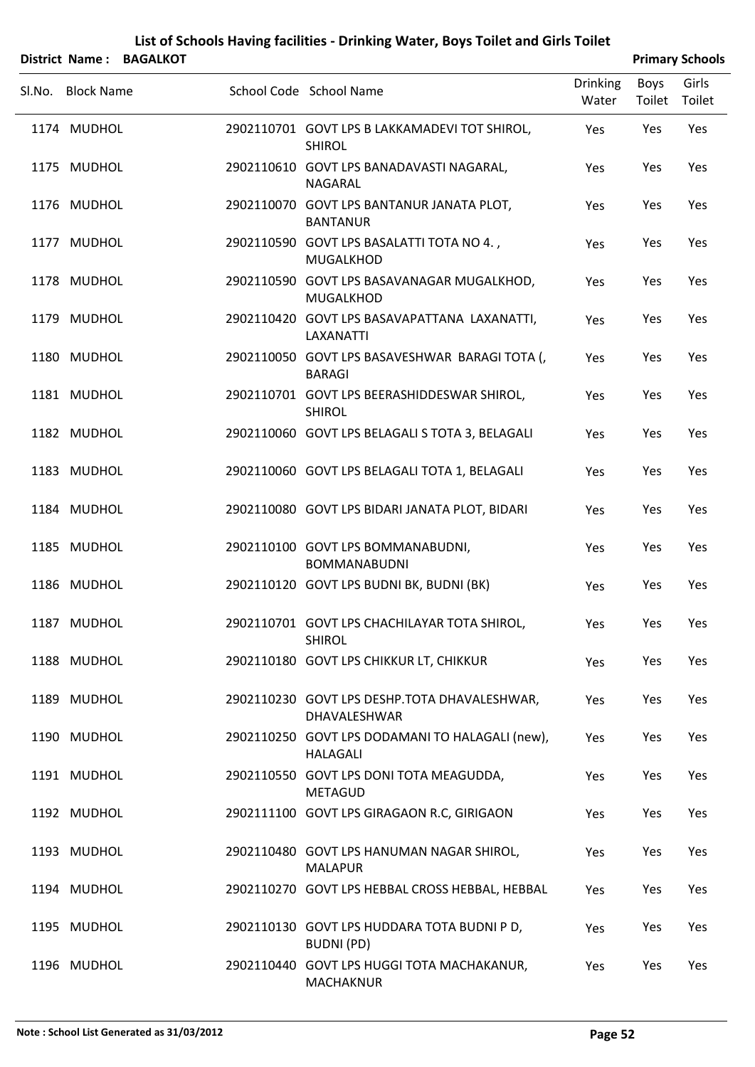# List of Schools Having facilities - Drinking Water, Boys Toilet and Girls Toilet

**District Name : BAGALKOT** **Primary Schools**

| Sl.No. | Block Name | School Code | School Name | Drinking Water | Boys Toilet | Girls Toilet |
|---|---|---|---|---|---|---|
| 1174 | MUDHOL | 2902110701 | GOVT LPS B LAKKAMADEVI TOT SHIROL, SHIROL | Yes | Yes | Yes |
| 1175 | MUDHOL | 2902110610 | GOVT LPS BANADAVASTI NAGARAL, NAGARAL | Yes | Yes | Yes |
| 1176 | MUDHOL | 2902110070 | GOVT LPS BANTANUR JANATA PLOT, BANTANUR | Yes | Yes | Yes |
| 1177 | MUDHOL | 2902110590 | GOVT LPS BASALATTI TOTA NO 4. , MUGALKHOD | Yes | Yes | Yes |
| 1178 | MUDHOL | 2902110590 | GOVT LPS BASAVANAGAR MUGALKHOD, MUGALKHOD | Yes | Yes | Yes |
| 1179 | MUDHOL | 2902110420 | GOVT LPS BASAVAPATTANA LAXANATTI, LAXANATTI | Yes | Yes | Yes |
| 1180 | MUDHOL | 2902110050 | GOVT LPS BASAVESHWAR BARAGI TOTA (, BARAGI | Yes | Yes | Yes |
| 1181 | MUDHOL | 2902110701 | GOVT LPS BEERASHIDDESWAR SHIROL, SHIROL | Yes | Yes | Yes |
| 1182 | MUDHOL | 2902110060 | GOVT LPS BELAGALI S TOTA 3, BELAGALI | Yes | Yes | Yes |
| 1183 | MUDHOL | 2902110060 | GOVT LPS BELAGALI TOTA 1, BELAGALI | Yes | Yes | Yes |
| 1184 | MUDHOL | 2902110080 | GOVT LPS BIDARI JANATA PLOT, BIDARI | Yes | Yes | Yes |
| 1185 | MUDHOL | 2902110100 | GOVT LPS BOMMANABUDNI, BOMMANABUDNI | Yes | Yes | Yes |
| 1186 | MUDHOL | 2902110120 | GOVT LPS BUDNI BK, BUDNI (BK) | Yes | Yes | Yes |
| 1187 | MUDHOL | 2902110701 | GOVT LPS CHACHILAYAR TOTA SHIROL, SHIROL | Yes | Yes | Yes |
| 1188 | MUDHOL | 2902110180 | GOVT LPS CHIKKUR LT, CHIKKUR | Yes | Yes | Yes |
| 1189 | MUDHOL | 2902110230 | GOVT LPS DESHP.TOTA DHAVALESHWAR, DHAVALESHWAR | Yes | Yes | Yes |
| 1190 | MUDHOL | 2902110250 | GOVT LPS DODAMANI TO HALAGALI (new), HALAGALI | Yes | Yes | Yes |
| 1191 | MUDHOL | 2902110550 | GOVT LPS DONI TOTA MEAGUDDA, METAGUD | Yes | Yes | Yes |
| 1192 | MUDHOL | 2902111100 | GOVT LPS GIRAGAON R.C, GIRIGAON | Yes | Yes | Yes |
| 1193 | MUDHOL | 2902110480 | GOVT LPS HANUMAN NAGAR SHIROL, MALAPUR | Yes | Yes | Yes |
| 1194 | MUDHOL | 2902110270 | GOVT LPS HEBBAL CROSS HEBBAL, HEBBAL | Yes | Yes | Yes |
| 1195 | MUDHOL | 2902110130 | GOVT LPS HUDDARA TOTA BUDNI P D, BUDNI (PD) | Yes | Yes | Yes |
| 1196 | MUDHOL | 2902110440 | GOVT LPS HUGGI TOTA MACHAKANUR, MACHAKNUR | Yes | Yes | Yes |

Note : School List Generated as 31/03/2012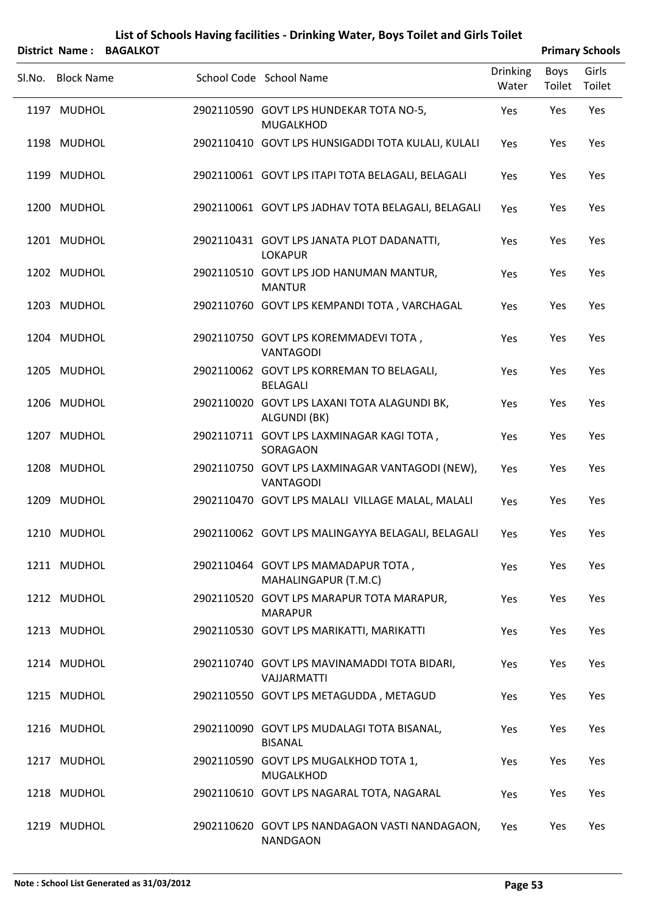# List of Schools Having facilities - Drinking Water, Boys Toilet and Girls Toilet

**District Name : BAGALKOT** **Primary Schools**

| Sl.No. | Block Name | School Code | School Name | Drinking Water | Boys Toilet | Girls Toilet |
|---|---|---|---|---|---|---|
| 1197 | MUDHOL | 2902110590 | GOVT LPS HUNDEKAR TOTA NO-5, MUGALKHOD | Yes | Yes | Yes |
| 1198 | MUDHOL | 2902110410 | GOVT LPS HUNSIGADDI TOTA KULALI, KULALI | Yes | Yes | Yes |
| 1199 | MUDHOL | 2902110061 | GOVT LPS ITAPI TOTA BELAGALI, BELAGALI | Yes | Yes | Yes |
| 1200 | MUDHOL | 2902110061 | GOVT LPS JADHAV TOTA BELAGALI, BELAGALI | Yes | Yes | Yes |
| 1201 | MUDHOL | 2902110431 | GOVT LPS JANATA PLOT DADANATTI, LOKAPUR | Yes | Yes | Yes |
| 1202 | MUDHOL | 2902110510 | GOVT LPS JOD HANUMAN MANTUR, MANTUR | Yes | Yes | Yes |
| 1203 | MUDHOL | 2902110760 | GOVT LPS KEMPANDI TOTA , VARCHAGAL | Yes | Yes | Yes |
| 1204 | MUDHOL | 2902110750 | GOVT LPS KOREMMADEVI TOTA , VANTAGODI | Yes | Yes | Yes |
| 1205 | MUDHOL | 2902110062 | GOVT LPS KORREMAN TO BELAGALI, BELAGALI | Yes | Yes | Yes |
| 1206 | MUDHOL | 2902110020 | GOVT LPS LAXANI TOTA ALAGUNDI BK, ALGUNDI (BK) | Yes | Yes | Yes |
| 1207 | MUDHOL | 2902110711 | GOVT LPS LAXMINAGAR KAGI TOTA , SORAGAON | Yes | Yes | Yes |
| 1208 | MUDHOL | 2902110750 | GOVT LPS LAXMINAGAR VANTAGODI (NEW), VANTAGODI | Yes | Yes | Yes |
| 1209 | MUDHOL | 2902110470 | GOVT LPS MALALI VILLAGE MALAL, MALALI | Yes | Yes | Yes |
| 1210 | MUDHOL | 2902110062 | GOVT LPS MALINGAYYA BELAGALI, BELAGALI | Yes | Yes | Yes |
| 1211 | MUDHOL | 2902110464 | GOVT LPS MAMADAPUR TOTA , MAHALINGAPUR (T.M.C) | Yes | Yes | Yes |
| 1212 | MUDHOL | 2902110520 | GOVT LPS MARAPUR TOTA MARAPUR, MARAPUR | Yes | Yes | Yes |
| 1213 | MUDHOL | 2902110530 | GOVT LPS MARIKATTI, MARIKATTI | Yes | Yes | Yes |
| 1214 | MUDHOL | 2902110740 | GOVT LPS MAVINAMADDI TOTA BIDARI, VAJJARMATTI | Yes | Yes | Yes |
| 1215 | MUDHOL | 2902110550 | GOVT LPS METAGUDDA , METAGUD | Yes | Yes | Yes |
| 1216 | MUDHOL | 2902110090 | GOVT LPS MUDALAGI TOTA BISANAL, BISANAL | Yes | Yes | Yes |
| 1217 | MUDHOL | 2902110590 | GOVT LPS MUGALKHOD TOTA 1, MUGALKHOD | Yes | Yes | Yes |
| 1218 | MUDHOL | 2902110610 | GOVT LPS NAGARAL TOTA, NAGARAL | Yes | Yes | Yes |
| 1219 | MUDHOL | 2902110620 | GOVT LPS NANDAGAON VASTI NANDAGAON, NANDGAON | Yes | Yes | Yes |

**Note : School List Generated as 31/03/2012**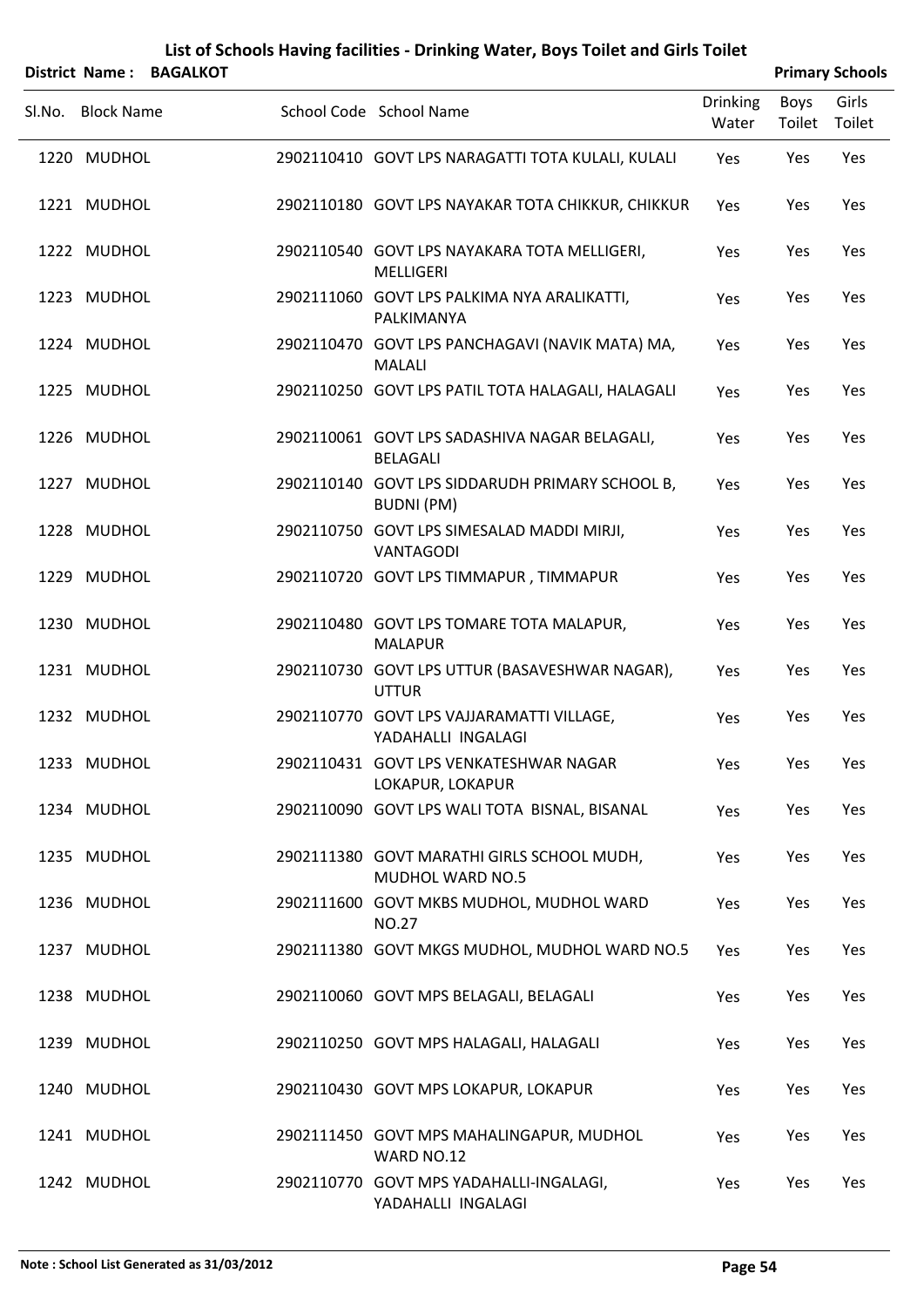# List of Schools Having facilities - Drinking Water, Boys Toilet and Girls Toilet

**District Name : BAGALKOT** **Primary Schools**

| Sl.No. | Block Name | School Code | School Name | Drinking Water | Boys Toilet | Girls Toilet |
|---|---|---|---|---|---|---|
| 1220 | MUDHOL | 2902110410 | GOVT LPS NARAGATTI TOTA KULALI, KULALI | Yes | Yes | Yes |
| 1221 | MUDHOL | 2902110180 | GOVT LPS NAYAKAR TOTA CHIKKUR, CHIKKUR | Yes | Yes | Yes |
| 1222 | MUDHOL | 2902110540 | GOVT LPS NAYAKARA TOTA MELLIGERI, MELLIGERI | Yes | Yes | Yes |
| 1223 | MUDHOL | 2902111060 | GOVT LPS PALKIMA NYA ARALIKATTI, PALKIMANYA | Yes | Yes | Yes |
| 1224 | MUDHOL | 2902110470 | GOVT LPS PANCHAGAVI (NAVIK MATA) MA, MALALI | Yes | Yes | Yes |
| 1225 | MUDHOL | 2902110250 | GOVT LPS PATIL TOTA HALAGALI, HALAGALI | Yes | Yes | Yes |
| 1226 | MUDHOL | 2902110061 | GOVT LPS SADASHIVA NAGAR BELAGALI, BELAGALI | Yes | Yes | Yes |
| 1227 | MUDHOL | 2902110140 | GOVT LPS SIDDARUDH PRIMARY SCHOOL B, BUDNI (PM) | Yes | Yes | Yes |
| 1228 | MUDHOL | 2902110750 | GOVT LPS SIMESALAD MADDI MIRJI, VANTAGODI | Yes | Yes | Yes |
| 1229 | MUDHOL | 2902110720 | GOVT LPS TIMMAPUR , TIMMAPUR | Yes | Yes | Yes |
| 1230 | MUDHOL | 2902110480 | GOVT LPS TOMARE TOTA MALAPUR, MALAPUR | Yes | Yes | Yes |
| 1231 | MUDHOL | 2902110730 | GOVT LPS UTTUR (BASAVESHWAR NAGAR), UTTUR | Yes | Yes | Yes |
| 1232 | MUDHOL | 2902110770 | GOVT LPS VAJJARAMATTI VILLAGE, YADAHALLI INGALAGI | Yes | Yes | Yes |
| 1233 | MUDHOL | 2902110431 | GOVT LPS VENKATESHWAR NAGAR LOKAPUR, LOKAPUR | Yes | Yes | Yes |
| 1234 | MUDHOL | 2902110090 | GOVT LPS WALI TOTA BISNAL, BISANAL | Yes | Yes | Yes |
| 1235 | MUDHOL | 2902111380 | GOVT MARATHI GIRLS SCHOOL MUDH, MUDHOL WARD NO.5 | Yes | Yes | Yes |
| 1236 | MUDHOL | 2902111600 | GOVT MKBS MUDHOL, MUDHOL WARD NO.27 | Yes | Yes | Yes |
| 1237 | MUDHOL | 2902111380 | GOVT MKGS MUDHOL, MUDHOL WARD NO.5 | Yes | Yes | Yes |
| 1238 | MUDHOL | 2902110060 | GOVT MPS BELAGALI, BELAGALI | Yes | Yes | Yes |
| 1239 | MUDHOL | 2902110250 | GOVT MPS HALAGALI, HALAGALI | Yes | Yes | Yes |
| 1240 | MUDHOL | 2902110430 | GOVT MPS LOKAPUR, LOKAPUR | Yes | Yes | Yes |
| 1241 | MUDHOL | 2902111450 | GOVT MPS MAHALINGAPUR, MUDHOL WARD NO.12 | Yes | Yes | Yes |
| 1242 | MUDHOL | 2902110770 | GOVT MPS YADAHALLI-INGALAGI, YADAHALLI INGALAGI | Yes | Yes | Yes |

**Note : School List Generated as 31/03/2012**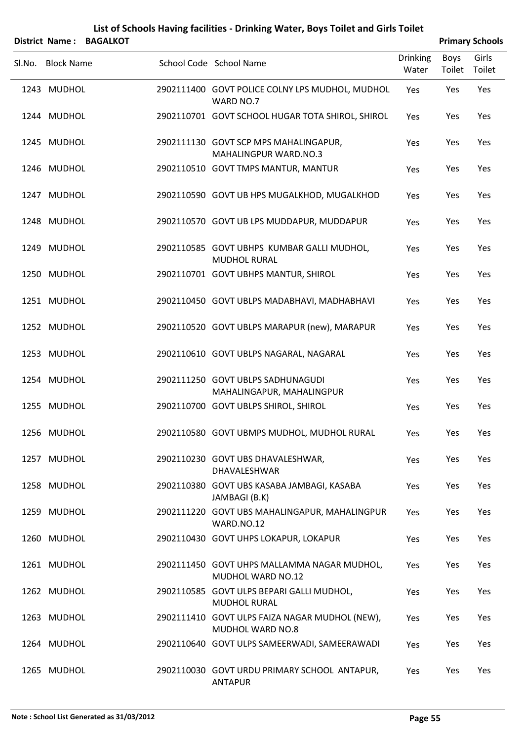# List of Schools Having facilities - Drinking Water, Boys Toilet and Girls Toilet

**District Name : BAGALKOT** **Primary Schools**

| Sl.No. | Block Name | School Code | School Name | Drinking Water | Boys Toilet | Girls Toilet |
|---|---|---|---|---|---|---|
| 1243 | MUDHOL | 2902111400 | GOVT POLICE COLNY LPS MUDHOL, MUDHOL WARD NO.7 | Yes | Yes | Yes |
| 1244 | MUDHOL | 2902110701 | GOVT SCHOOL HUGAR TOTA SHIROL, SHIROL | Yes | Yes | Yes |
| 1245 | MUDHOL | 2902111130 | GOVT SCP MPS MAHALINGAPUR, MAHALINGPUR WARD.NO.3 | Yes | Yes | Yes |
| 1246 | MUDHOL | 2902110510 | GOVT TMPS MANTUR, MANTUR | Yes | Yes | Yes |
| 1247 | MUDHOL | 2902110590 | GOVT UB HPS MUGALKHOD, MUGALKHOD | Yes | Yes | Yes |
| 1248 | MUDHOL | 2902110570 | GOVT UB LPS MUDDAPUR, MUDDAPUR | Yes | Yes | Yes |
| 1249 | MUDHOL | 2902110585 | GOVT UBHPS KUMBAR GALLI MUDHOL, MUDHOL RURAL | Yes | Yes | Yes |
| 1250 | MUDHOL | 2902110701 | GOVT UBHPS MANTUR, SHIROL | Yes | Yes | Yes |
| 1251 | MUDHOL | 2902110450 | GOVT UBLPS MADABHAVI, MADHABHAVI | Yes | Yes | Yes |
| 1252 | MUDHOL | 2902110520 | GOVT UBLPS MARAPUR (new), MARAPUR | Yes | Yes | Yes |
| 1253 | MUDHOL | 2902110610 | GOVT UBLPS NAGARAL, NAGARAL | Yes | Yes | Yes |
| 1254 | MUDHOL | 2902111250 | GOVT UBLPS SADHUNAGUDI MAHALINGAPUR, MAHALINGPUR | Yes | Yes | Yes |
| 1255 | MUDHOL | 2902110700 | GOVT UBLPS SHIROL, SHIROL | Yes | Yes | Yes |
| 1256 | MUDHOL | 2902110580 | GOVT UBMPS MUDHOL, MUDHOL RURAL | Yes | Yes | Yes |
| 1257 | MUDHOL | 2902110230 | GOVT UBS DHAVALESHWAR, DHAVALESHWAR | Yes | Yes | Yes |
| 1258 | MUDHOL | 2902110380 | GOVT UBS KASABA JAMBAGI, KASABA JAMBAGI (B.K) | Yes | Yes | Yes |
| 1259 | MUDHOL | 2902111220 | GOVT UBS MAHALINGAPUR, MAHALINGPUR WARD.NO.12 | Yes | Yes | Yes |
| 1260 | MUDHOL | 2902110430 | GOVT UHPS LOKAPUR, LOKAPUR | Yes | Yes | Yes |
| 1261 | MUDHOL | 2902111450 | GOVT UHPS MALLAMMA NAGAR MUDHOL, MUDHOL WARD NO.12 | Yes | Yes | Yes |
| 1262 | MUDHOL | 2902110585 | GOVT ULPS BEPARI GALLI MUDHOL, MUDHOL RURAL | Yes | Yes | Yes |
| 1263 | MUDHOL | 2902111410 | GOVT ULPS FAIZA NAGAR MUDHOL (NEW), MUDHOL WARD NO.8 | Yes | Yes | Yes |
| 1264 | MUDHOL | 2902110640 | GOVT ULPS SAMEERWADI, SAMEERAWADI | Yes | Yes | Yes |
| 1265 | MUDHOL | 2902110030 | GOVT URDU PRIMARY SCHOOL ANTAPUR, ANTAPUR | Yes | Yes | Yes |

**Note : School List Generated as 31/03/2012**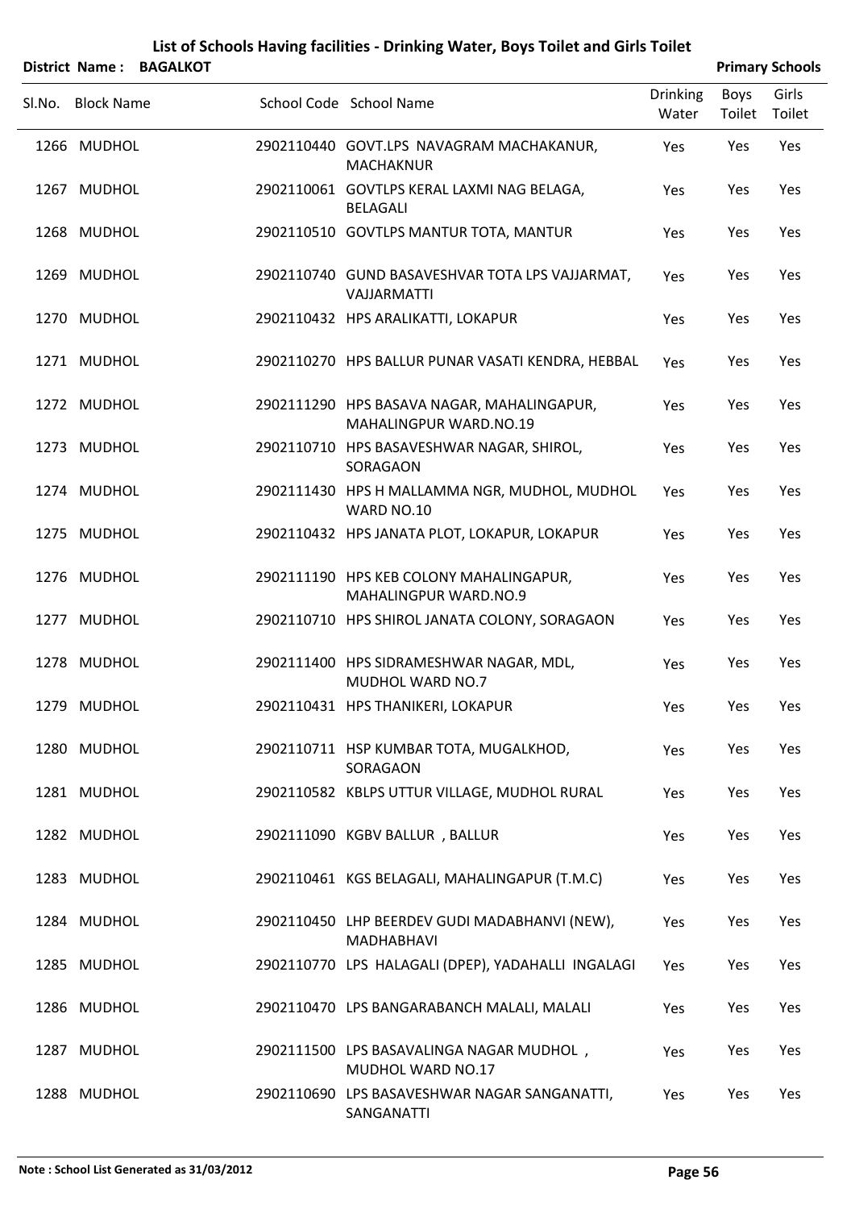# List of Schools Having facilities - Drinking Water, Boys Toilet and Girls Toilet

**District Name : BAGALKOT** **Primary Schools**

| Sl.No. | Block Name | School Code | School Name | Drinking Water | Boys Toilet | Girls Toilet |
|---|---|---|---|---|---|---|
| 1266 | MUDHOL | 2902110440 | GOVT.LPS NAVAGRAM MACHAKANUR, MACHAKNUR | Yes | Yes | Yes |
| 1267 | MUDHOL | 2902110061 | GOVTLPS KERAL LAXMI NAG BELAGA, BELAGALI | Yes | Yes | Yes |
| 1268 | MUDHOL | 2902110510 | GOVTLPS MANTUR TOTA, MANTUR | Yes | Yes | Yes |
| 1269 | MUDHOL | 2902110740 | GUND BASAVESHVAR TOTA LPS VAJJARMAT, VAJJARMATTI | Yes | Yes | Yes |
| 1270 | MUDHOL | 2902110432 | HPS ARALIKATTI, LOKAPUR | Yes | Yes | Yes |
| 1271 | MUDHOL | 2902110270 | HPS BALLUR PUNAR VASATI KENDRA, HEBBAL | Yes | Yes | Yes |
| 1272 | MUDHOL | 2902111290 | HPS BASAVA NAGAR, MAHALINGAPUR, MAHALINGPUR WARD.NO.19 | Yes | Yes | Yes |
| 1273 | MUDHOL | 2902110710 | HPS BASAVESHWAR NAGAR, SHIROL, SORAGAON | Yes | Yes | Yes |
| 1274 | MUDHOL | 2902111430 | HPS H MALLAMMA NGR, MUDHOL, MUDHOL WARD NO.10 | Yes | Yes | Yes |
| 1275 | MUDHOL | 2902110432 | HPS JANATA PLOT, LOKAPUR, LOKAPUR | Yes | Yes | Yes |
| 1276 | MUDHOL | 2902111190 | HPS KEB COLONY MAHALINGAPUR, MAHALINGPUR WARD.NO.9 | Yes | Yes | Yes |
| 1277 | MUDHOL | 2902110710 | HPS SHIROL JANATA COLONY, SORAGAON | Yes | Yes | Yes |
| 1278 | MUDHOL | 2902111400 | HPS SIDRAMESHWAR NAGAR, MDL, MUDHOL WARD NO.7 | Yes | Yes | Yes |
| 1279 | MUDHOL | 2902110431 | HPS THANIKERI, LOKAPUR | Yes | Yes | Yes |
| 1280 | MUDHOL | 2902110711 | HSP KUMBAR TOTA, MUGALKHOD, SORAGAON | Yes | Yes | Yes |
| 1281 | MUDHOL | 2902110582 | KBLPS UTTUR VILLAGE, MUDHOL RURAL | Yes | Yes | Yes |
| 1282 | MUDHOL | 2902111090 | KGBV BALLUR , BALLUR | Yes | Yes | Yes |
| 1283 | MUDHOL | 2902110461 | KGS BELAGALI, MAHALINGAPUR (T.M.C) | Yes | Yes | Yes |
| 1284 | MUDHOL | 2902110450 | LHP BEERDEV GUDI MADABHANVI (NEW), MADHABHAVI | Yes | Yes | Yes |
| 1285 | MUDHOL | 2902110770 | LPS HALAGALI (DPEP), YADAHALLI INGALAGI | Yes | Yes | Yes |
| 1286 | MUDHOL | 2902110470 | LPS BANGARABANCH MALALI, MALALI | Yes | Yes | Yes |
| 1287 | MUDHOL | 2902111500 | LPS BASAVALINGA NAGAR MUDHOL , MUDHOL WARD NO.17 | Yes | Yes | Yes |
| 1288 | MUDHOL | 2902110690 | LPS BASAVESHWAR NAGAR SANGANATTI, SANGANATTI | Yes | Yes | Yes |

Note : School List Generated as 31/03/2012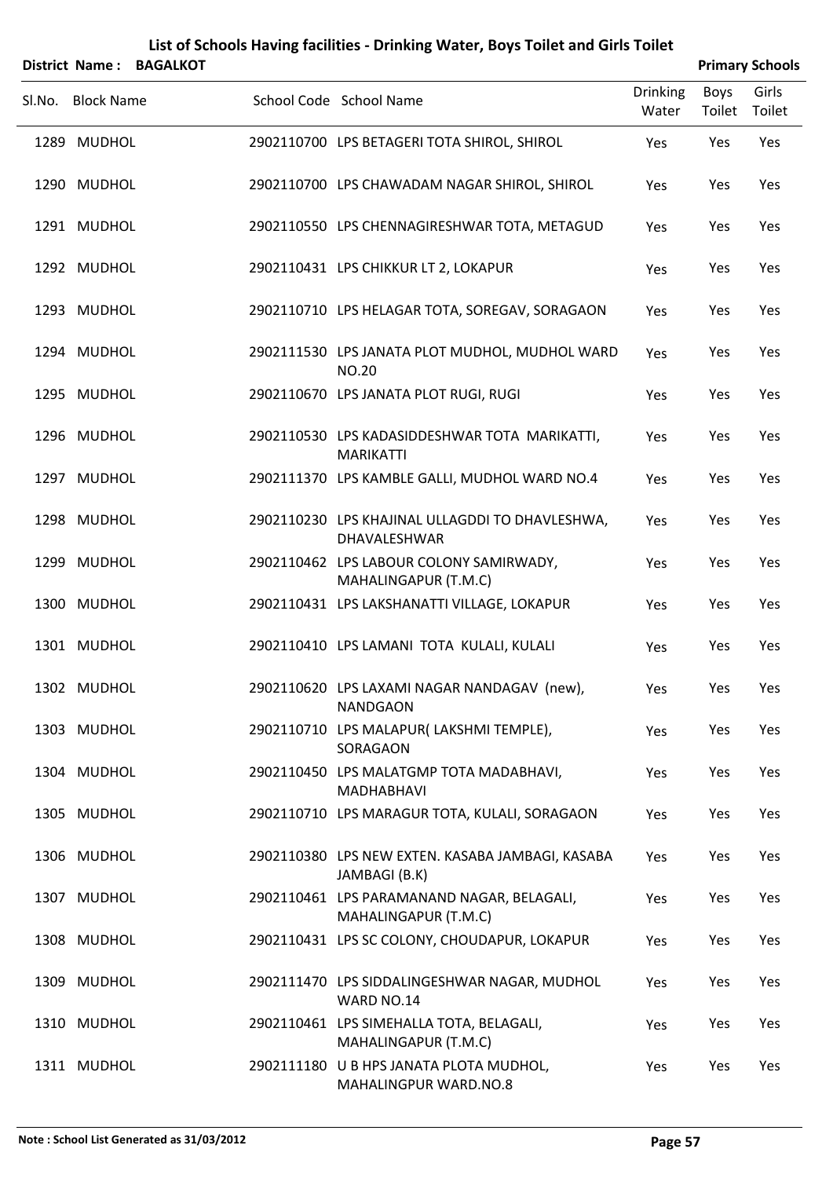# List of Schools Having facilities - Drinking Water, Boys Toilet and Girls Toilet

**District Name : BAGALKOT** **Primary Schools**

| Sl.No. | Block Name | School Code | School Name | Drinking Water | Boys Toilet | Girls Toilet |
|---|---|---|---|---|---|---|
| 1289 | MUDHOL | 2902110700 | LPS BETAGERI TOTA SHIROL, SHIROL | Yes | Yes | Yes |
| 1290 | MUDHOL | 2902110700 | LPS CHAWADAM NAGAR SHIROL, SHIROL | Yes | Yes | Yes |
| 1291 | MUDHOL | 2902110550 | LPS CHENNAGIRESHWAR TOTA, METAGUD | Yes | Yes | Yes |
| 1292 | MUDHOL | 2902110431 | LPS CHIKKUR LT 2, LOKAPUR | Yes | Yes | Yes |
| 1293 | MUDHOL | 2902110710 | LPS HELAGAR TOTA, SOREGAV, SORAGAON | Yes | Yes | Yes |
| 1294 | MUDHOL | 2902111530 | LPS JANATA PLOT MUDHOL, MUDHOL WARD NO.20 | Yes | Yes | Yes |
| 1295 | MUDHOL | 2902110670 | LPS JANATA PLOT RUGI, RUGI | Yes | Yes | Yes |
| 1296 | MUDHOL | 2902110530 | LPS KADASIDDESHWAR TOTA MARIKATTI, MARIKATTI | Yes | Yes | Yes |
| 1297 | MUDHOL | 2902111370 | LPS KAMBLE GALLI, MUDHOL WARD NO.4 | Yes | Yes | Yes |
| 1298 | MUDHOL | 2902110230 | LPS KHAJINAL ULLAGDDI TO DHAVLESHWA, DHAVALESHWAR | Yes | Yes | Yes |
| 1299 | MUDHOL | 2902110462 | LPS LABOUR COLONY SAMIRWADY, MAHALINGAPUR (T.M.C) | Yes | Yes | Yes |
| 1300 | MUDHOL | 2902110431 | LPS LAKSHANATTI VILLAGE, LOKAPUR | Yes | Yes | Yes |
| 1301 | MUDHOL | 2902110410 | LPS LAMANI TOTA KULALI, KULALI | Yes | Yes | Yes |
| 1302 | MUDHOL | 2902110620 | LPS LAXAMI NAGAR NANDAGAV (new), NANDGAON | Yes | Yes | Yes |
| 1303 | MUDHOL | 2902110710 | LPS MALAPUR( LAKSHMI TEMPLE), SORAGAON | Yes | Yes | Yes |
| 1304 | MUDHOL | 2902110450 | LPS MALATGMP TOTA MADABHAVI, MADHABHAVI | Yes | Yes | Yes |
| 1305 | MUDHOL | 2902110710 | LPS MARAGUR TOTA, KULALI, SORAGAON | Yes | Yes | Yes |
| 1306 | MUDHOL | 2902110380 | LPS NEW EXTEN. KASABA JAMBAGI, KASABA JAMBAGI (B.K) | Yes | Yes | Yes |
| 1307 | MUDHOL | 2902110461 | LPS PARAMANAND NAGAR, BELAGALI, MAHALINGAPUR (T.M.C) | Yes | Yes | Yes |
| 1308 | MUDHOL | 2902110431 | LPS SC COLONY, CHOUDAPUR, LOKAPUR | Yes | Yes | Yes |
| 1309 | MUDHOL | 2902111470 | LPS SIDDALINGESHWAR NAGAR, MUDHOL WARD NO.14 | Yes | Yes | Yes |
| 1310 | MUDHOL | 2902110461 | LPS SIMEHALLA TOTA, BELAGALI, MAHALINGAPUR (T.M.C) | Yes | Yes | Yes |
| 1311 | MUDHOL | 2902111180 | U B HPS JANATA PLOTA MUDHOL, MAHALINGPUR WARD.NO.8 | Yes | Yes | Yes |

**Note : School List Generated as 31/03/2012**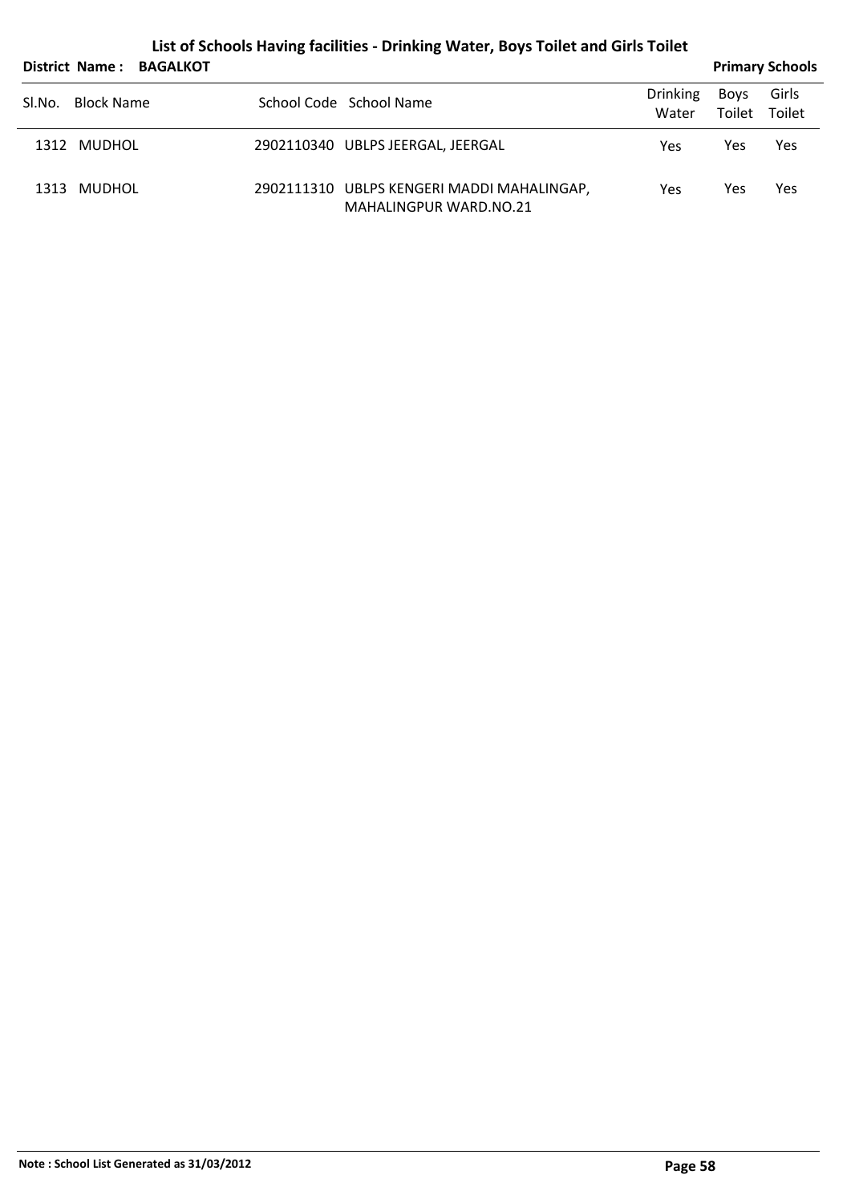# List of Schools Having facilities - Drinking Water, Boys Toilet and Girls Toilet

**District Name : BAGALKOT** **Primary Schools**

| Sl.No. | Block Name | School Code | School Name | Drinking Water | Boys Toilet | Girls Toilet |
|---|---|---|---|---|---|---|
| 1312 | MUDHOL | 2902110340 | UBLPS JEERGAL, JEERGAL | Yes | Yes | Yes |
| 1313 | MUDHOL | 2902111310 | UBLPS KENGERI MADDI MAHALINGAP, MAHALINGPUR WARD.NO.21 | Yes | Yes | Yes |

**Note : School List Generated as 31/03/2012**